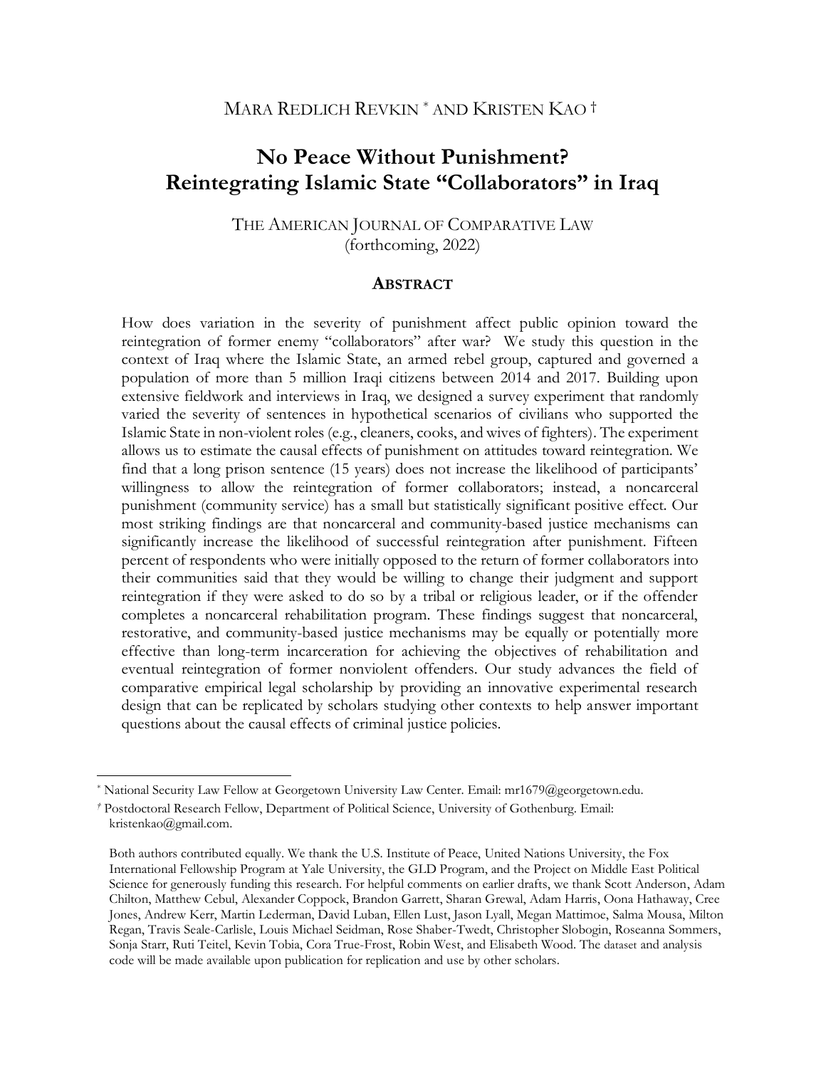MARA REDLICH REVKIN [*] AND KRISTEN KAO [†]

# No Peace Without Punishment? Reintegrating Islamic State "Collaborators" in Iraq

THE AMERICAN JOURNAL OF COMPARATIVE LAW
(forthcoming, 2022)

## ABSTRACT

How does variation in the severity of punishment affect public opinion toward the reintegration of former enemy "collaborators" after war? We study this question in the context of Iraq where the Islamic State, an armed rebel group, captured and governed a population of more than 5 million Iraqi citizens between 2014 and 2017. Building upon extensive fieldwork and interviews in Iraq, we designed a survey experiment that randomly varied the severity of sentences in hypothetical scenarios of civilians who supported the Islamic State in non-violent roles (e.g., cleaners, cooks, and wives of fighters). The experiment allows us to estimate the causal effects of punishment on attitudes toward reintegration. We find that a long prison sentence (15 years) does not increase the likelihood of participants' willingness to allow the reintegration of former collaborators; instead, a noncarceral punishment (community service) has a small but statistically significant positive effect. Our most striking findings are that noncarceral and community-based justice mechanisms can significantly increase the likelihood of successful reintegration after punishment. Fifteen percent of respondents who were initially opposed to the return of former collaborators into their communities said that they would be willing to change their judgment and support reintegration if they were asked to do so by a tribal or religious leader, or if the offender completes a noncarceral rehabilitation program. These findings suggest that noncarceral, restorative, and community-based justice mechanisms may be equally or potentially more effective than long-term incarceration for achieving the objectives of rehabilitation and eventual reintegration of former nonviolent offenders. Our study advances the field of comparative empirical legal scholarship by providing an innovative experimental research design that can be replicated by scholars studying other contexts to help answer important questions about the causal effects of criminal justice policies.

---

[*] National Security Law Fellow at Georgetown University Law Center. Email: mr1679@georgetown.edu.

[†] Postdoctoral Research Fellow, Department of Political Science, University of Gothenburg. Email: kristenkao@gmail.com.

Both authors contributed equally. We thank the U.S. Institute of Peace, United Nations University, the Fox International Fellowship Program at Yale University, the GLD Program, and the Project on Middle East Political Science for generously funding this research. For helpful comments on earlier drafts, we thank Scott Anderson, Adam Chilton, Matthew Cebul, Alexander Coppock, Brandon Garrett, Sharan Grewal, Adam Harris, Oona Hathaway, Cree Jones, Andrew Kerr, Martin Lederman, David Luban, Ellen Lust, Jason Lyall, Megan Mattimoe, Salma Mousa, Milton Regan, Travis Seale-Carlisle, Louis Michael Seidman, Rose Shaber-Twedt, Christopher Slobogin, Roseanna Sommers, Sonja Starr, Ruti Teitel, Kevin Tobia, Cora True-Frost, Robin West, and Elisabeth Wood. The dataset and analysis code will be made available upon publication for replication and use by other scholars.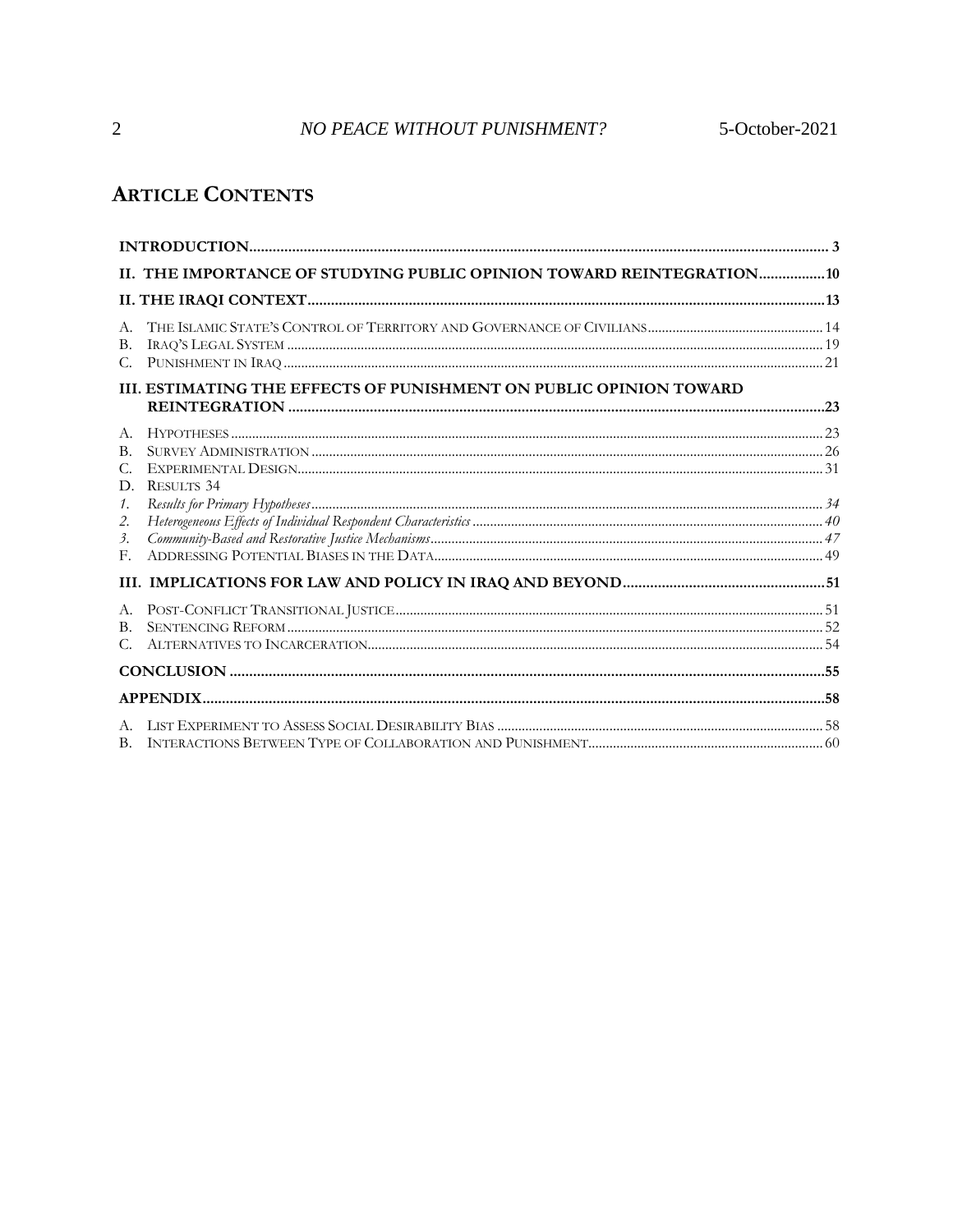## ARTICLE CONTENTS

INTRODUCTION ..... 3

II. THE IMPORTANCE OF STUDYING PUBLIC OPINION TOWARD REINTEGRATION ..... 10

II. THE IRAQI CONTEXT ..... 13

A. The Islamic State's Control of Territory and Governance of Civilians ..... 14
B. Iraq's Legal System ..... 19
C. Punishment in Iraq ..... 21

III. ESTIMATING THE EFFECTS OF PUNISHMENT ON PUBLIC OPINION TOWARD REINTEGRATION ..... 23

A. Hypotheses ..... 23
B. Survey Administration ..... 26
C. Experimental Design ..... 31
D. Results 34
1. *Results for Primary Hypotheses* ..... 34
2. *Heterogeneous Effects of Individual Respondent Characteristics* ..... 40
3. *Community-Based and Restorative Justice Mechanisms* ..... 47
F. Addressing Potential Biases in the Data ..... 49

III. IMPLICATIONS FOR LAW AND POLICY IN IRAQ AND BEYOND ..... 51

A. Post-Conflict Transitional Justice ..... 51
B. Sentencing Reform ..... 52
C. Alternatives to Incarceration ..... 54

CONCLUSION ..... 55

APPENDIX ..... 58

A. List Experiment to Assess Social Desirability Bias ..... 58
B. Interactions Between Type of Collaboration and Punishment ..... 60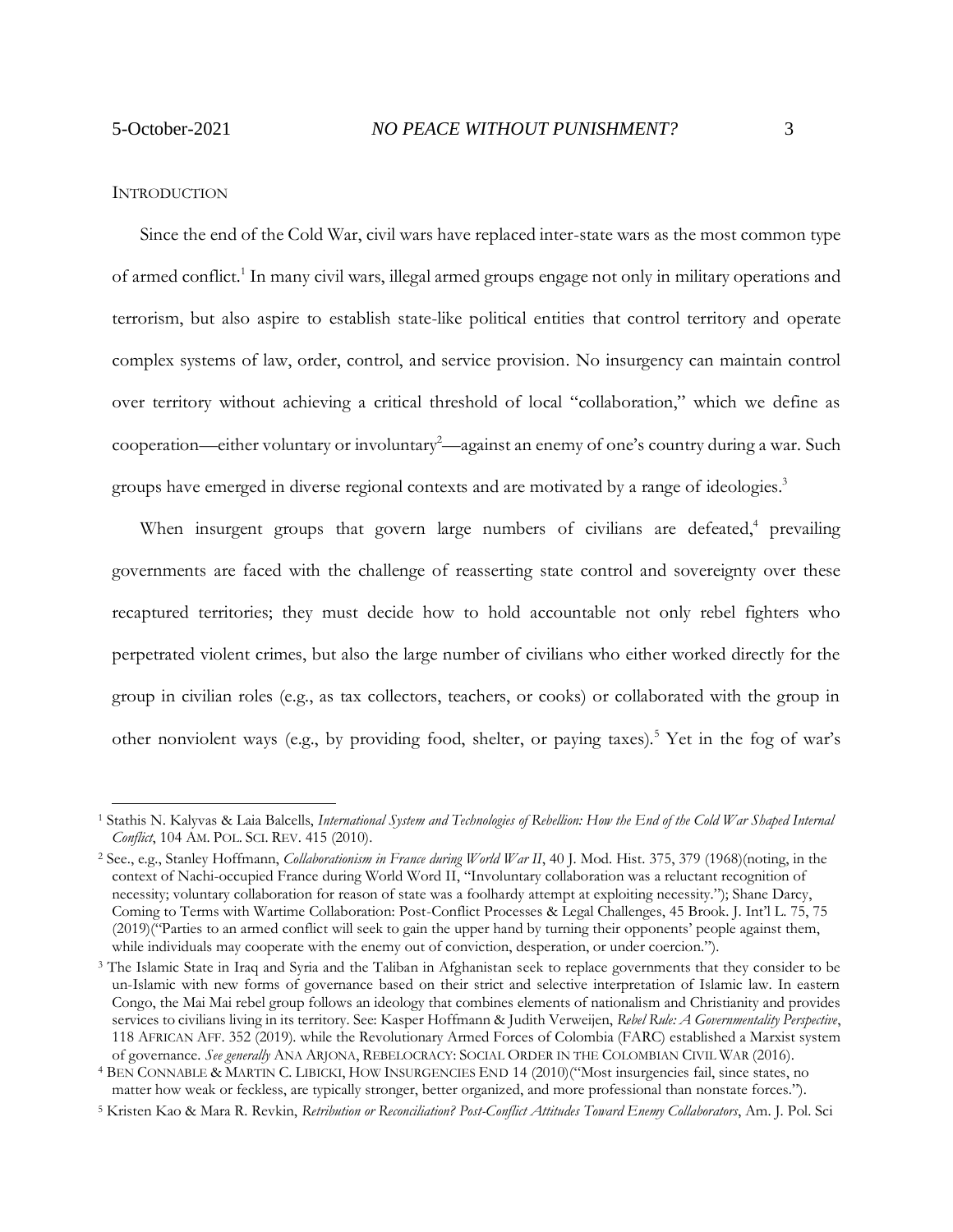## INTRODUCTION

Since the end of the Cold War, civil wars have replaced inter-state wars as the most common type of armed conflict.[1] In many civil wars, illegal armed groups engage not only in military operations and terrorism, but also aspire to establish state-like political entities that control territory and operate complex systems of law, order, control, and service provision. No insurgency can maintain control over territory without achieving a critical threshold of local "collaboration," which we define as cooperation—either voluntary or involuntary[2]—against an enemy of one's country during a war. Such groups have emerged in diverse regional contexts and are motivated by a range of ideologies.[3]

When insurgent groups that govern large numbers of civilians are defeated,[4] prevailing governments are faced with the challenge of reasserting state control and sovereignty over these recaptured territories; they must decide how to hold accountable not only rebel fighters who perpetrated violent crimes, but also the large number of civilians who either worked directly for the group in civilian roles (e.g., as tax collectors, teachers, or cooks) or collaborated with the group in other nonviolent ways (e.g., by providing food, shelter, or paying taxes).[5] Yet in the fog of war's

---

[1] Stathis N. Kalyvas & Laia Balcells, *International System and Technologies of Rebellion: How the End of the Cold War Shaped Internal Conflict*, 104 AM. POL. SCI. REV. 415 (2010).

[2] See., e.g., Stanley Hoffmann, *Collaborationism in France during World War II*, 40 J. Mod. Hist. 375, 379 (1968)(noting, in the context of Nachi-occupied France during World Word II, "Involuntary collaboration was a reluctant recognition of necessity; voluntary collaboration for reason of state was a foolhardy attempt at exploiting necessity."); Shane Darcy, Coming to Terms with Wartime Collaboration: Post-Conflict Processes & Legal Challenges, 45 Brook. J. Int'l L. 75, 75 (2019)("Parties to an armed conflict will seek to gain the upper hand by turning their opponents' people against them, while individuals may cooperate with the enemy out of conviction, desperation, or under coercion.").

[3] The Islamic State in Iraq and Syria and the Taliban in Afghanistan seek to replace governments that they consider to be un-Islamic with new forms of governance based on their strict and selective interpretation of Islamic law. In eastern Congo, the Mai Mai rebel group follows an ideology that combines elements of nationalism and Christianity and provides services to civilians living in its territory. See: Kasper Hoffmann & Judith Verweijen, *Rebel Rule: A Governmentality Perspective*, 118 AFRICAN AFF. 352 (2019). while the Revolutionary Armed Forces of Colombia (FARC) established a Marxist system of governance. *See generally* ANA ARJONA, REBELOCRACY: SOCIAL ORDER IN THE COLOMBIAN CIVIL WAR (2016).

[4] BEN CONNABLE & MARTIN C. LIBICKI, HOW INSURGENCIES END 14 (2010)("Most insurgencies fail, since states, no matter how weak or feckless, are typically stronger, better organized, and more professional than nonstate forces.").

[5] Kristen Kao & Mara R. Revkin, *Retribution or Reconciliation? Post-Conflict Attitudes Toward Enemy Collaborators*, Am. J. Pol. Sci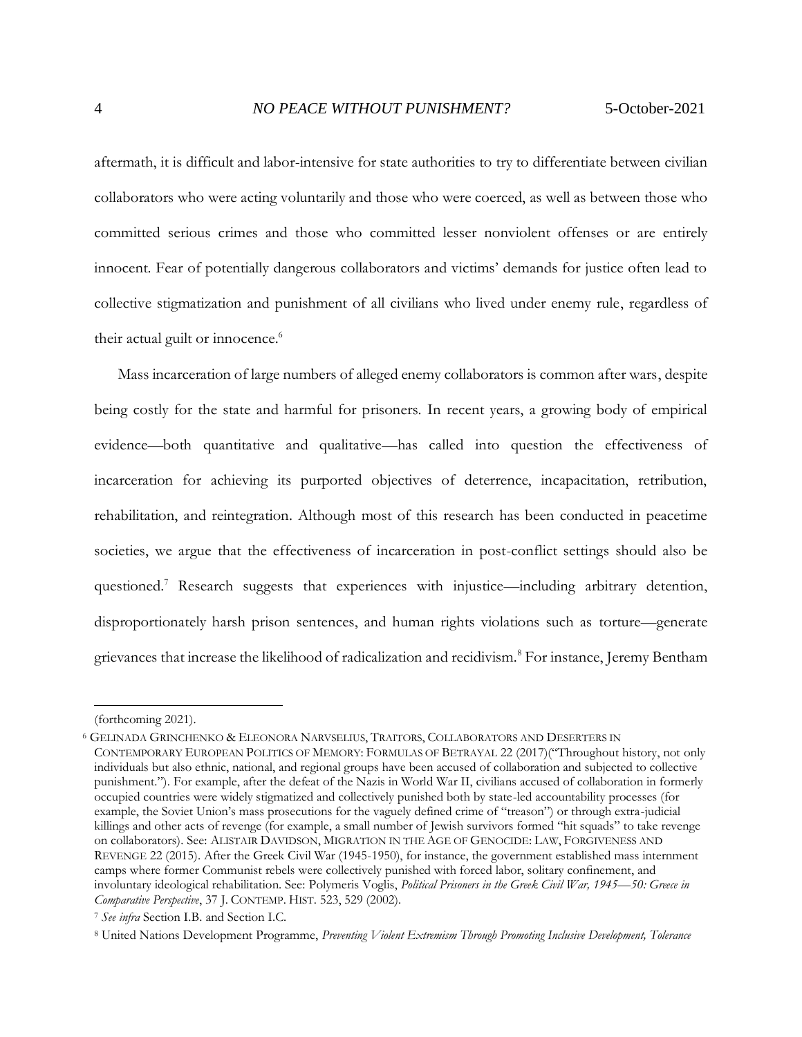aftermath, it is difficult and labor-intensive for state authorities to try to differentiate between civilian collaborators who were acting voluntarily and those who were coerced, as well as between those who committed serious crimes and those who committed lesser nonviolent offenses or are entirely innocent. Fear of potentially dangerous collaborators and victims' demands for justice often lead to collective stigmatization and punishment of all civilians who lived under enemy rule, regardless of their actual guilt or innocence.[6]

Mass incarceration of large numbers of alleged enemy collaborators is common after wars, despite being costly for the state and harmful for prisoners. In recent years, a growing body of empirical evidence—both quantitative and qualitative—has called into question the effectiveness of incarceration for achieving its purported objectives of deterrence, incapacitation, retribution, rehabilitation, and reintegration. Although most of this research has been conducted in peacetime societies, we argue that the effectiveness of incarceration in post-conflict settings should also be questioned.[7] Research suggests that experiences with injustice—including arbitrary detention, disproportionately harsh prison sentences, and human rights violations such as torture—generate grievances that increase the likelihood of radicalization and recidivism.[8] For instance, Jeremy Bentham

---

(forthcoming 2021).

[6] GELINADA GRINCHENKO & ELEONORA NARVSELIUS, TRAITORS, COLLABORATORS AND DESERTERS IN CONTEMPORARY EUROPEAN POLITICS OF MEMORY: FORMULAS OF BETRAYAL 22 (2017)("Throughout history, not only individuals but also ethnic, national, and regional groups have been accused of collaboration and subjected to collective punishment."). For example, after the defeat of the Nazis in World War II, civilians accused of collaboration in formerly occupied countries were widely stigmatized and collectively punished both by state-led accountability processes (for example, the Soviet Union's mass prosecutions for the vaguely defined crime of "treason") or through extra-judicial killings and other acts of revenge (for example, a small number of Jewish survivors formed "hit squads" to take revenge on collaborators). See: ALISTAIR DAVIDSON, MIGRATION IN THE AGE OF GENOCIDE: LAW, FORGIVENESS AND REVENGE 22 (2015). After the Greek Civil War (1945-1950), for instance, the government established mass internment camps where former Communist rebels were collectively punished with forced labor, solitary confinement, and involuntary ideological rehabilitation. See: Polymeris Voglis, *Political Prisoners in the Greek Civil War, 1945—50: Greece in Comparative Perspective*, 37 J. CONTEMP. HIST. 523, 529 (2002).

[7] *See infra* Section I.B. and Section I.C.

[8] United Nations Development Programme, *Preventing Violent Extremism Through Promoting Inclusive Development, Tolerance*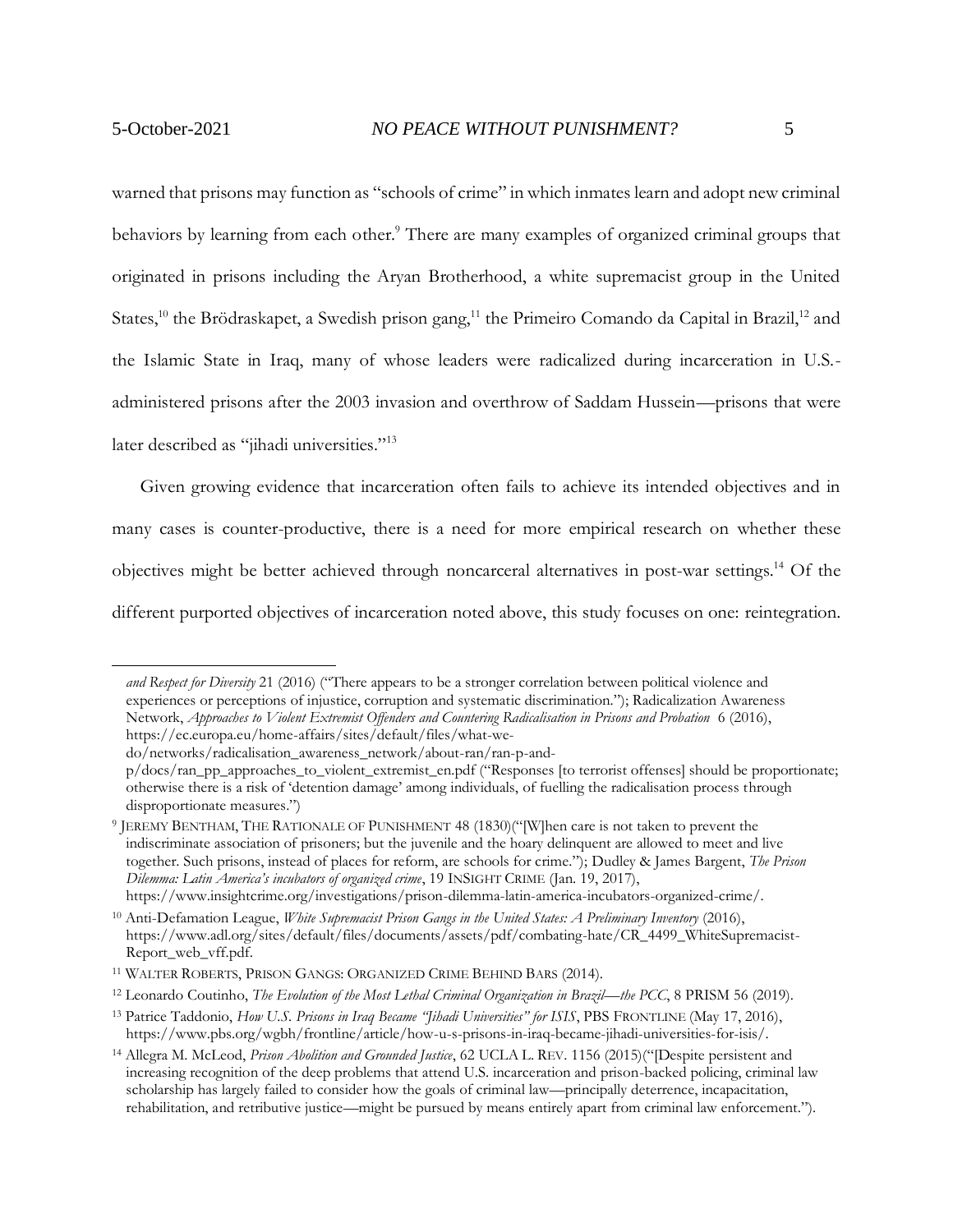warned that prisons may function as "schools of crime" in which inmates learn and adopt new criminal behaviors by learning from each other.[9] There are many examples of organized criminal groups that originated in prisons including the Aryan Brotherhood, a white supremacist group in the United States,[10] the Brödraskapet, a Swedish prison gang,[11] the Primeiro Comando da Capital in Brazil,[12] and the Islamic State in Iraq, many of whose leaders were radicalized during incarceration in U.S.-administered prisons after the 2003 invasion and overthrow of Saddam Hussein—prisons that were later described as "jihadi universities."[13]

Given growing evidence that incarceration often fails to achieve its intended objectives and in many cases is counter-productive, there is a need for more empirical research on whether these objectives might be better achieved through noncarceral alternatives in post-war settings.[14] Of the different purported objectives of incarceration noted above, this study focuses on one: reintegration.

---

*and Respect for Diversity* 21 (2016) ("There appears to be a stronger correlation between political violence and experiences or perceptions of injustice, corruption and systematic discrimination."); Radicalization Awareness Network, *Approaches to Violent Extremist Offenders and Countering Radicalisation in Prisons and Probation* 6 (2016), https://ec.europa.eu/home-affairs/sites/default/files/what-we-do/networks/radicalisation_awareness_network/about-ran/ran-p-and-p/docs/ran_pp_approaches_to_violent_extremist_en.pdf ("Responses [to terrorist offenses] should be proportionate; otherwise there is a risk of 'detention damage' among individuals, of fuelling the radicalisation process through disproportionate measures.")

[9] JEREMY BENTHAM, THE RATIONALE OF PUNISHMENT 48 (1830)("[W]hen care is not taken to prevent the indiscriminate association of prisoners; but the juvenile and the hoary delinquent are allowed to meet and live together. Such prisons, instead of places for reform, are schools for crime."); Dudley & James Bargent, *The Prison Dilemma: Latin America's incubators of organized crime*, 19 INSIGHT CRIME (Jan. 19, 2017), https://www.insightcrime.org/investigations/prison-dilemma-latin-america-incubators-organized-crime/.

[10] Anti-Defamation League, *White Supremacist Prison Gangs in the United States: A Preliminary Inventory* (2016), https://www.adl.org/sites/default/files/documents/assets/pdf/combating-hate/CR_4499_WhiteSupremacist-Report_web_vff.pdf.

[11] WALTER ROBERTS, PRISON GANGS: ORGANIZED CRIME BEHIND BARS (2014).

[12] Leonardo Coutinho, *The Evolution of the Most Lethal Criminal Organization in Brazil—the PCC*, 8 PRISM 56 (2019).

[13] Patrice Taddonio, *How U.S. Prisons in Iraq Became "Jihadi Universities" for ISIS*, PBS FRONTLINE (May 17, 2016), https://www.pbs.org/wgbh/frontline/article/how-u-s-prisons-in-iraq-became-jihadi-universities-for-isis/.

[14] Allegra M. McLeod, *Prison Abolition and Grounded Justice*, 62 UCLA L. REV. 1156 (2015)("[Despite persistent and increasing recognition of the deep problems that attend U.S. incarceration and prison-backed policing, criminal law scholarship has largely failed to consider how the goals of criminal law—principally deterrence, incapacitation, rehabilitation, and retributive justice—might be pursued by means entirely apart from criminal law enforcement.").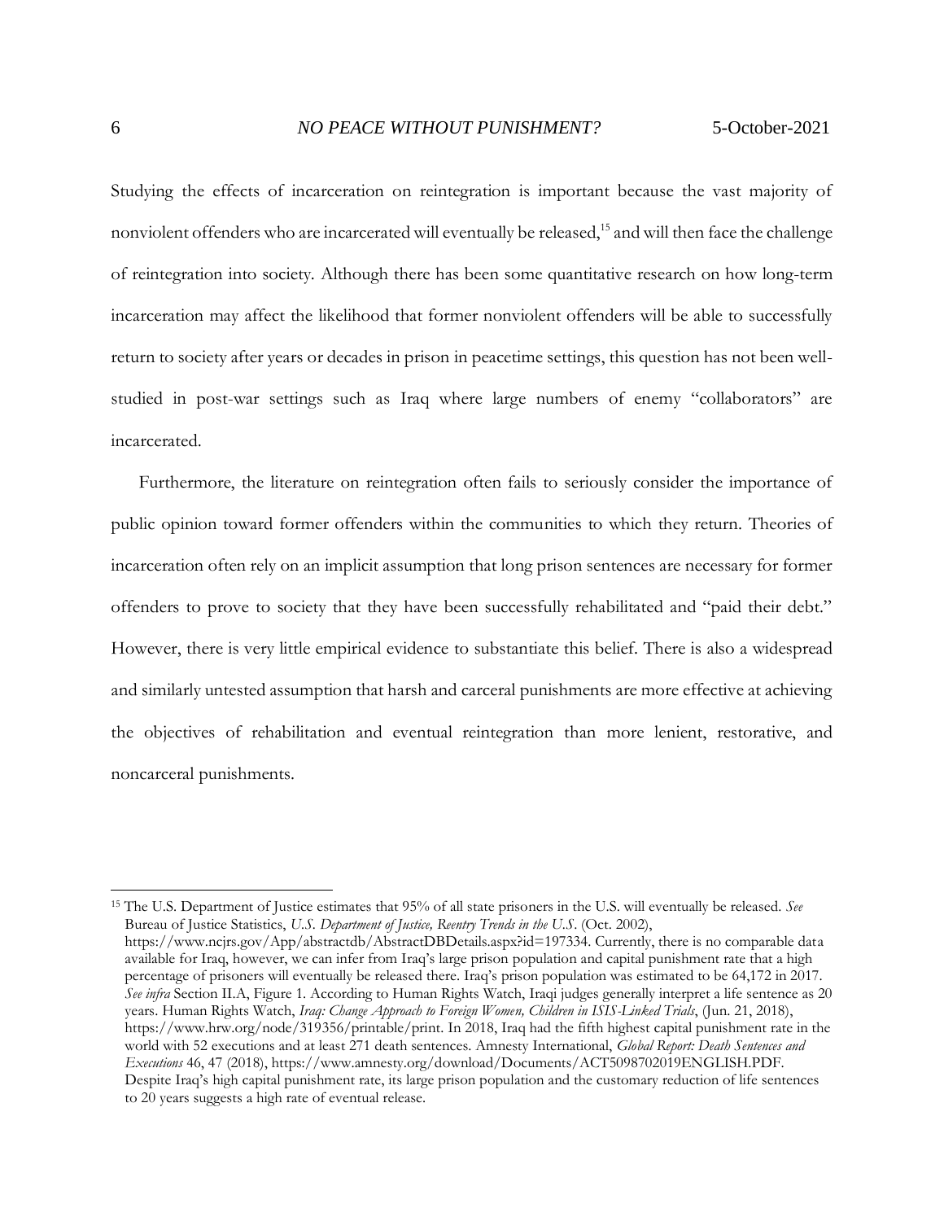Studying the effects of incarceration on reintegration is important because the vast majority of nonviolent offenders who are incarcerated will eventually be released,[15] and will then face the challenge of reintegration into society. Although there has been some quantitative research on how long-term incarceration may affect the likelihood that former nonviolent offenders will be able to successfully return to society after years or decades in prison in peacetime settings, this question has not been well-studied in post-war settings such as Iraq where large numbers of enemy "collaborators" are incarcerated.

Furthermore, the literature on reintegration often fails to seriously consider the importance of public opinion toward former offenders within the communities to which they return. Theories of incarceration often rely on an implicit assumption that long prison sentences are necessary for former offenders to prove to society that they have been successfully rehabilitated and "paid their debt." However, there is very little empirical evidence to substantiate this belief. There is also a widespread and similarly untested assumption that harsh and carceral punishments are more effective at achieving the objectives of rehabilitation and eventual reintegration than more lenient, restorative, and noncarceral punishments.

---

[15] The U.S. Department of Justice estimates that 95% of all state prisoners in the U.S. will eventually be released. *See* Bureau of Justice Statistics, *U.S. Department of Justice, Reentry Trends in the U.S.* (Oct. 2002), https://www.ncjrs.gov/App/abstractdb/AbstractDBDetails.aspx?id=197334. Currently, there is no comparable data available for Iraq, however, we can infer from Iraq's large prison population and capital punishment rate that a high percentage of prisoners will eventually be released there. Iraq's prison population was estimated to be 64,172 in 2017. *See infra* Section II.A, Figure 1. According to Human Rights Watch, Iraqi judges generally interpret a life sentence as 20 years. Human Rights Watch, *Iraq: Change Approach to Foreign Women, Children in ISIS-Linked Trials*, (Jun. 21, 2018), https://www.hrw.org/node/319356/printable/print. In 2018, Iraq had the fifth highest capital punishment rate in the world with 52 executions and at least 271 death sentences. Amnesty International, *Global Report: Death Sentences and Executions* 46, 47 (2018), https://www.amnesty.org/download/Documents/ACT5098702019ENGLISH.PDF. Despite Iraq's high capital punishment rate, its large prison population and the customary reduction of life sentences to 20 years suggests a high rate of eventual release.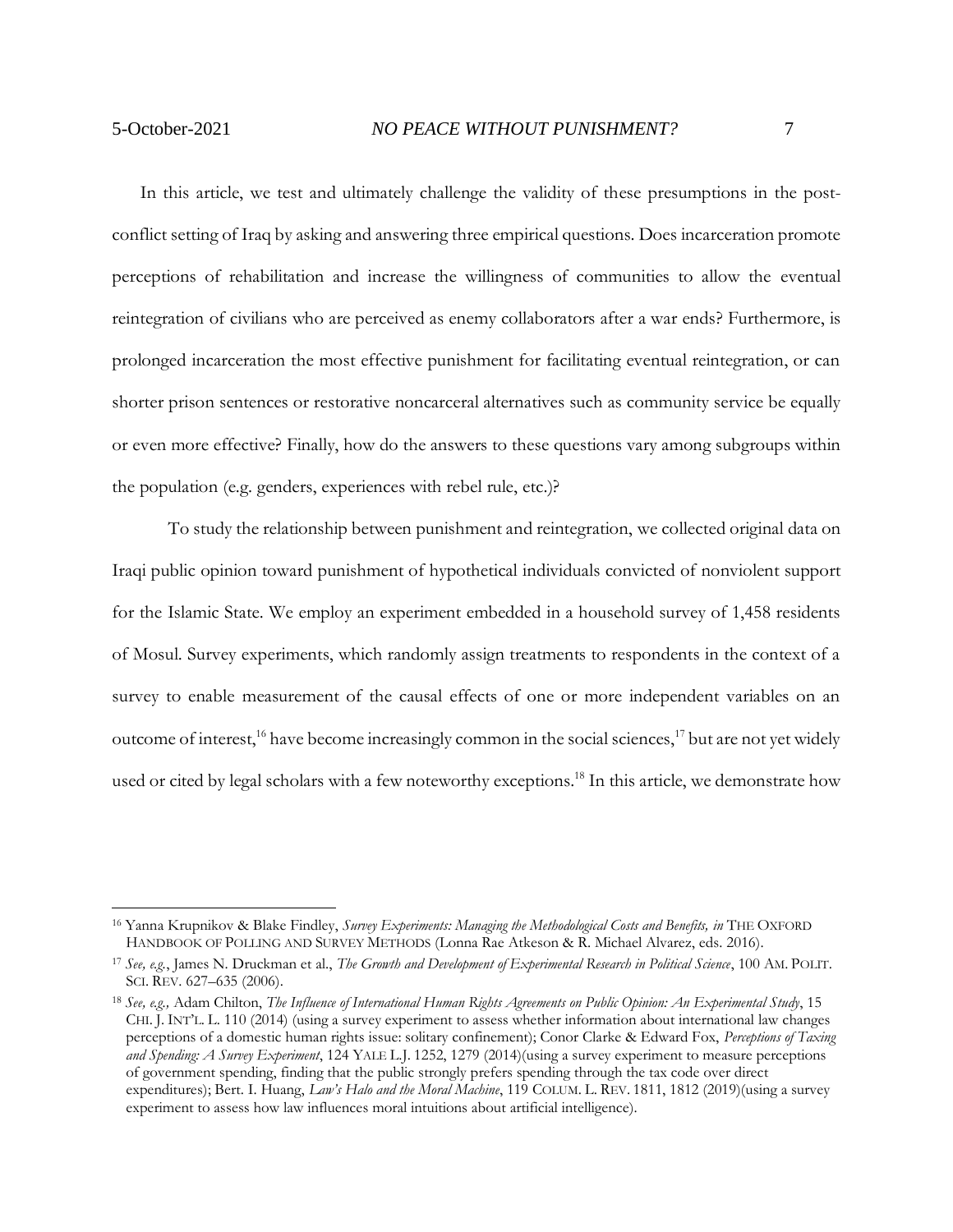In this article, we test and ultimately challenge the validity of these presumptions in the post-conflict setting of Iraq by asking and answering three empirical questions. Does incarceration promote perceptions of rehabilitation and increase the willingness of communities to allow the eventual reintegration of civilians who are perceived as enemy collaborators after a war ends? Furthermore, is prolonged incarceration the most effective punishment for facilitating eventual reintegration, or can shorter prison sentences or restorative noncarceral alternatives such as community service be equally or even more effective? Finally, how do the answers to these questions vary among subgroups within the population (e.g. genders, experiences with rebel rule, etc.)?

To study the relationship between punishment and reintegration, we collected original data on Iraqi public opinion toward punishment of hypothetical individuals convicted of nonviolent support for the Islamic State. We employ an experiment embedded in a household survey of 1,458 residents of Mosul. Survey experiments, which randomly assign treatments to respondents in the context of a survey to enable measurement of the causal effects of one or more independent variables on an outcome of interest,[16] have become increasingly common in the social sciences,[17] but are not yet widely used or cited by legal scholars with a few noteworthy exceptions.[18] In this article, we demonstrate how

---

[16] Yanna Krupnikov & Blake Findley, *Survey Experiments: Managing the Methodological Costs and Benefits, in* THE OXFORD HANDBOOK OF POLLING AND SURVEY METHODS (Lonna Rae Atkeson & R. Michael Alvarez, eds. 2016).

[17] *See, e.g.*, James N. Druckman et al., *The Growth and Development of Experimental Research in Political Science*, 100 AM. POLIT. SCI. REV. 627–635 (2006).

[18] *See, e.g.,* Adam Chilton, *The Influence of International Human Rights Agreements on Public Opinion: An Experimental Study*, 15 CHI. J. INT'L. L. 110 (2014) (using a survey experiment to assess whether information about international law changes perceptions of a domestic human rights issue: solitary confinement); Conor Clarke & Edward Fox, *Perceptions of Taxing and Spending: A Survey Experiment*, 124 YALE L.J. 1252, 1279 (2014)(using a survey experiment to measure perceptions of government spending, finding that the public strongly prefers spending through the tax code over direct expenditures); Bert. I. Huang, *Law's Halo and the Moral Machine*, 119 COLUM. L. REV. 1811, 1812 (2019)(using a survey experiment to assess how law influences moral intuitions about artificial intelligence).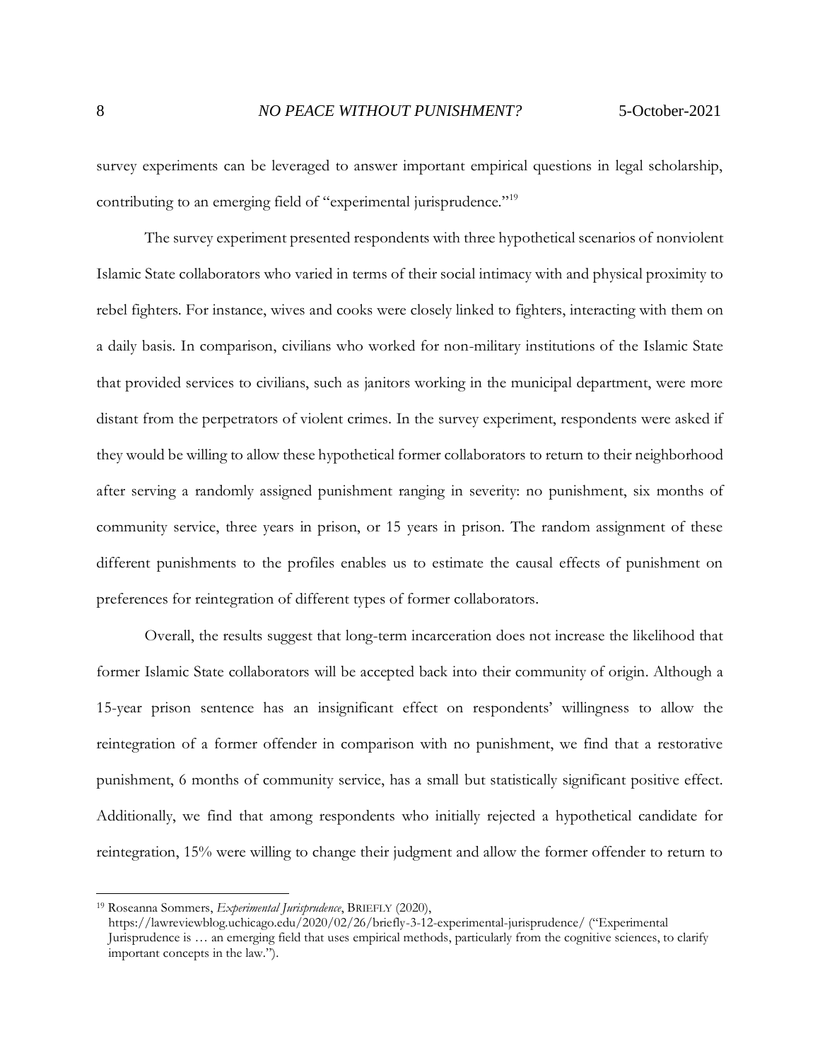survey experiments can be leveraged to answer important empirical questions in legal scholarship, contributing to an emerging field of "experimental jurisprudence."[19]

The survey experiment presented respondents with three hypothetical scenarios of nonviolent Islamic State collaborators who varied in terms of their social intimacy with and physical proximity to rebel fighters. For instance, wives and cooks were closely linked to fighters, interacting with them on a daily basis. In comparison, civilians who worked for non-military institutions of the Islamic State that provided services to civilians, such as janitors working in the municipal department, were more distant from the perpetrators of violent crimes. In the survey experiment, respondents were asked if they would be willing to allow these hypothetical former collaborators to return to their neighborhood after serving a randomly assigned punishment ranging in severity: no punishment, six months of community service, three years in prison, or 15 years in prison. The random assignment of these different punishments to the profiles enables us to estimate the causal effects of punishment on preferences for reintegration of different types of former collaborators.

Overall, the results suggest that long-term incarceration does not increase the likelihood that former Islamic State collaborators will be accepted back into their community of origin. Although a 15-year prison sentence has an insignificant effect on respondents' willingness to allow the reintegration of a former offender in comparison with no punishment, we find that a restorative punishment, 6 months of community service, has a small but statistically significant positive effect. Additionally, we find that among respondents who initially rejected a hypothetical candidate for reintegration, 15% were willing to change their judgment and allow the former offender to return to

[19] Roseanna Sommers, *Experimental Jurisprudence*, BRIEFLY (2020), https://lawreviewblog.uchicago.edu/2020/02/26/briefly-3-12-experimental-jurisprudence/ ("Experimental Jurisprudence is … an emerging field that uses empirical methods, particularly from the cognitive sciences, to clarify important concepts in the law.").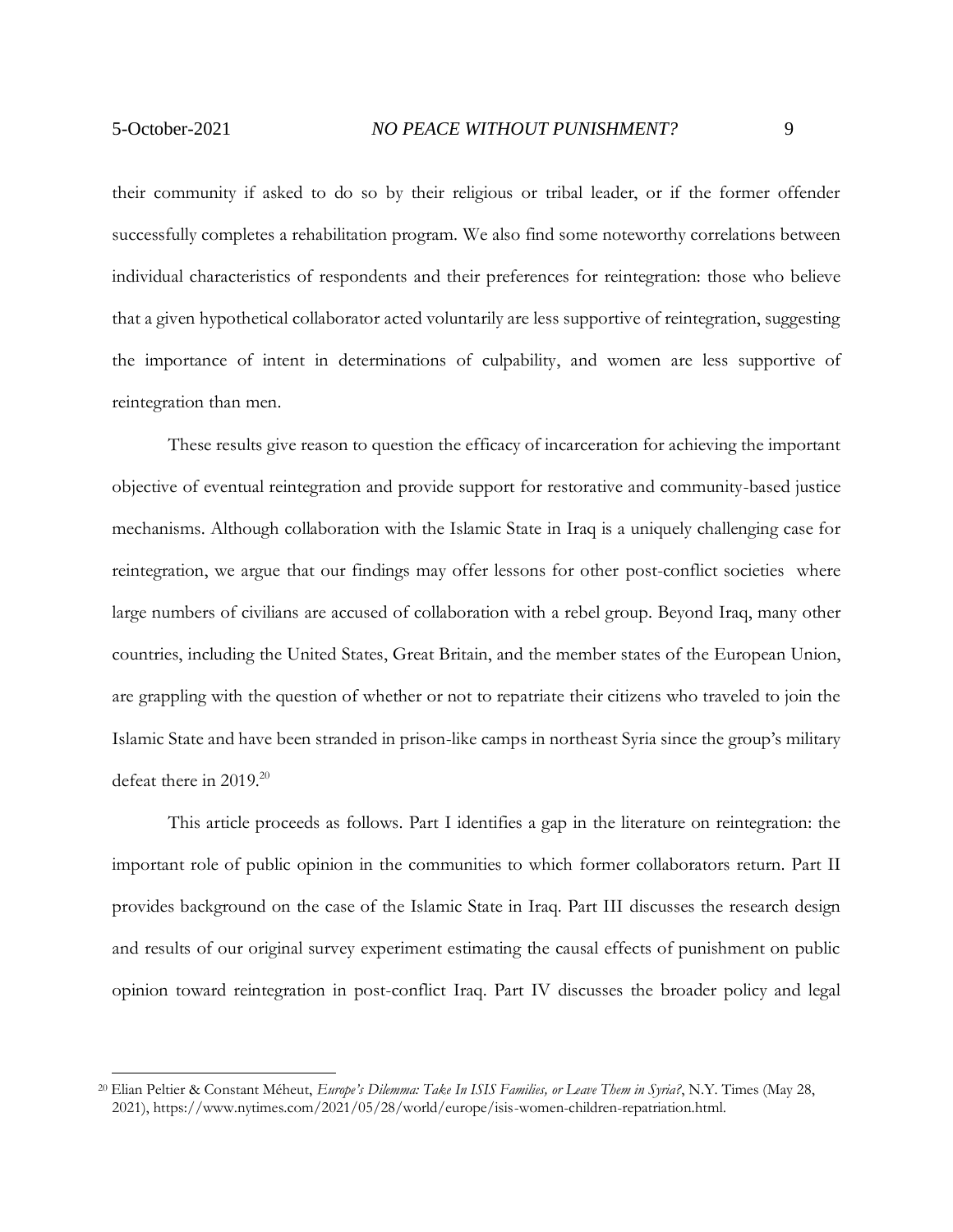their community if asked to do so by their religious or tribal leader, or if the former offender successfully completes a rehabilitation program. We also find some noteworthy correlations between individual characteristics of respondents and their preferences for reintegration: those who believe that a given hypothetical collaborator acted voluntarily are less supportive of reintegration, suggesting the importance of intent in determinations of culpability, and women are less supportive of reintegration than men.

These results give reason to question the efficacy of incarceration for achieving the important objective of eventual reintegration and provide support for restorative and community-based justice mechanisms. Although collaboration with the Islamic State in Iraq is a uniquely challenging case for reintegration, we argue that our findings may offer lessons for other post-conflict societies where large numbers of civilians are accused of collaboration with a rebel group. Beyond Iraq, many other countries, including the United States, Great Britain, and the member states of the European Union, are grappling with the question of whether or not to repatriate their citizens who traveled to join the Islamic State and have been stranded in prison-like camps in northeast Syria since the group's military defeat there in 2019.[20]

This article proceeds as follows. Part I identifies a gap in the literature on reintegration: the important role of public opinion in the communities to which former collaborators return. Part II provides background on the case of the Islamic State in Iraq. Part III discusses the research design and results of our original survey experiment estimating the causal effects of punishment on public opinion toward reintegration in post-conflict Iraq. Part IV discusses the broader policy and legal

[20] Elian Peltier & Constant Méheut, *Europe's Dilemma: Take In ISIS Families, or Leave Them in Syria?*, N.Y. Times (May 28, 2021), https://www.nytimes.com/2021/05/28/world/europe/isis-women-children-repatriation.html.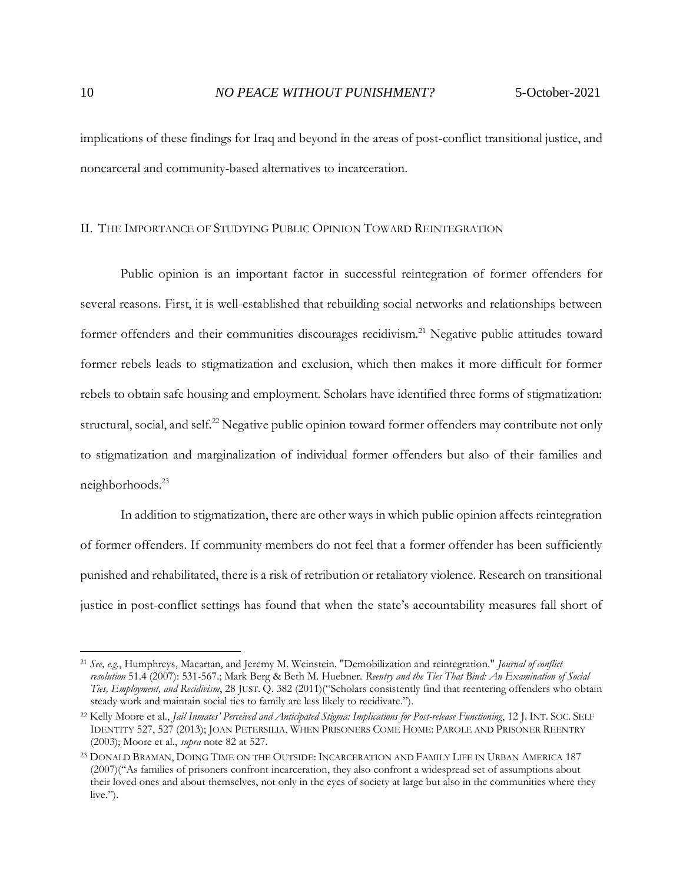implications of these findings for Iraq and beyond in the areas of post-conflict transitional justice, and noncarceral and community-based alternatives to incarceration.

## II. The Importance of Studying Public Opinion Toward Reintegration

Public opinion is an important factor in successful reintegration of former offenders for several reasons. First, it is well-established that rebuilding social networks and relationships between former offenders and their communities discourages recidivism.[21] Negative public attitudes toward former rebels leads to stigmatization and exclusion, which then makes it more difficult for former rebels to obtain safe housing and employment. Scholars have identified three forms of stigmatization: structural, social, and self.[22] Negative public opinion toward former offenders may contribute not only to stigmatization and marginalization of individual former offenders but also of their families and neighborhoods.[23]

In addition to stigmatization, there are other ways in which public opinion affects reintegration of former offenders. If community members do not feel that a former offender has been sufficiently punished and rehabilitated, there is a risk of retribution or retaliatory violence. Research on transitional justice in post-conflict settings has found that when the state's accountability measures fall short of

---

[21] *See, e.g.*, Humphreys, Macartan, and Jeremy M. Weinstein. "Demobilization and reintegration." *Journal of conflict resolution* 51.4 (2007): 531-567.; Mark Berg & Beth M. Huebner. *Reentry and the Ties That Bind: An Examination of Social Ties, Employment, and Recidivism*, 28 JUST. Q. 382 (2011)("Scholars consistently find that reentering offenders who obtain steady work and maintain social ties to family are less likely to recidivate.").

[22] Kelly Moore et al., *Jail Inmates' Perceived and Anticipated Stigma: Implications for Post-release Functioning*, 12 J. INT. SOC. SELF IDENTITY 527, 527 (2013); JOAN PETERSILIA, WHEN PRISONERS COME HOME: PAROLE AND PRISONER REENTRY (2003); Moore et al., *supra* note 82 at 527.

[23] DONALD BRAMAN, DOING TIME ON THE OUTSIDE: INCARCERATION AND FAMILY LIFE IN URBAN AMERICA 187 (2007)("As families of prisoners confront incarceration, they also confront a widespread set of assumptions about their loved ones and about themselves, not only in the eyes of society at large but also in the communities where they live.").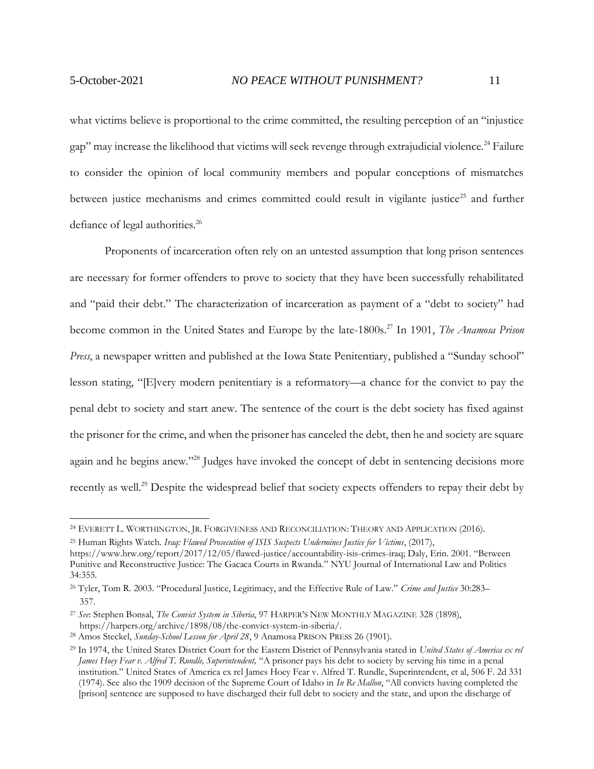what victims believe is proportional to the crime committed, the resulting perception of an "injustice gap" may increase the likelihood that victims will seek revenge through extrajudicial violence.[24] Failure to consider the opinion of local community members and popular conceptions of mismatches between justice mechanisms and crimes committed could result in vigilante justice[25] and further defiance of legal authorities.[26]

Proponents of incarceration often rely on an untested assumption that long prison sentences are necessary for former offenders to prove to society that they have been successfully rehabilitated and "paid their debt." The characterization of incarceration as payment of a "debt to society" had become common in the United States and Europe by the late-1800s.[27] In 1901, *The Anamosa Prison Press*, a newspaper written and published at the Iowa State Penitentiary, published a "Sunday school" lesson stating, "[E]very modern penitentiary is a reformatory—a chance for the convict to pay the penal debt to society and start anew. The sentence of the court is the debt society has fixed against the prisoner for the crime, and when the prisoner has canceled the debt, then he and society are square again and he begins anew."[28] Judges have invoked the concept of debt in sentencing decisions more recently as well.[29] Despite the widespread belief that society expects offenders to repay their debt by

---

[24] EVERETT L. WORTHINGTON, JR. FORGIVENESS AND RECONCILIATION: THEORY AND APPLICATION (2016).

[25] Human Rights Watch. *Iraq: Flawed Prosecution of ISIS Suspects Undermines Justice for Victims*, (2017), https://www.hrw.org/report/2017/12/05/flawed-justice/accountability-isis-crimes-iraq; Daly, Erin. 2001. "Between Punitive and Reconstructive Justice: The Gacaca Courts in Rwanda." NYU Journal of International Law and Politics 34:355.

[26] Tyler, Tom R. 2003. "Procedural Justice, Legitimacy, and the Effective Rule of Law." *Crime and Justice* 30:283–357.

[27] *See*: Stephen Bonsal, *The Convict System in Siberia*, 97 HARPER'S NEW MONTHLY MAGAZINE 328 (1898), https://harpers.org/archive/1898/08/the-convict-system-in-siberia/.

[28] Amos Steckel, *Sunday-School Lesson for April 28*, 9 Anamosa PRISON PRESS 26 (1901).

[29] In 1974, the United States District Court for the Eastern District of Pennsylvania stated in *United States of America ex rel James Hoey Fear v. Alfred T. Rundle, Superintendent,* "A prisoner pays his debt to society by serving his time in a penal institution." United States of America ex rel James Hoey Fear v. Alfred T. Rundle, Superintendent, et al, 506 F. 2d 331 (1974). See also the 1909 decision of the Supreme Court of Idaho in *In Re Mallon*, "All convicts having completed the [prison] sentence are supposed to have discharged their full debt to society and the state, and upon the discharge of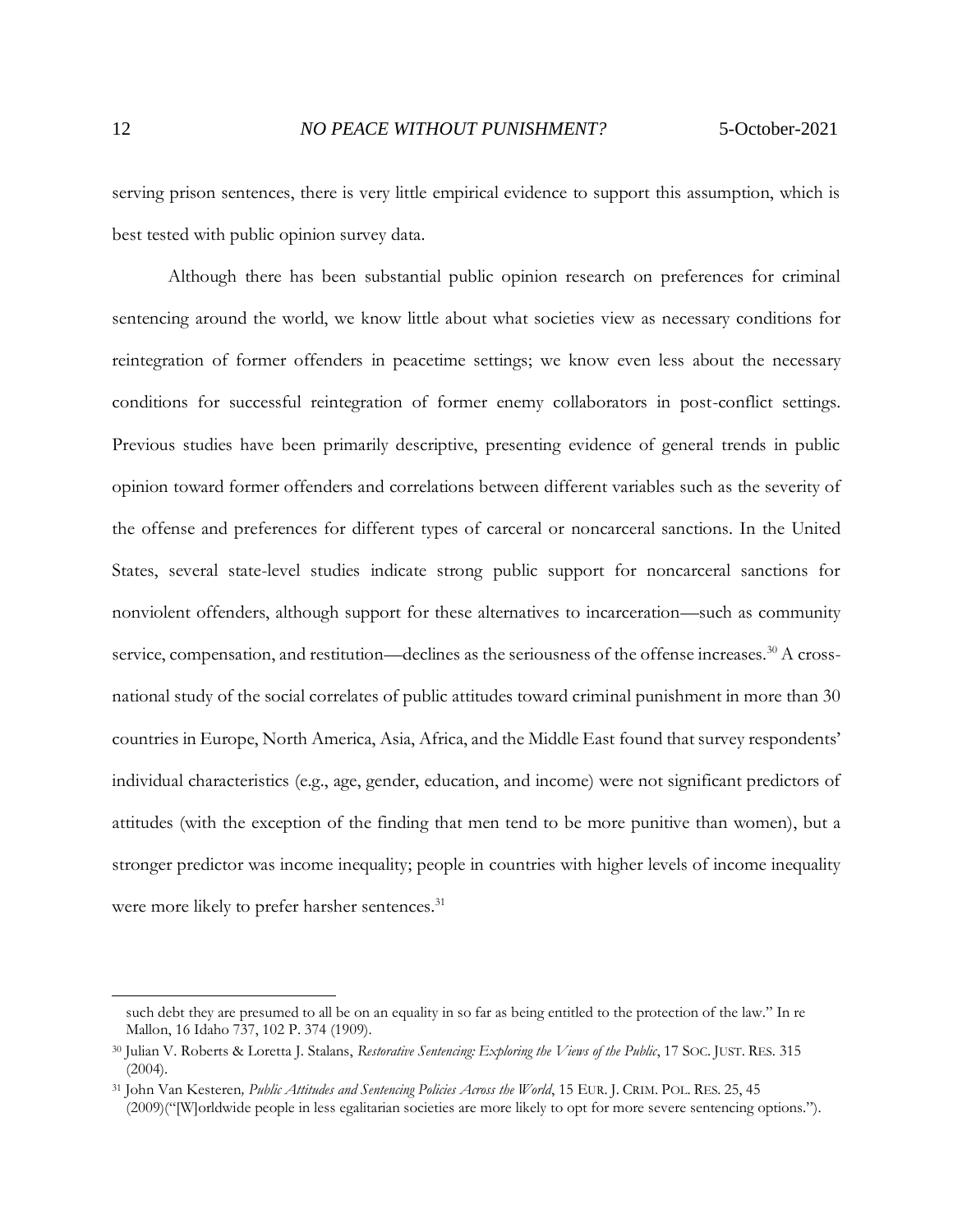serving prison sentences, there is very little empirical evidence to support this assumption, which is best tested with public opinion survey data.

Although there has been substantial public opinion research on preferences for criminal sentencing around the world, we know little about what societies view as necessary conditions for reintegration of former offenders in peacetime settings; we know even less about the necessary conditions for successful reintegration of former enemy collaborators in post-conflict settings. Previous studies have been primarily descriptive, presenting evidence of general trends in public opinion toward former offenders and correlations between different variables such as the severity of the offense and preferences for different types of carceral or noncarceral sanctions. In the United States, several state-level studies indicate strong public support for noncarceral sanctions for nonviolent offenders, although support for these alternatives to incarceration—such as community service, compensation, and restitution—declines as the seriousness of the offense increases.[30] A cross-national study of the social correlates of public attitudes toward criminal punishment in more than 30 countries in Europe, North America, Asia, Africa, and the Middle East found that survey respondents' individual characteristics (e.g., age, gender, education, and income) were not significant predictors of attitudes (with the exception of the finding that men tend to be more punitive than women), but a stronger predictor was income inequality; people in countries with higher levels of income inequality were more likely to prefer harsher sentences.[31]

---

such debt they are presumed to all be on an equality in so far as being entitled to the protection of the law." In re Mallon, 16 Idaho 737, 102 P. 374 (1909).

[30] Julian V. Roberts & Loretta J. Stalans, *Restorative Sentencing: Exploring the Views of the Public*, 17 SOC. JUST. RES. 315 (2004).

[31] John Van Kesteren*, Public Attitudes and Sentencing Policies Across the World*, 15 EUR. J. CRIM. POL. RES. 25, 45 (2009)("[W]orldwide people in less egalitarian societies are more likely to opt for more severe sentencing options.").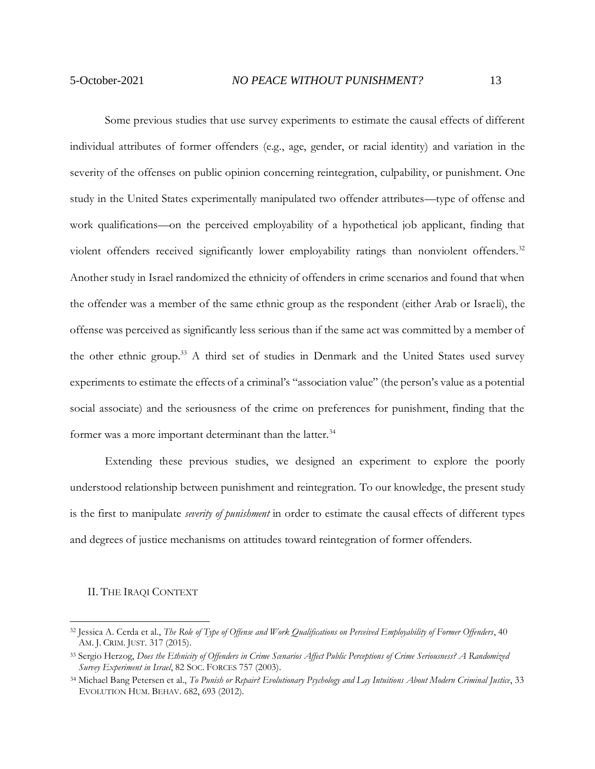Some previous studies that use survey experiments to estimate the causal effects of different individual attributes of former offenders (e.g., age, gender, or racial identity) and variation in the severity of the offenses on public opinion concerning reintegration, culpability, or punishment. One study in the United States experimentally manipulated two offender attributes—type of offense and work qualifications—on the perceived employability of a hypothetical job applicant, finding that violent offenders received significantly lower employability ratings than nonviolent offenders.[32] Another study in Israel randomized the ethnicity of offenders in crime scenarios and found that when the offender was a member of the same ethnic group as the respondent (either Arab or Israeli), the offense was perceived as significantly less serious than if the same act was committed by a member of the other ethnic group.[33] A third set of studies in Denmark and the United States used survey experiments to estimate the effects of a criminal's "association value" (the person's value as a potential social associate) and the seriousness of the crime on preferences for punishment, finding that the former was a more important determinant than the latter.[34]

Extending these previous studies, we designed an experiment to explore the poorly understood relationship between punishment and reintegration. To our knowledge, the present study is the first to manipulate *severity of punishment* in order to estimate the causal effects of different types and degrees of justice mechanisms on attitudes toward reintegration of former offenders.

## II. The Iraqi Context

---

[32] Jessica A. Cerda et al., *The Role of Type of Offense and Work Qualifications on Perceived Employability of Former Offenders*, 40 AM. J. CRIM. JUST. 317 (2015).

[33] Sergio Herzog, *Does the Ethnicity of Offenders in Crime Scenarios Affect Public Perceptions of Crime Seriousness? A Randomized Survey Experiment in Israel*, 82 SOC. FORCES 757 (2003).

[34] Michael Bang Petersen et al., *To Punish or Repair? Evolutionary Psychology and Lay Intuitions About Modern Criminal Justice*, 33 EVOLUTION HUM. BEHAV. 682, 693 (2012).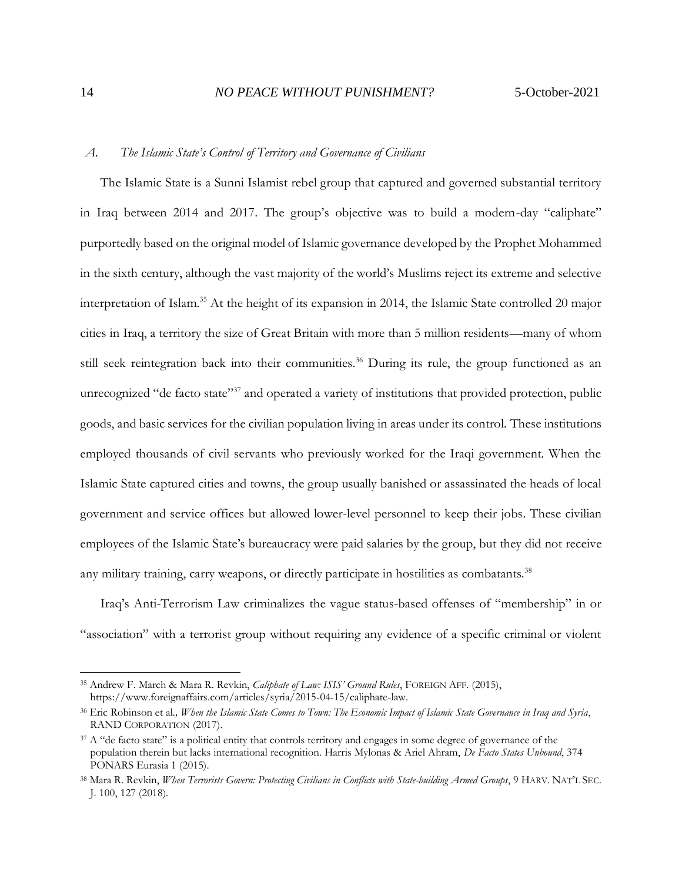### *A. The Islamic State's Control of Territory and Governance of Civilians*

The Islamic State is a Sunni Islamist rebel group that captured and governed substantial territory in Iraq between 2014 and 2017. The group's objective was to build a modern-day "caliphate" purportedly based on the original model of Islamic governance developed by the Prophet Mohammed in the sixth century, although the vast majority of the world's Muslims reject its extreme and selective interpretation of Islam.[35] At the height of its expansion in 2014, the Islamic State controlled 20 major cities in Iraq, a territory the size of Great Britain with more than 5 million residents—many of whom still seek reintegration back into their communities.[36] During its rule, the group functioned as an unrecognized "de facto state"[37] and operated a variety of institutions that provided protection, public goods, and basic services for the civilian population living in areas under its control. These institutions employed thousands of civil servants who previously worked for the Iraqi government. When the Islamic State captured cities and towns, the group usually banished or assassinated the heads of local government and service offices but allowed lower-level personnel to keep their jobs. These civilian employees of the Islamic State's bureaucracy were paid salaries by the group, but they did not receive any military training, carry weapons, or directly participate in hostilities as combatants.[38]

Iraq's Anti-Terrorism Law criminalizes the vague status-based offenses of "membership" in or "association" with a terrorist group without requiring any evidence of a specific criminal or violent

---

[35] Andrew F. March & Mara R. Revkin, *Caliphate of Law: ISIS' Ground Rules*, FOREIGN AFF. (2015), https://www.foreignaffairs.com/articles/syria/2015-04-15/caliphate-law.

[36] Eric Robinson et al., *When the Islamic State Comes to Town: The Economic Impact of Islamic State Governance in Iraq and Syria*, RAND CORPORATION (2017).

[37] A "de facto state" is a political entity that controls territory and engages in some degree of governance of the population therein but lacks international recognition. Harris Mylonas & Ariel Ahram, *De Facto States Unbound*, 374 PONARS Eurasia 1 (2015).

[38] Mara R. Revkin, *When Terrorists Govern: Protecting Civilians in Conflicts with State-building Armed Groups*, 9 HARV. NAT'L SEC. J. 100, 127 (2018).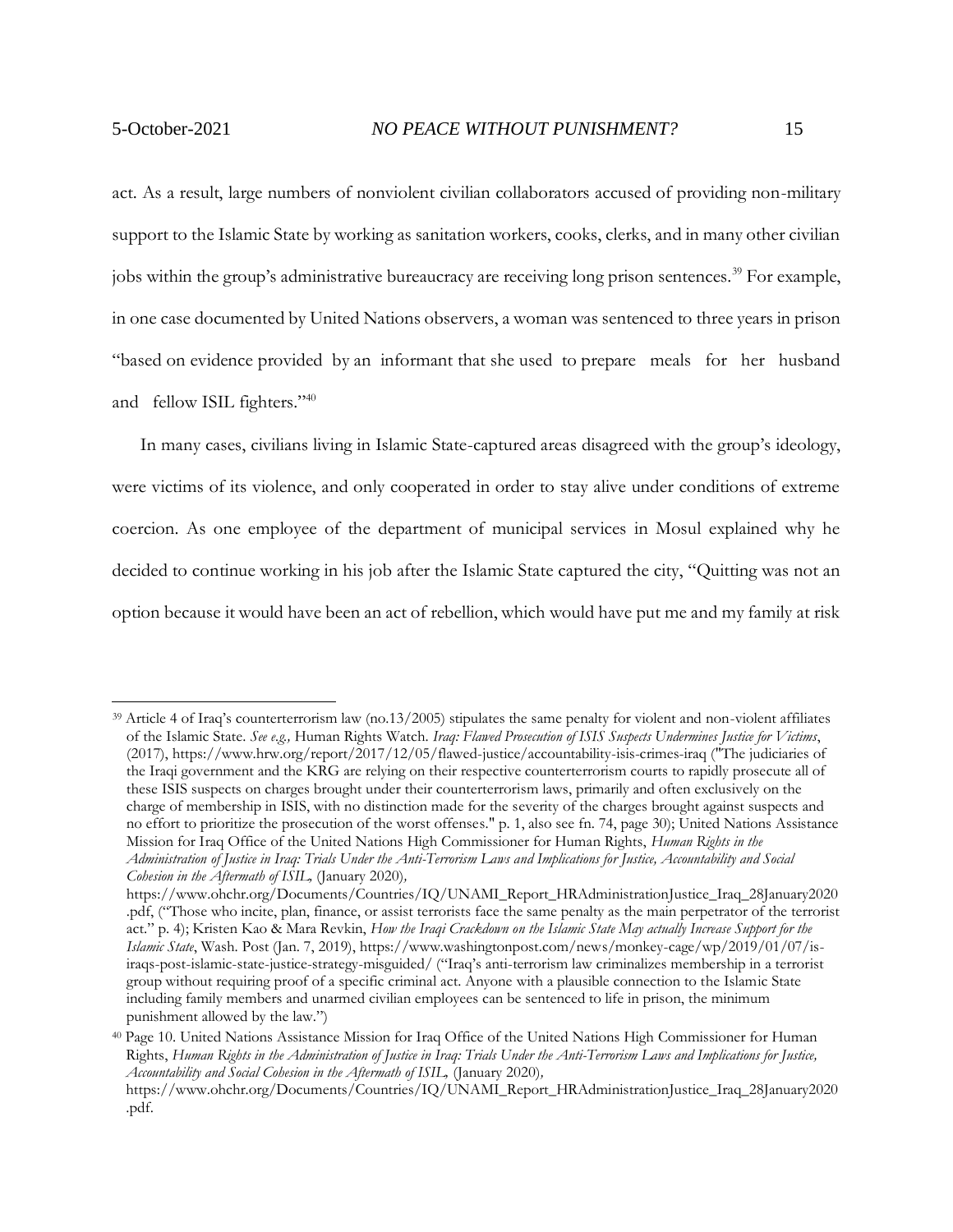act. As a result, large numbers of nonviolent civilian collaborators accused of providing non-military support to the Islamic State by working as sanitation workers, cooks, clerks, and in many other civilian jobs within the group's administrative bureaucracy are receiving long prison sentences.[39] For example, in one case documented by United Nations observers, a woman was sentenced to three years in prison "based on evidence provided by an informant that she used to prepare meals for her husband and fellow ISIL fighters."[40]

In many cases, civilians living in Islamic State-captured areas disagreed with the group's ideology, were victims of its violence, and only cooperated in order to stay alive under conditions of extreme coercion. As one employee of the department of municipal services in Mosul explained why he decided to continue working in his job after the Islamic State captured the city, "Quitting was not an option because it would have been an act of rebellion, which would have put me and my family at risk

---

[39] Article 4 of Iraq's counterterrorism law (no.13/2005) stipulates the same penalty for violent and non-violent affiliates of the Islamic State. *See e.g.,* Human Rights Watch. *Iraq: Flawed Prosecution of ISIS Suspects Undermines Justice for Victims*, (2017), https://www.hrw.org/report/2017/12/05/flawed-justice/accountability-isis-crimes-iraq ("The judiciaries of the Iraqi government and the KRG are relying on their respective counterterrorism courts to rapidly prosecute all of these ISIS suspects on charges brought under their counterterrorism laws, primarily and often exclusively on the charge of membership in ISIS, with no distinction made for the severity of the charges brought against suspects and no effort to prioritize the prosecution of the worst offenses." p. 1, also see fn. 74, page 30); United Nations Assistance Mission for Iraq Office of the United Nations High Commissioner for Human Rights, *Human Rights in the Administration of Justice in Iraq: Trials Under the Anti-Terrorism Laws and Implications for Justice, Accountability and Social Cohesion in the Aftermath of ISIL,* (January 2020), https://www.ohchr.org/Documents/Countries/IQ/UNAMI_Report_HRAdministrationJustice_Iraq_28January2020.pdf, ("Those who incite, plan, finance, or assist terrorists face the same penalty as the main perpetrator of the terrorist act." p. 4); Kristen Kao & Mara Revkin, *How the Iraqi Crackdown on the Islamic State May actually Increase Support for the Islamic State*, Wash. Post (Jan. 7, 2019), https://www.washingtonpost.com/news/monkey-cage/wp/2019/01/07/is-iraqs-post-islamic-state-justice-strategy-misguided/ ("Iraq's anti-terrorism law criminalizes membership in a terrorist group without requiring proof of a specific criminal act. Anyone with a plausible connection to the Islamic State including family members and unarmed civilian employees can be sentenced to life in prison, the minimum punishment allowed by the law.")

[40] Page 10. United Nations Assistance Mission for Iraq Office of the United Nations High Commissioner for Human Rights, *Human Rights in the Administration of Justice in Iraq: Trials Under the Anti-Terrorism Laws and Implications for Justice, Accountability and Social Cohesion in the Aftermath of ISIL,* (January 2020), https://www.ohchr.org/Documents/Countries/IQ/UNAMI_Report_HRAdministrationJustice_Iraq_28January2020.pdf.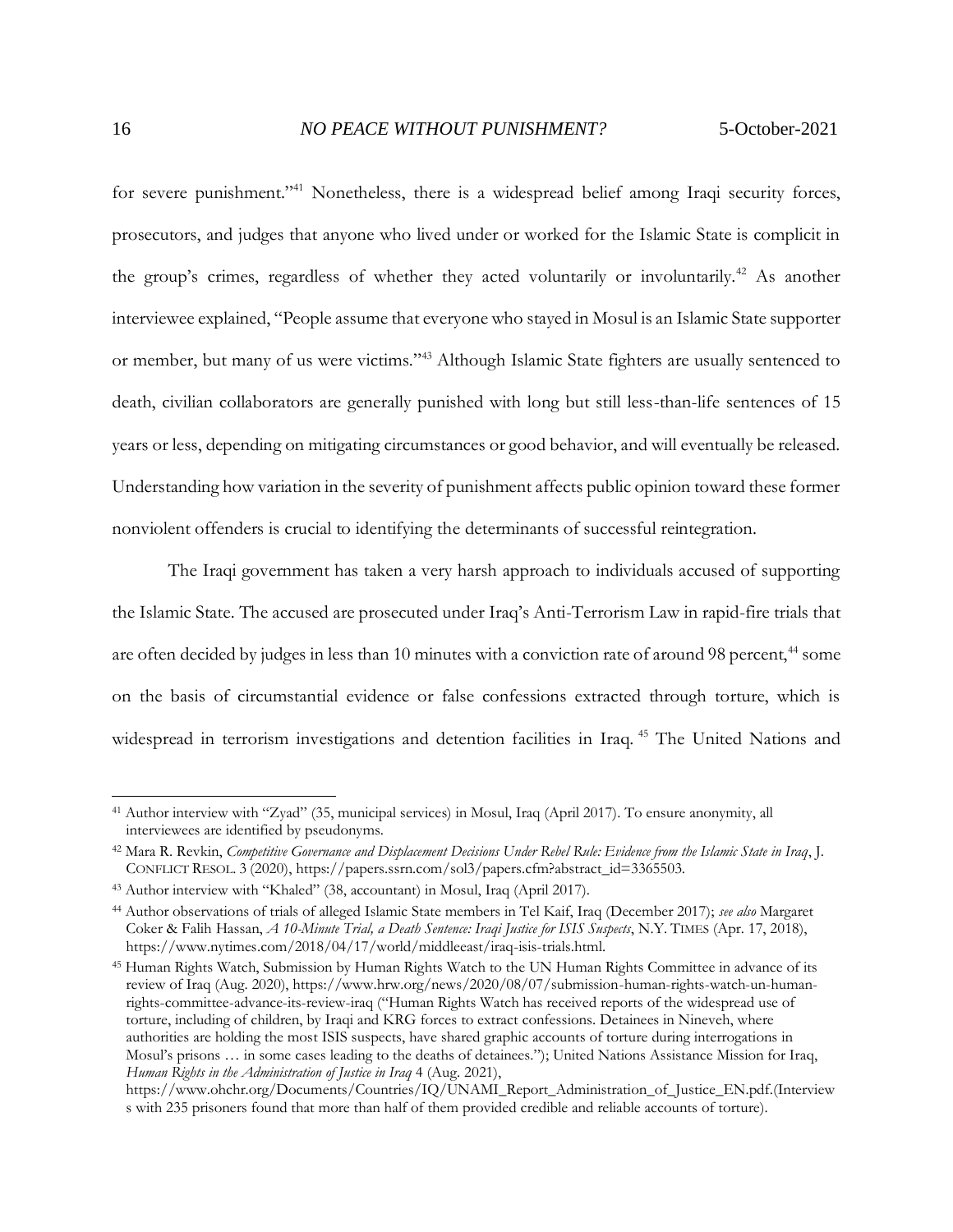for severe punishment."[41] Nonetheless, there is a widespread belief among Iraqi security forces, prosecutors, and judges that anyone who lived under or worked for the Islamic State is complicit in the group's crimes, regardless of whether they acted voluntarily or involuntarily.[42] As another interviewee explained, "People assume that everyone who stayed in Mosul is an Islamic State supporter or member, but many of us were victims."[43] Although Islamic State fighters are usually sentenced to death, civilian collaborators are generally punished with long but still less-than-life sentences of 15 years or less, depending on mitigating circumstances or good behavior, and will eventually be released. Understanding how variation in the severity of punishment affects public opinion toward these former nonviolent offenders is crucial to identifying the determinants of successful reintegration.

The Iraqi government has taken a very harsh approach to individuals accused of supporting the Islamic State. The accused are prosecuted under Iraq's Anti-Terrorism Law in rapid-fire trials that are often decided by judges in less than 10 minutes with a conviction rate of around 98 percent,[44] some on the basis of circumstantial evidence or false confessions extracted through torture, which is widespread in terrorism investigations and detention facilities in Iraq.[45] The United Nations and

---

[41] Author interview with "Zyad" (35, municipal services) in Mosul, Iraq (April 2017). To ensure anonymity, all interviewees are identified by pseudonyms.

[42] Mara R. Revkin, *Competitive Governance and Displacement Decisions Under Rebel Rule: Evidence from the Islamic State in Iraq*, J. CONFLICT RESOL. 3 (2020), https://papers.ssrn.com/sol3/papers.cfm?abstract_id=3365503.

[43] Author interview with "Khaled" (38, accountant) in Mosul, Iraq (April 2017).

[44] Author observations of trials of alleged Islamic State members in Tel Kaif, Iraq (December 2017); *see also* Margaret Coker & Falih Hassan, *A 10-Minute Trial, a Death Sentence: Iraqi Justice for ISIS Suspects*, N.Y. TIMES (Apr. 17, 2018), https://www.nytimes.com/2018/04/17/world/middleeast/iraq-isis-trials.html.

[45] Human Rights Watch, Submission by Human Rights Watch to the UN Human Rights Committee in advance of its review of Iraq (Aug. 2020), https://www.hrw.org/news/2020/08/07/submission-human-rights-watch-un-human-rights-committee-advance-its-review-iraq ("Human Rights Watch has received reports of the widespread use of torture, including of children, by Iraqi and KRG forces to extract confessions. Detainees in Nineveh, where authorities are holding the most ISIS suspects, have shared graphic accounts of torture during interrogations in Mosul's prisons … in some cases leading to the deaths of detainees."); United Nations Assistance Mission for Iraq, *Human Rights in the Administration of Justice in Iraq* 4 (Aug. 2021), https://www.ohchr.org/Documents/Countries/IQ/UNAMI_Report_Administration_of_Justice_EN.pdf.(Interviews with 235 prisoners found that more than half of them provided credible and reliable accounts of torture).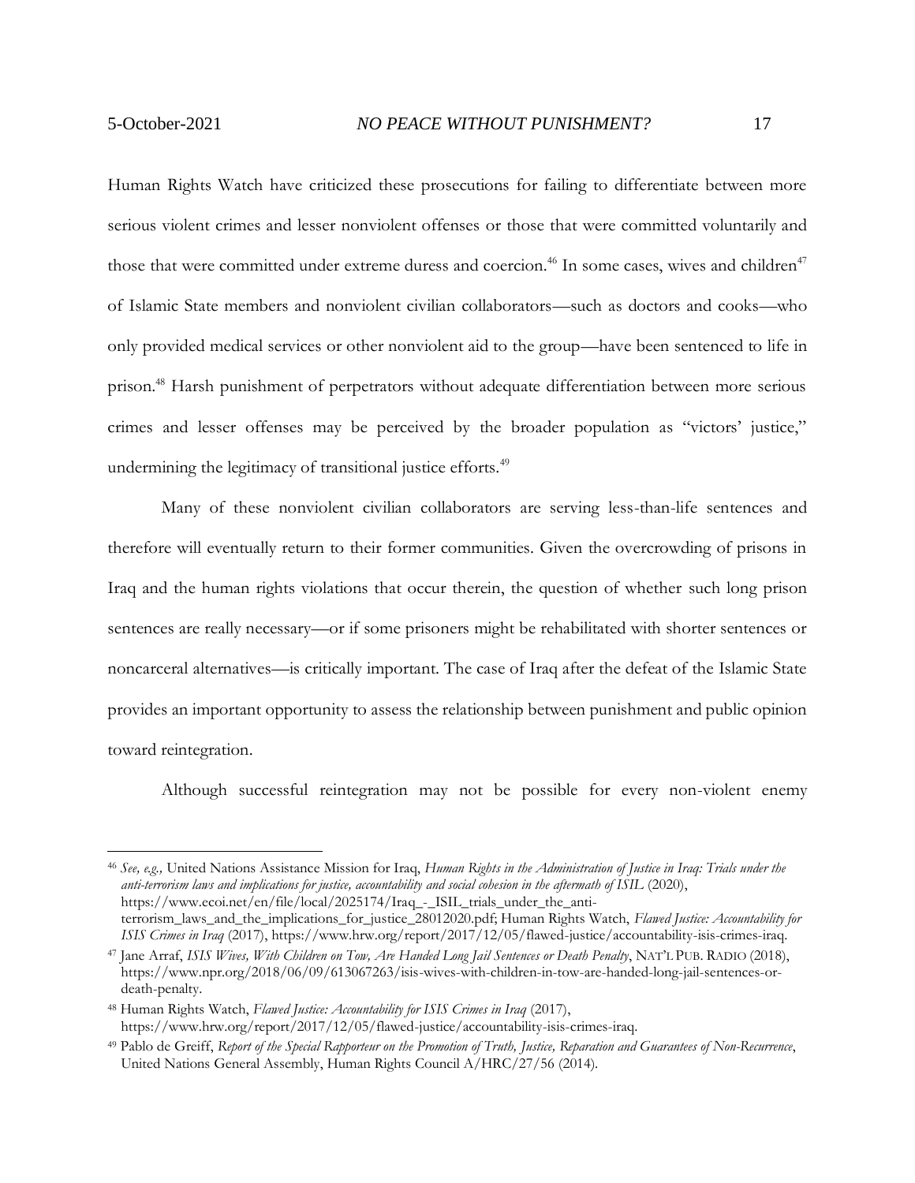Human Rights Watch have criticized these prosecutions for failing to differentiate between more serious violent crimes and lesser nonviolent offenses or those that were committed voluntarily and those that were committed under extreme duress and coercion.[46] In some cases, wives and children[47] of Islamic State members and nonviolent civilian collaborators—such as doctors and cooks—who only provided medical services or other nonviolent aid to the group—have been sentenced to life in prison.[48] Harsh punishment of perpetrators without adequate differentiation between more serious crimes and lesser offenses may be perceived by the broader population as "victors' justice," undermining the legitimacy of transitional justice efforts.[49]

Many of these nonviolent civilian collaborators are serving less-than-life sentences and therefore will eventually return to their former communities. Given the overcrowding of prisons in Iraq and the human rights violations that occur therein, the question of whether such long prison sentences are really necessary—or if some prisoners might be rehabilitated with shorter sentences or noncarceral alternatives—is critically important. The case of Iraq after the defeat of the Islamic State provides an important opportunity to assess the relationship between punishment and public opinion toward reintegration.

Although successful reintegration may not be possible for every non-violent enemy

---

[46] *See, e.g.,* United Nations Assistance Mission for Iraq, *Human Rights in the Administration of Justice in Iraq: Trials under the anti-terrorism laws and implications for justice, accountability and social cohesion in the aftermath of ISIL* (2020), https://www.ecoi.net/en/file/local/2025174/Iraq_-_ISIL_trials_under_the_anti-terrorism_laws_and_the_implications_for_justice_28012020.pdf; Human Rights Watch, *Flawed Justice: Accountability for ISIS Crimes in Iraq* (2017), https://www.hrw.org/report/2017/12/05/flawed-justice/accountability-isis-crimes-iraq.

[47] Jane Arraf, *ISIS Wives, With Children on Tow, Are Handed Long Jail Sentences or Death Penalty*, NAT'L PUB. RADIO (2018), https://www.npr.org/2018/06/09/613067263/isis-wives-with-children-in-tow-are-handed-long-jail-sentences-or-death-penalty.

[48] Human Rights Watch, *Flawed Justice: Accountability for ISIS Crimes in Iraq* (2017), https://www.hrw.org/report/2017/12/05/flawed-justice/accountability-isis-crimes-iraq.

[49] Pablo de Greiff, *Report of the Special Rapporteur on the Promotion of Truth, Justice, Reparation and Guarantees of Non-Recurrence*, United Nations General Assembly, Human Rights Council A/HRC/27/56 (2014).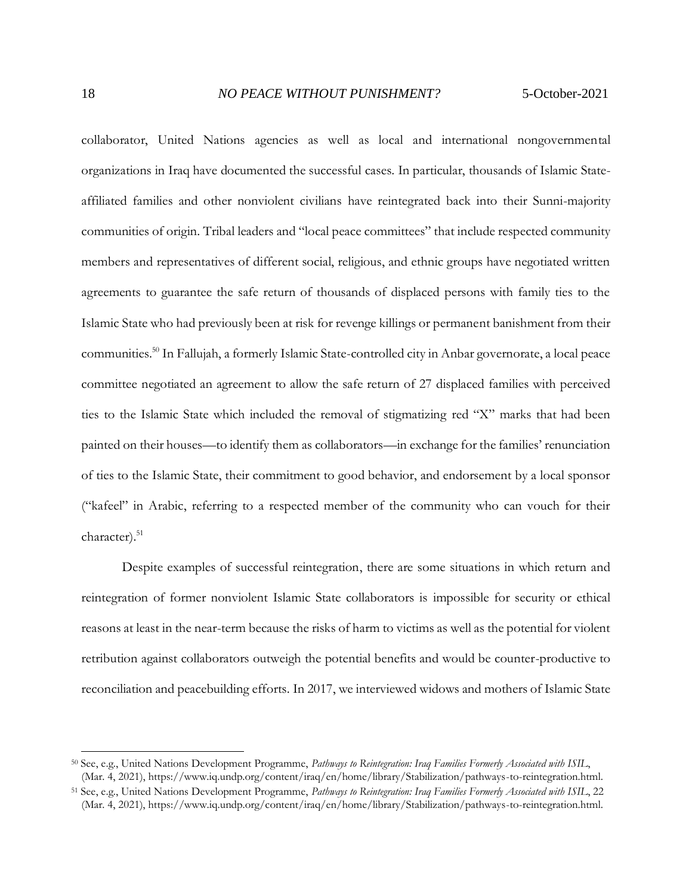collaborator, United Nations agencies as well as local and international nongovernmental organizations in Iraq have documented the successful cases. In particular, thousands of Islamic State-affiliated families and other nonviolent civilians have reintegrated back into their Sunni-majority communities of origin. Tribal leaders and "local peace committees" that include respected community members and representatives of different social, religious, and ethnic groups have negotiated written agreements to guarantee the safe return of thousands of displaced persons with family ties to the Islamic State who had previously been at risk for revenge killings or permanent banishment from their communities.[50] In Fallujah, a formerly Islamic State-controlled city in Anbar governorate, a local peace committee negotiated an agreement to allow the safe return of 27 displaced families with perceived ties to the Islamic State which included the removal of stigmatizing red "X" marks that had been painted on their houses—to identify them as collaborators—in exchange for the families' renunciation of ties to the Islamic State, their commitment to good behavior, and endorsement by a local sponsor ("kafeel" in Arabic, referring to a respected member of the community who can vouch for their character).[51]

Despite examples of successful reintegration, there are some situations in which return and reintegration of former nonviolent Islamic State collaborators is impossible for security or ethical reasons at least in the near-term because the risks of harm to victims as well as the potential for violent retribution against collaborators outweigh the potential benefits and would be counter-productive to reconciliation and peacebuilding efforts. In 2017, we interviewed widows and mothers of Islamic State

---

[50] See, e.g., United Nations Development Programme, *Pathways to Reintegration: Iraq Families Formerly Associated with ISIL*, (Mar. 4, 2021), https://www.iq.undp.org/content/iraq/en/home/library/Stabilization/pathways-to-reintegration.html.

[51] See, e.g., United Nations Development Programme, *Pathways to Reintegration: Iraq Families Formerly Associated with ISIL*, 22 (Mar. 4, 2021), https://www.iq.undp.org/content/iraq/en/home/library/Stabilization/pathways-to-reintegration.html.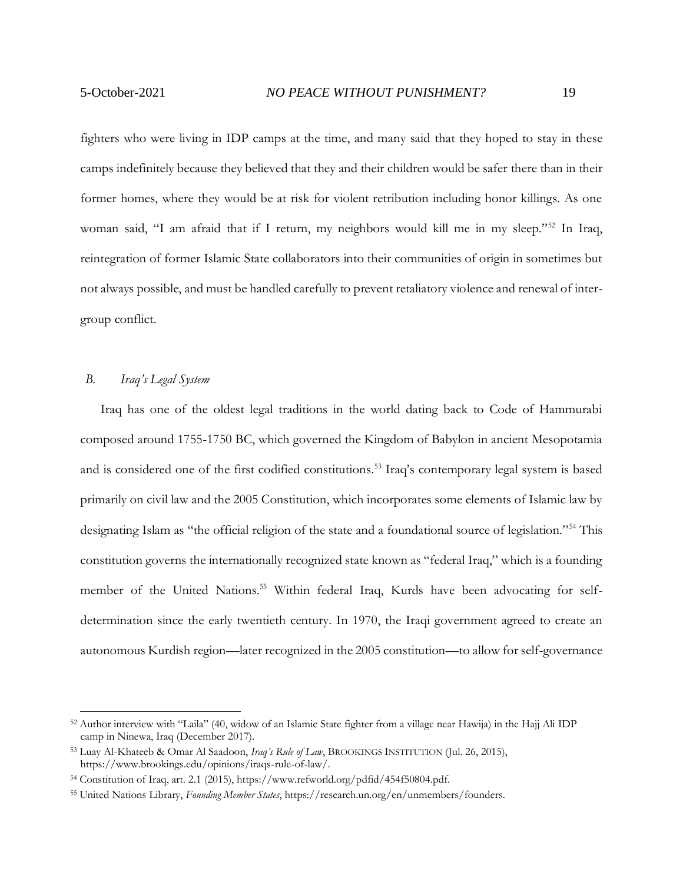fighters who were living in IDP camps at the time, and many said that they hoped to stay in these camps indefinitely because they believed that they and their children would be safer there than in their former homes, where they would be at risk for violent retribution including honor killings. As one woman said, "I am afraid that if I return, my neighbors would kill me in my sleep."[52] In Iraq, reintegration of former Islamic State collaborators into their communities of origin in sometimes but not always possible, and must be handled carefully to prevent retaliatory violence and renewal of inter-group conflict.

### *B. Iraq's Legal System*

Iraq has one of the oldest legal traditions in the world dating back to Code of Hammurabi composed around 1755-1750 BC, which governed the Kingdom of Babylon in ancient Mesopotamia and is considered one of the first codified constitutions.[53] Iraq's contemporary legal system is based primarily on civil law and the 2005 Constitution, which incorporates some elements of Islamic law by designating Islam as "the official religion of the state and a foundational source of legislation."[54] This constitution governs the internationally recognized state known as "federal Iraq," which is a founding member of the United Nations.[55] Within federal Iraq, Kurds have been advocating for self-determination since the early twentieth century. In 1970, the Iraqi government agreed to create an autonomous Kurdish region—later recognized in the 2005 constitution—to allow for self-governance

---

[52] Author interview with "Laila" (40, widow of an Islamic State fighter from a village near Hawija) in the Hajj Ali IDP camp in Ninewa, Iraq (December 2017).

[53] Luay Al-Khateeb & Omar Al Saadoon, *Iraq's Rule of Law*, BROOKINGS INSTITUTION (Jul. 26, 2015), https://www.brookings.edu/opinions/iraqs-rule-of-law/.

[54] Constitution of Iraq, art. 2.1 (2015), https://www.refworld.org/pdfid/454f50804.pdf.

[55] United Nations Library, *Founding Member States*, https://research.un.org/en/unmembers/founders.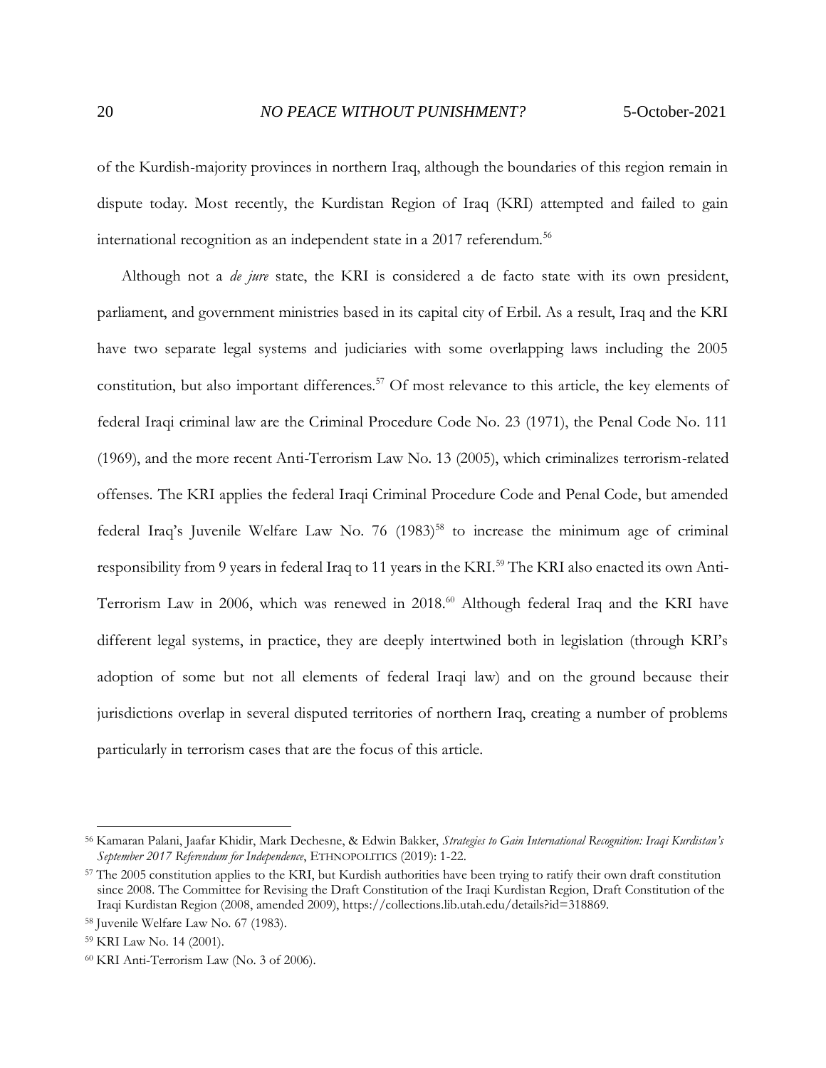of the Kurdish-majority provinces in northern Iraq, although the boundaries of this region remain in dispute today. Most recently, the Kurdistan Region of Iraq (KRI) attempted and failed to gain international recognition as an independent state in a 2017 referendum.[56]

Although not a *de jure* state, the KRI is considered a de facto state with its own president, parliament, and government ministries based in its capital city of Erbil. As a result, Iraq and the KRI have two separate legal systems and judiciaries with some overlapping laws including the 2005 constitution, but also important differences.[57] Of most relevance to this article, the key elements of federal Iraqi criminal law are the Criminal Procedure Code No. 23 (1971), the Penal Code No. 111 (1969), and the more recent Anti-Terrorism Law No. 13 (2005), which criminalizes terrorism-related offenses. The KRI applies the federal Iraqi Criminal Procedure Code and Penal Code, but amended federal Iraq's Juvenile Welfare Law No. 76 (1983)[58] to increase the minimum age of criminal responsibility from 9 years in federal Iraq to 11 years in the KRI.[59] The KRI also enacted its own Anti-Terrorism Law in 2006, which was renewed in 2018.[60] Although federal Iraq and the KRI have different legal systems, in practice, they are deeply intertwined both in legislation (through KRI's adoption of some but not all elements of federal Iraqi law) and on the ground because their jurisdictions overlap in several disputed territories of northern Iraq, creating a number of problems particularly in terrorism cases that are the focus of this article.

---

[56] Kamaran Palani, Jaafar Khidir, Mark Dechesne, & Edwin Bakker, *Strategies to Gain International Recognition: Iraqi Kurdistan's September 2017 Referendum for Independence*, ETHNOPOLITICS (2019): 1-22.

[57] The 2005 constitution applies to the KRI, but Kurdish authorities have been trying to ratify their own draft constitution since 2008. The Committee for Revising the Draft Constitution of the Iraqi Kurdistan Region, Draft Constitution of the Iraqi Kurdistan Region (2008, amended 2009), https://collections.lib.utah.edu/details?id=318869.

[58] Juvenile Welfare Law No. 67 (1983).

[59] KRI Law No. 14 (2001).

[60] KRI Anti-Terrorism Law (No. 3 of 2006).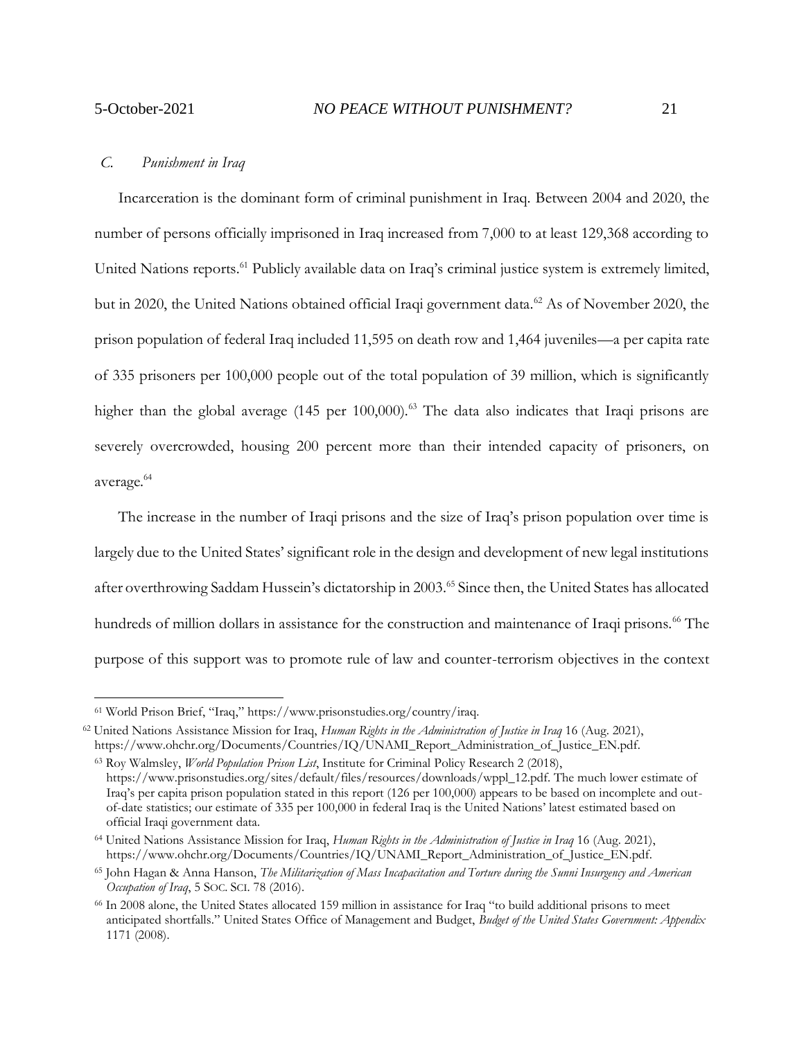### *C. Punishment in Iraq*

Incarceration is the dominant form of criminal punishment in Iraq. Between 2004 and 2020, the number of persons officially imprisoned in Iraq increased from 7,000 to at least 129,368 according to United Nations reports.[61] Publicly available data on Iraq's criminal justice system is extremely limited, but in 2020, the United Nations obtained official Iraqi government data.[62] As of November 2020, the prison population of federal Iraq included 11,595 on death row and 1,464 juveniles—a per capita rate of 335 prisoners per 100,000 people out of the total population of 39 million, which is significantly higher than the global average (145 per 100,000).[63] The data also indicates that Iraqi prisons are severely overcrowded, housing 200 percent more than their intended capacity of prisoners, on average.[64]

The increase in the number of Iraqi prisons and the size of Iraq's prison population over time is largely due to the United States' significant role in the design and development of new legal institutions after overthrowing Saddam Hussein's dictatorship in 2003.[65] Since then, the United States has allocated hundreds of million dollars in assistance for the construction and maintenance of Iraqi prisons.[66] The purpose of this support was to promote rule of law and counter-terrorism objectives in the context

---

[61] World Prison Brief, "Iraq," https://www.prisonstudies.org/country/iraq.

[62] United Nations Assistance Mission for Iraq, *Human Rights in the Administration of Justice in Iraq* 16 (Aug. 2021), https://www.ohchr.org/Documents/Countries/IQ/UNAMI_Report_Administration_of_Justice_EN.pdf.

[63] Roy Walmsley, *World Population Prison List*, Institute for Criminal Policy Research 2 (2018), https://www.prisonstudies.org/sites/default/files/resources/downloads/wppl_12.pdf. The much lower estimate of Iraq's per capita prison population stated in this report (126 per 100,000) appears to be based on incomplete and out-of-date statistics; our estimate of 335 per 100,000 in federal Iraq is the United Nations' latest estimated based on official Iraqi government data.

[64] United Nations Assistance Mission for Iraq, *Human Rights in the Administration of Justice in Iraq* 16 (Aug. 2021), https://www.ohchr.org/Documents/Countries/IQ/UNAMI_Report_Administration_of_Justice_EN.pdf.

[65] John Hagan & Anna Hanson, *The Militarization of Mass Incapacitation and Torture during the Sunni Insurgency and American Occupation of Iraq*, 5 SOC. SCI. 78 (2016).

[66] In 2008 alone, the United States allocated 159 million in assistance for Iraq "to build additional prisons to meet anticipated shortfalls." United States Office of Management and Budget, *Budget of the United States Government: Appendix* 1171 (2008).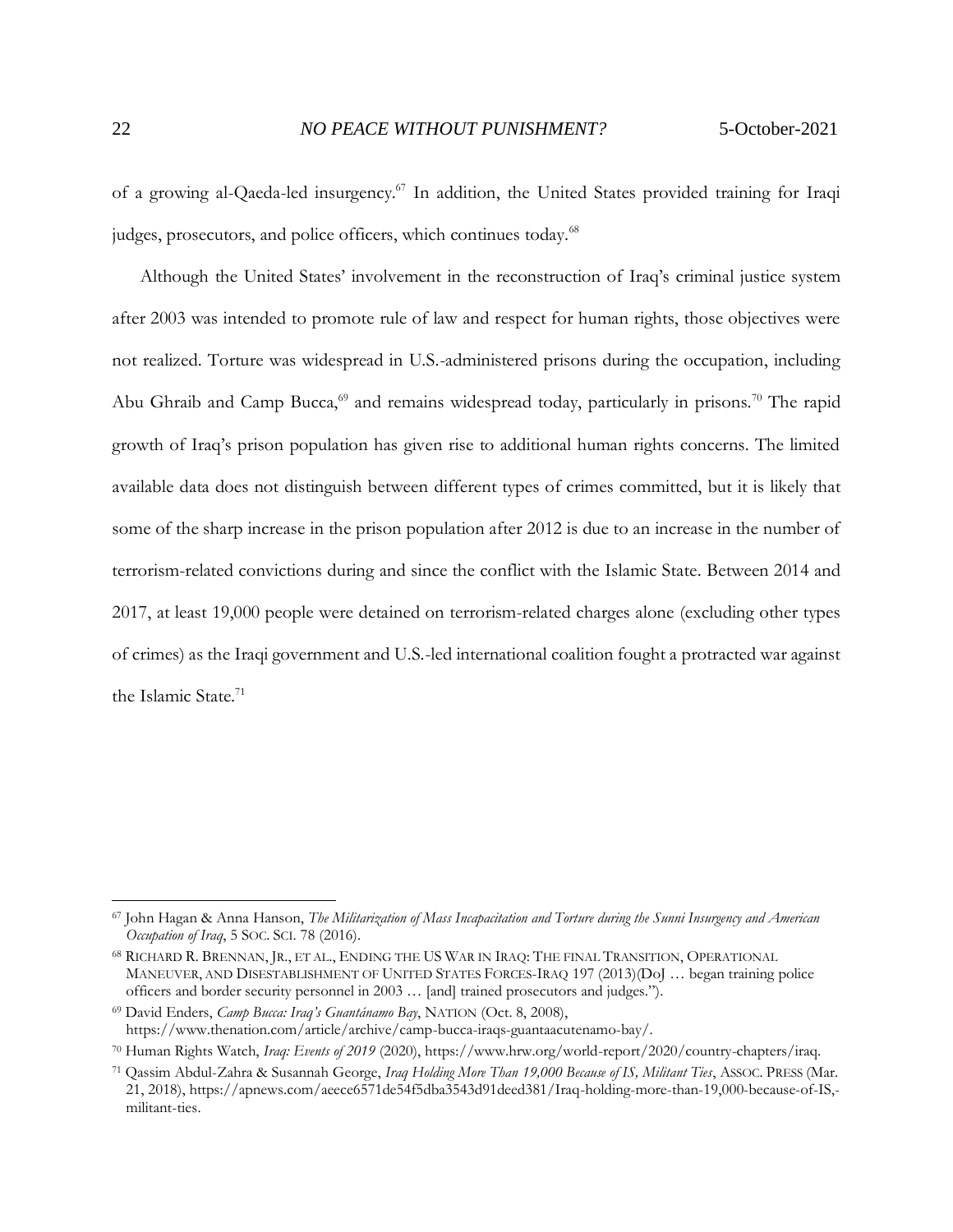of a growing al-Qaeda-led insurgency.[67] In addition, the United States provided training for Iraqi judges, prosecutors, and police officers, which continues today.[68]

Although the United States' involvement in the reconstruction of Iraq's criminal justice system after 2003 was intended to promote rule of law and respect for human rights, those objectives were not realized. Torture was widespread in U.S.-administered prisons during the occupation, including Abu Ghraib and Camp Bucca,[69] and remains widespread today, particularly in prisons.[70] The rapid growth of Iraq's prison population has given rise to additional human rights concerns. The limited available data does not distinguish between different types of crimes committed, but it is likely that some of the sharp increase in the prison population after 2012 is due to an increase in the number of terrorism-related convictions during and since the conflict with the Islamic State. Between 2014 and 2017, at least 19,000 people were detained on terrorism-related charges alone (excluding other types of crimes) as the Iraqi government and U.S.-led international coalition fought a protracted war against the Islamic State.[71]

---

[67] John Hagan & Anna Hanson, *The Militarization of Mass Incapacitation and Torture during the Sunni Insurgency and American Occupation of Iraq*, 5 SOC. SCI. 78 (2016).

[68] RICHARD R. BRENNAN, JR., ET AL., ENDING THE US WAR IN IRAQ: THE FINAL TRANSITION, OPERATIONAL MANEUVER, AND DISESTABLISHMENT OF UNITED STATES FORCES-IRAQ 197 (2013)(DoJ … began training police officers and border security personnel in 2003 … [and] trained prosecutors and judges.").

[69] David Enders, *Camp Bucca: Iraq's Guantánamo Bay*, NATION (Oct. 8, 2008), https://www.thenation.com/article/archive/camp-bucca-iraqs-guantaacutenamo-bay/.

[70] Human Rights Watch, *Iraq: Events of 2019* (2020), https://www.hrw.org/world-report/2020/country-chapters/iraq.

[71] Qassim Abdul-Zahra & Susannah George, *Iraq Holding More Than 19,000 Because of IS, Militant Ties*, ASSOC. PRESS (Mar. 21, 2018), https://apnews.com/aeece6571de54f5dba3543d91deed381/Iraq-holding-more-than-19,000-because-of-IS,-militant-ties.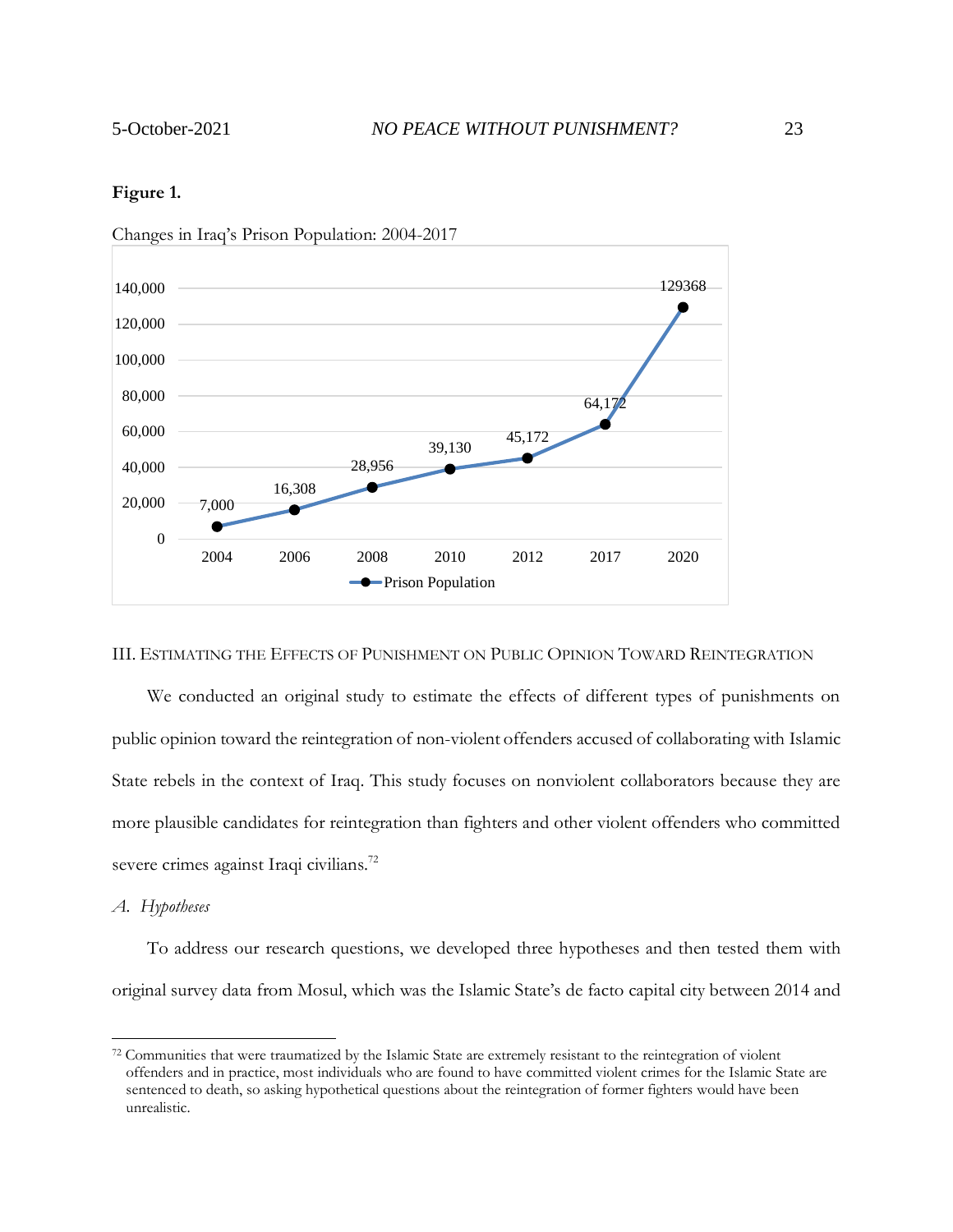**Figure 1.**

Changes in Iraq's Prison Population: 2004-2017

| Year | Prison Population |
|---|---|
| 2004 | 7,000 |
| 2006 | 16,308 |
| 2008 | 28,956 |
| 2010 | 39,130 |
| 2012 | 45,172 |
| 2017 | 64,172 |
| 2020 | 129368 |

## III. Estimating the Effects of Punishment on Public Opinion Toward Reintegration

We conducted an original study to estimate the effects of different types of punishments on public opinion toward the reintegration of non-violent offenders accused of collaborating with Islamic State rebels in the context of Iraq. This study focuses on nonviolent collaborators because they are more plausible candidates for reintegration than fighters and other violent offenders who committed severe crimes against Iraqi civilians.[72]

### *A. Hypotheses*

To address our research questions, we developed three hypotheses and then tested them with original survey data from Mosul, which was the Islamic State's de facto capital city between 2014 and

---

[72] Communities that were traumatized by the Islamic State are extremely resistant to the reintegration of violent offenders and in practice, most individuals who are found to have committed violent crimes for the Islamic State are sentenced to death, so asking hypothetical questions about the reintegration of former fighters would have been unrealistic.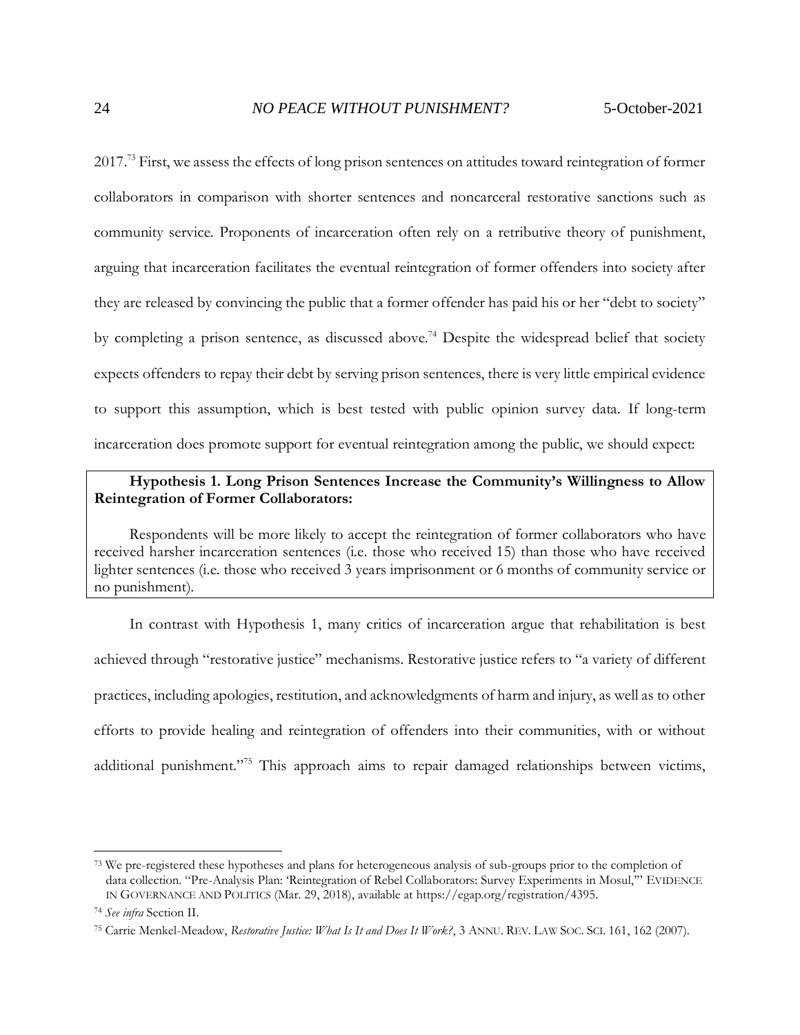2017.[73] First, we assess the effects of long prison sentences on attitudes toward reintegration of former collaborators in comparison with shorter sentences and noncarceral restorative sanctions such as community service. Proponents of incarceration often rely on a retributive theory of punishment, arguing that incarceration facilitates the eventual reintegration of former offenders into society after they are released by convincing the public that a former offender has paid his or her "debt to society" by completing a prison sentence, as discussed above.[74] Despite the widespread belief that society expects offenders to repay their debt by serving prison sentences, there is very little empirical evidence to support this assumption, which is best tested with public opinion survey data. If long-term incarceration does promote support for eventual reintegration among the public, we should expect:

> **Hypothesis 1. Long Prison Sentences Increase the Community's Willingness to Allow Reintegration of Former Collaborators:**
>
> Respondents will be more likely to accept the reintegration of former collaborators who have received harsher incarceration sentences (i.e. those who received 15) than those who have received lighter sentences (i.e. those who received 3 years imprisonment or 6 months of community service or no punishment).

In contrast with Hypothesis 1, many critics of incarceration argue that rehabilitation is best achieved through "restorative justice" mechanisms. Restorative justice refers to "a variety of different practices, including apologies, restitution, and acknowledgments of harm and injury, as well as to other efforts to provide healing and reintegration of offenders into their communities, with or without additional punishment."[75] This approach aims to repair damaged relationships between victims,

---

[73] We pre-registered these hypotheses and plans for heterogeneous analysis of sub-groups prior to the completion of data collection. "Pre-Analysis Plan: 'Reintegration of Rebel Collaborators: Survey Experiments in Mosul,'" EVIDENCE IN GOVERNANCE AND POLITICS (Mar. 29, 2018), available at https://egap.org/registration/4395.

[74] *See infra* Section II.

[75] Carrie Menkel-Meadow, *Restorative Justice: What Is It and Does It Work?*, 3 ANNU. REV. LAW SOC. SCI. 161, 162 (2007).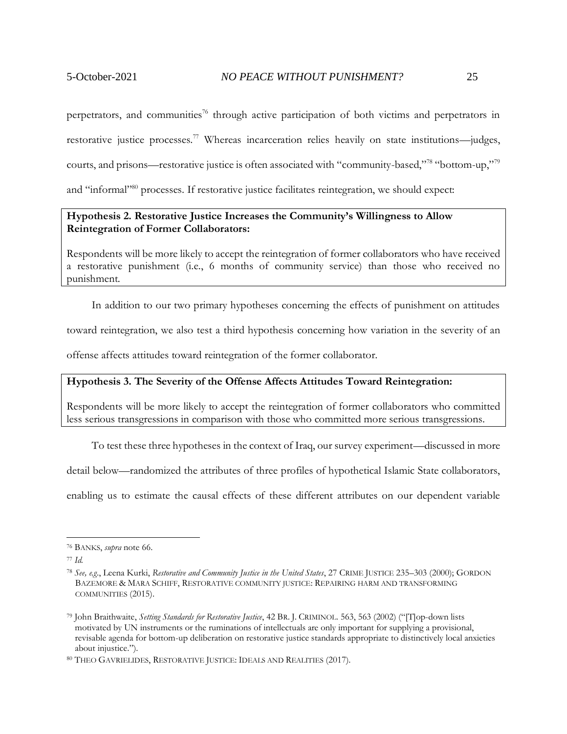perpetrators, and communities[76] through active participation of both victims and perpetrators in restorative justice processes.[77] Whereas incarceration relies heavily on state institutions—judges, courts, and prisons—restorative justice is often associated with "community-based,"[78] "bottom-up,"[79] and "informal"[80] processes. If restorative justice facilitates reintegration, we should expect:

> **Hypothesis 2. Restorative Justice Increases the Community's Willingness to Allow Reintegration of Former Collaborators:**
>
> Respondents will be more likely to accept the reintegration of former collaborators who have received a restorative punishment (i.e., 6 months of community service) than those who received no punishment.

In addition to our two primary hypotheses concerning the effects of punishment on attitudes toward reintegration, we also test a third hypothesis concerning how variation in the severity of an offense affects attitudes toward reintegration of the former collaborator.

> **Hypothesis 3. The Severity of the Offense Affects Attitudes Toward Reintegration:**
>
> Respondents will be more likely to accept the reintegration of former collaborators who committed less serious transgressions in comparison with those who committed more serious transgressions.

To test these three hypotheses in the context of Iraq, our survey experiment—discussed in more detail below—randomized the attributes of three profiles of hypothetical Islamic State collaborators, enabling us to estimate the causal effects of these different attributes on our dependent variable

---

[76] BANKS, *supra* note 66.

[77] *Id.*

[78] *See, e.g.*, Leena Kurki, *Restorative and Community Justice in the United States*, 27 CRIME JUSTICE 235–303 (2000); GORDON BAZEMORE & MARA SCHIFF, RESTORATIVE COMMUNITY JUSTICE: REPAIRING HARM AND TRANSFORMING COMMUNITIES (2015).

[79] John Braithwaite, *Setting Standards for Restorative Justice*, 42 BR. J. CRIMINOL. 563, 563 (2002) ("[T]op-down lists motivated by UN instruments or the ruminations of intellectuals are only important for supplying a provisional, revisable agenda for bottom-up deliberation on restorative justice standards appropriate to distinctively local anxieties about injustice.").

[80] THEO GAVRIELIDES, RESTORATIVE JUSTICE: IDEALS AND REALITIES (2017).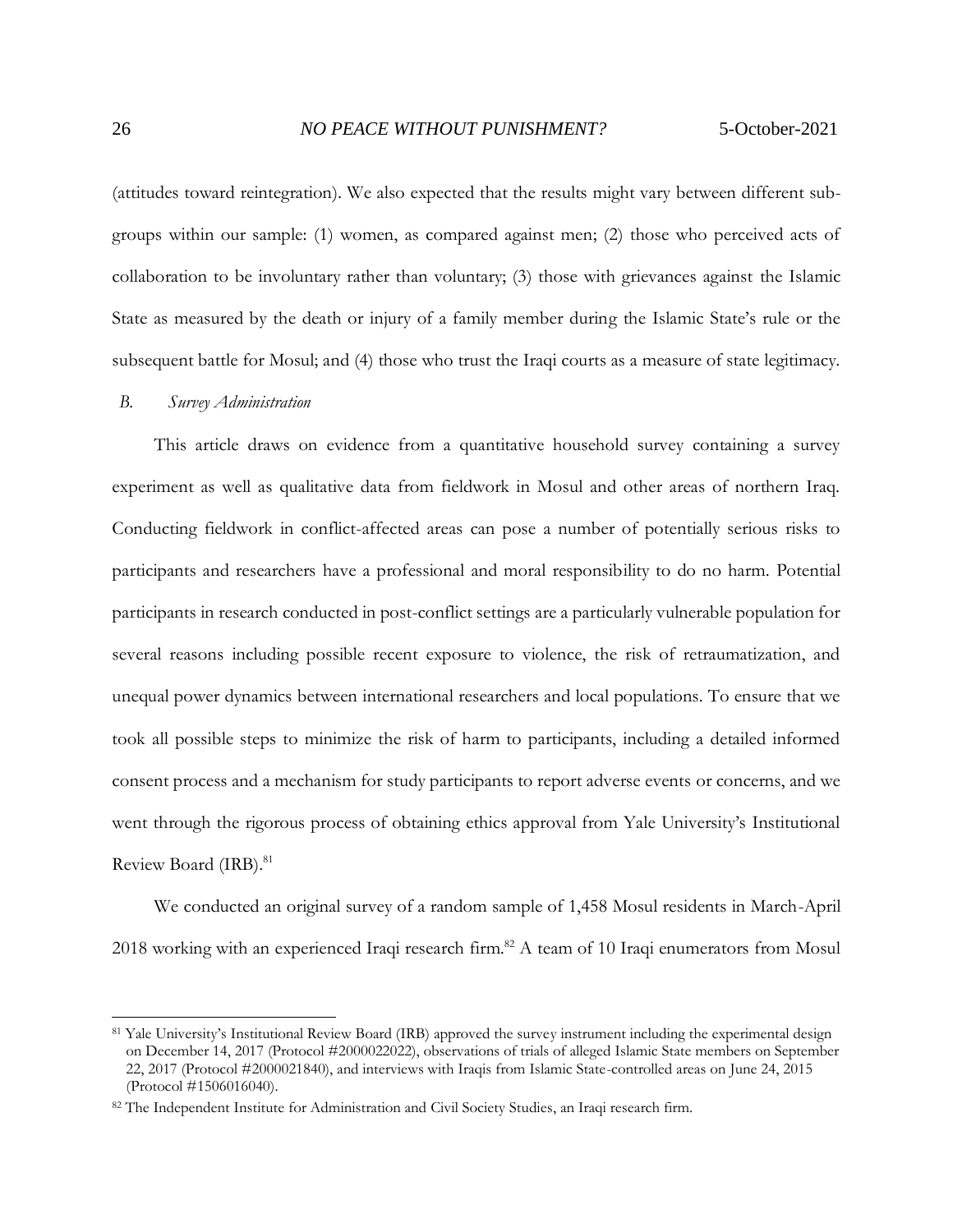(attitudes toward reintegration). We also expected that the results might vary between different sub-groups within our sample: (1) women, as compared against men; (2) those who perceived acts of collaboration to be involuntary rather than voluntary; (3) those with grievances against the Islamic State as measured by the death or injury of a family member during the Islamic State's rule or the subsequent battle for Mosul; and (4) those who trust the Iraqi courts as a measure of state legitimacy.

### B. *Survey Administration*

This article draws on evidence from a quantitative household survey containing a survey experiment as well as qualitative data from fieldwork in Mosul and other areas of northern Iraq. Conducting fieldwork in conflict-affected areas can pose a number of potentially serious risks to participants and researchers have a professional and moral responsibility to do no harm. Potential participants in research conducted in post-conflict settings are a particularly vulnerable population for several reasons including possible recent exposure to violence, the risk of retraumatization, and unequal power dynamics between international researchers and local populations. To ensure that we took all possible steps to minimize the risk of harm to participants, including a detailed informed consent process and a mechanism for study participants to report adverse events or concerns, and we went through the rigorous process of obtaining ethics approval from Yale University's Institutional Review Board (IRB).[81]

We conducted an original survey of a random sample of 1,458 Mosul residents in March-April 2018 working with an experienced Iraqi research firm.[82] A team of 10 Iraqi enumerators from Mosul

---

[81] Yale University's Institutional Review Board (IRB) approved the survey instrument including the experimental design on December 14, 2017 (Protocol #2000022022), observations of trials of alleged Islamic State members on September 22, 2017 (Protocol #2000021840), and interviews with Iraqis from Islamic State-controlled areas on June 24, 2015 (Protocol #1506016040).

[82] The Independent Institute for Administration and Civil Society Studies, an Iraqi research firm.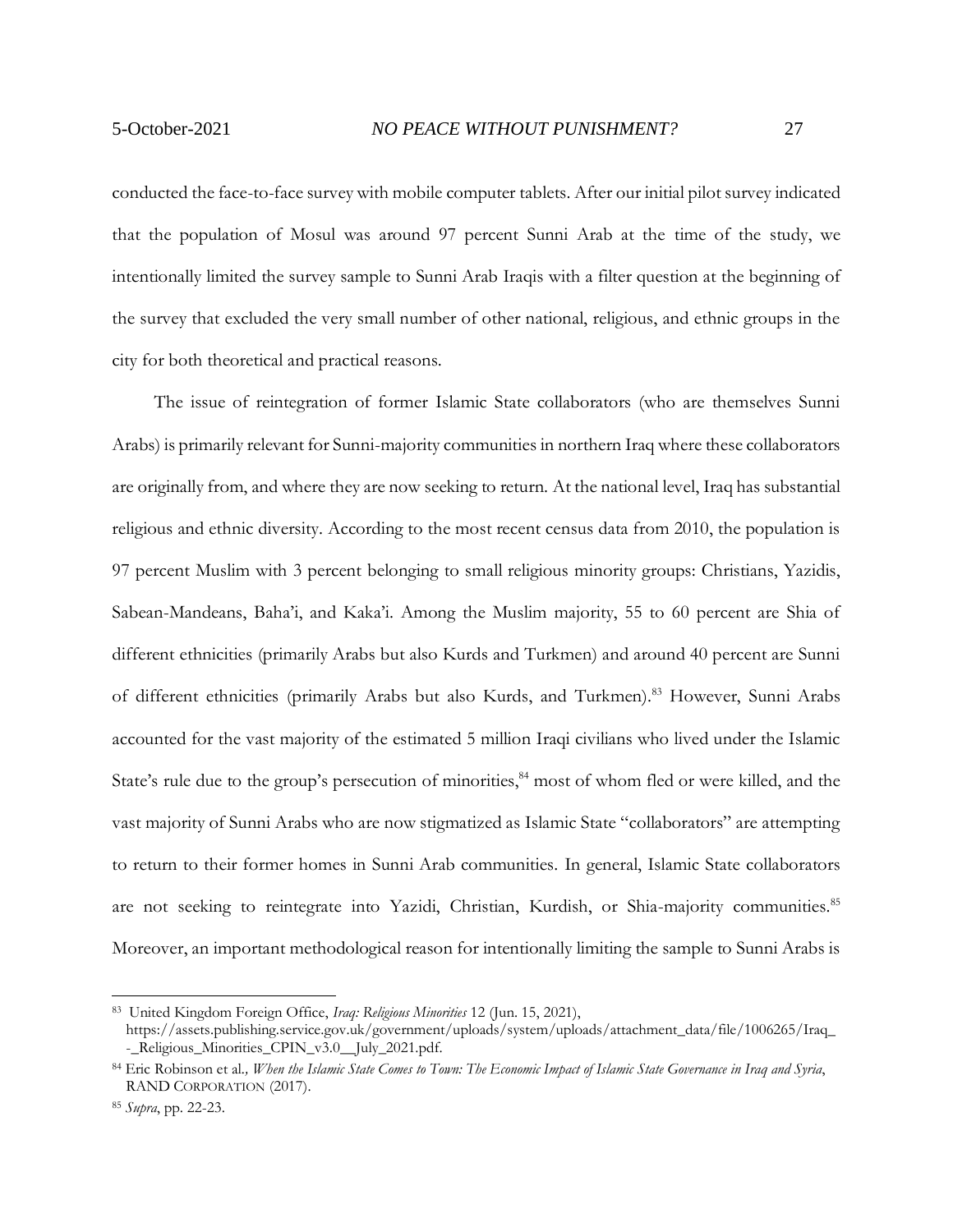conducted the face-to-face survey with mobile computer tablets. After our initial pilot survey indicated that the population of Mosul was around 97 percent Sunni Arab at the time of the study, we intentionally limited the survey sample to Sunni Arab Iraqis with a filter question at the beginning of the survey that excluded the very small number of other national, religious, and ethnic groups in the city for both theoretical and practical reasons.

The issue of reintegration of former Islamic State collaborators (who are themselves Sunni Arabs) is primarily relevant for Sunni-majority communities in northern Iraq where these collaborators are originally from, and where they are now seeking to return. At the national level, Iraq has substantial religious and ethnic diversity. According to the most recent census data from 2010, the population is 97 percent Muslim with 3 percent belonging to small religious minority groups: Christians, Yazidis, Sabean-Mandeans, Baha'i, and Kaka'i. Among the Muslim majority, 55 to 60 percent are Shia of different ethnicities (primarily Arabs but also Kurds and Turkmen) and around 40 percent are Sunni of different ethnicities (primarily Arabs but also Kurds, and Turkmen).[83] However, Sunni Arabs accounted for the vast majority of the estimated 5 million Iraqi civilians who lived under the Islamic State's rule due to the group's persecution of minorities,[84] most of whom fled or were killed, and the vast majority of Sunni Arabs who are now stigmatized as Islamic State "collaborators" are attempting to return to their former homes in Sunni Arab communities. In general, Islamic State collaborators are not seeking to reintegrate into Yazidi, Christian, Kurdish, or Shia-majority communities.[85] Moreover, an important methodological reason for intentionally limiting the sample to Sunni Arabs is

---

[83] United Kingdom Foreign Office, *Iraq: Religious Minorities* 12 (Jun. 15, 2021), https://assets.publishing.service.gov.uk/government/uploads/system/uploads/attachment_data/file/1006265/Iraq_-_Religious_Minorities_CPIN_v3.0__July_2021.pdf.

[84] Eric Robinson et al., *When the Islamic State Comes to Town: The Economic Impact of Islamic State Governance in Iraq and Syria*, RAND CORPORATION (2017).

[85] *Supra*, pp. 22-23.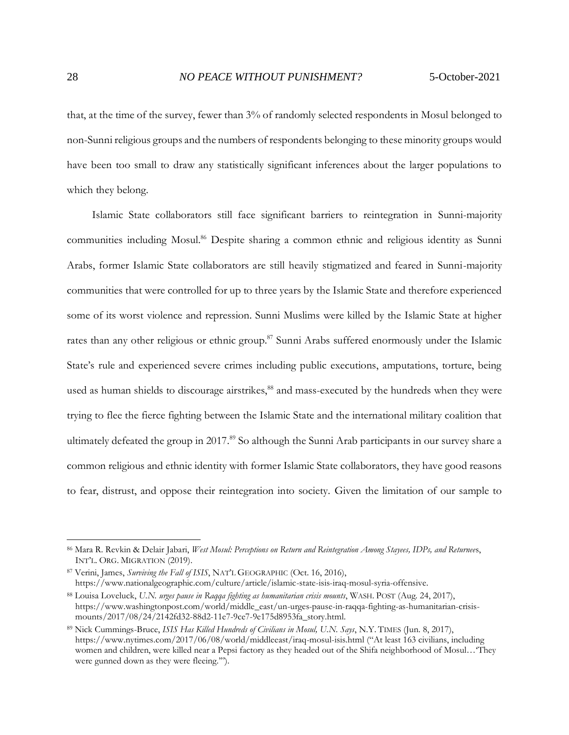that, at the time of the survey, fewer than 3% of randomly selected respondents in Mosul belonged to non-Sunni religious groups and the numbers of respondents belonging to these minority groups would have been too small to draw any statistically significant inferences about the larger populations to which they belong.

Islamic State collaborators still face significant barriers to reintegration in Sunni-majority communities including Mosul.[86] Despite sharing a common ethnic and religious identity as Sunni Arabs, former Islamic State collaborators are still heavily stigmatized and feared in Sunni-majority communities that were controlled for up to three years by the Islamic State and therefore experienced some of its worst violence and repression. Sunni Muslims were killed by the Islamic State at higher rates than any other religious or ethnic group.[87] Sunni Arabs suffered enormously under the Islamic State's rule and experienced severe crimes including public executions, amputations, torture, being used as human shields to discourage airstrikes,[88] and mass-executed by the hundreds when they were trying to flee the fierce fighting between the Islamic State and the international military coalition that ultimately defeated the group in 2017.[89] So although the Sunni Arab participants in our survey share a common religious and ethnic identity with former Islamic State collaborators, they have good reasons to fear, distrust, and oppose their reintegration into society. Given the limitation of our sample to

---

[86] Mara R. Revkin & Delair Jabari, *West Mosul: Perceptions on Return and Reintegration Among Stayees, IDPs, and Returnees*, INT'L. ORG. MIGRATION (2019).

[87] Verini, James, *Surviving the Fall of ISIS*, NAT'L GEOGRAPHIC (Oct. 16, 2016), https://www.nationalgeographic.com/culture/article/islamic-state-isis-iraq-mosul-syria-offensive.

[88] Louisa Loveluck, *U.N. urges pause in Raqqa fighting as humanitarian crisis mounts*, WASH. POST (Aug. 24, 2017), https://www.washingtonpost.com/world/middle_east/un-urges-pause-in-raqqa-fighting-as-humanitarian-crisis-mounts/2017/08/24/2142fd32-88d2-11e7-9ce7-9e175d8953fa_story.html.

[89] Nick Cummings-Bruce, *ISIS Has Killed Hundreds of Civilians in Mosul, U.N. Says*, N.Y. TIMES (Jun. 8, 2017), https://www.nytimes.com/2017/06/08/world/middleeast/iraq-mosul-isis.html ("At least 163 civilians, including women and children, were killed near a Pepsi factory as they headed out of the Shifa neighborhood of Mosul…'They were gunned down as they were fleeing.'").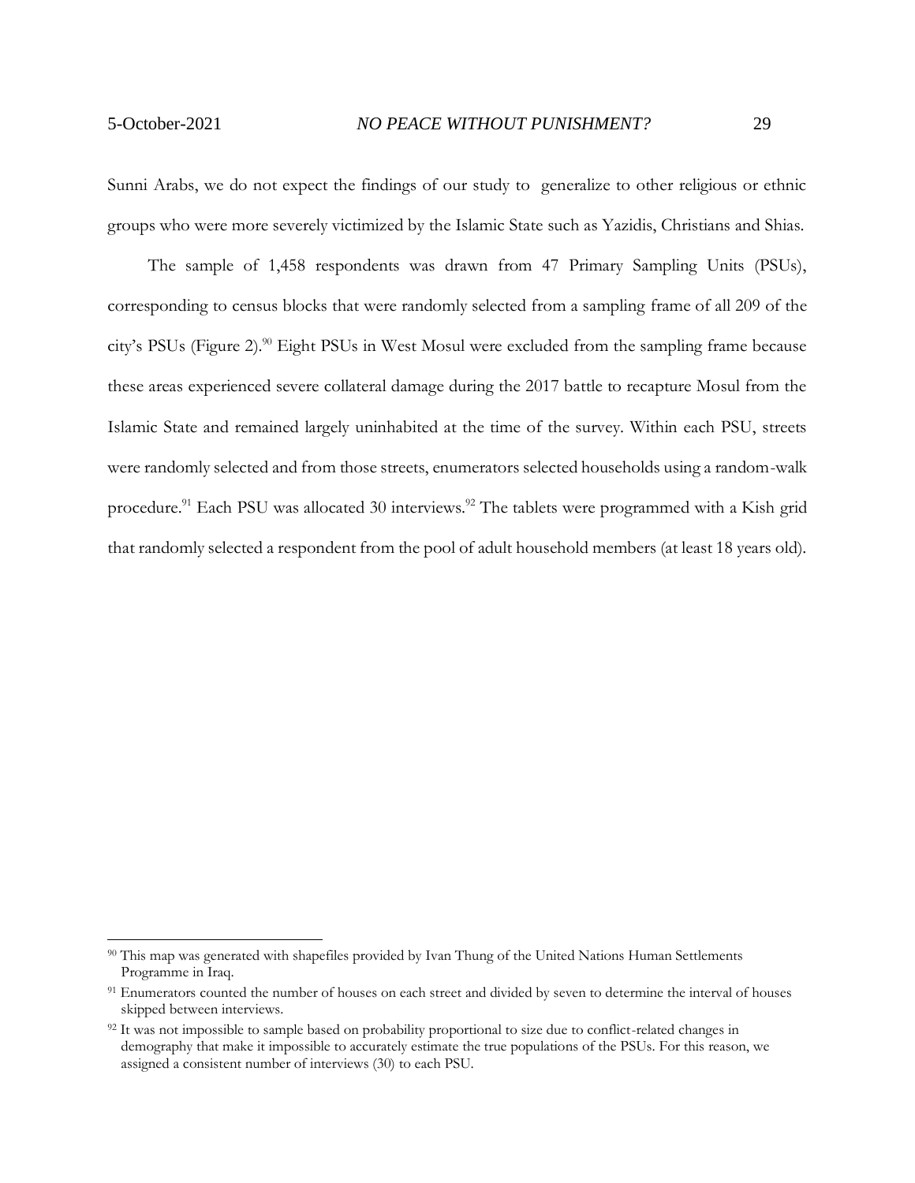Sunni Arabs, we do not expect the findings of our study to generalize to other religious or ethnic groups who were more severely victimized by the Islamic State such as Yazidis, Christians and Shias.

The sample of 1,458 respondents was drawn from 47 Primary Sampling Units (PSUs), corresponding to census blocks that were randomly selected from a sampling frame of all 209 of the city's PSUs (Figure 2).[90] Eight PSUs in West Mosul were excluded from the sampling frame because these areas experienced severe collateral damage during the 2017 battle to recapture Mosul from the Islamic State and remained largely uninhabited at the time of the survey. Within each PSU, streets were randomly selected and from those streets, enumerators selected households using a random-walk procedure.[91] Each PSU was allocated 30 interviews.[92] The tablets were programmed with a Kish grid that randomly selected a respondent from the pool of adult household members (at least 18 years old).

---

[90] This map was generated with shapefiles provided by Ivan Thung of the United Nations Human Settlements Programme in Iraq.

[91] Enumerators counted the number of houses on each street and divided by seven to determine the interval of houses skipped between interviews.

[92] It was not impossible to sample based on probability proportional to size due to conflict-related changes in demography that make it impossible to accurately estimate the true populations of the PSUs. For this reason, we assigned a consistent number of interviews (30) to each PSU.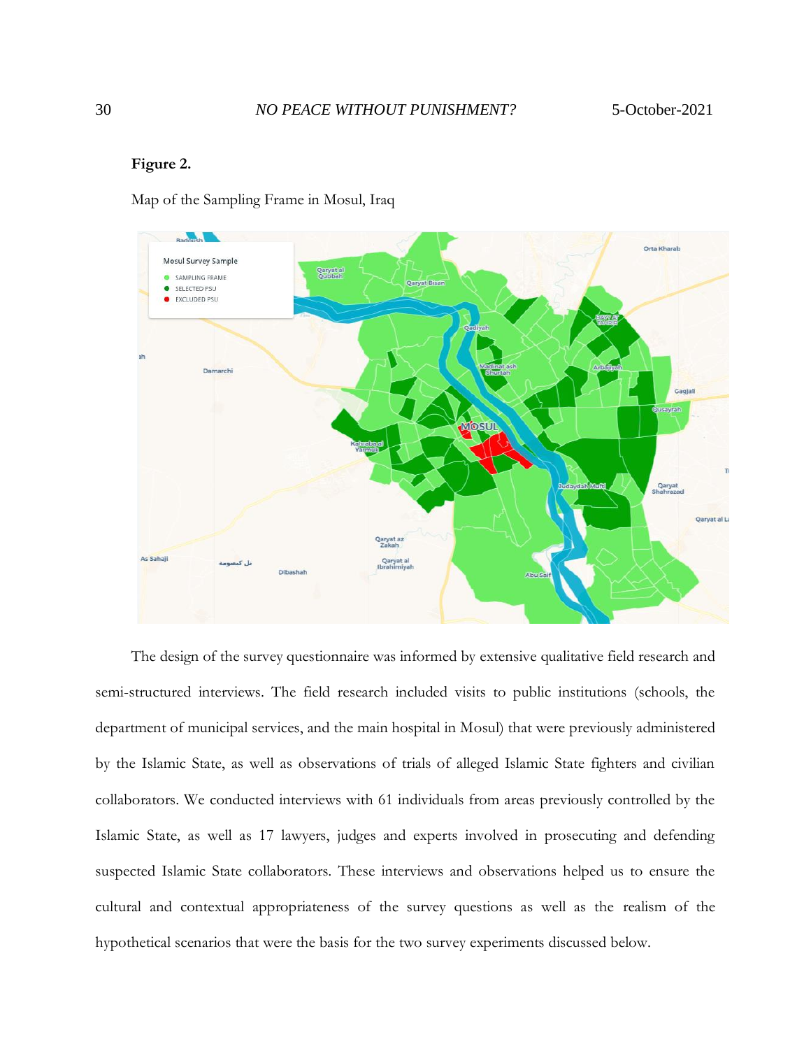**Figure 2.**

Map of the Sampling Frame in Mosul, Iraq

The design of the survey questionnaire was informed by extensive qualitative field research and semi-structured interviews. The field research included visits to public institutions (schools, the department of municipal services, and the main hospital in Mosul) that were previously administered by the Islamic State, as well as observations of trials of alleged Islamic State fighters and civilian collaborators. We conducted interviews with 61 individuals from areas previously controlled by the Islamic State, as well as 17 lawyers, judges and experts involved in prosecuting and defending suspected Islamic State collaborators. These interviews and observations helped us to ensure the cultural and contextual appropriateness of the survey questions as well as the realism of the hypothetical scenarios that were the basis for the two survey experiments discussed below.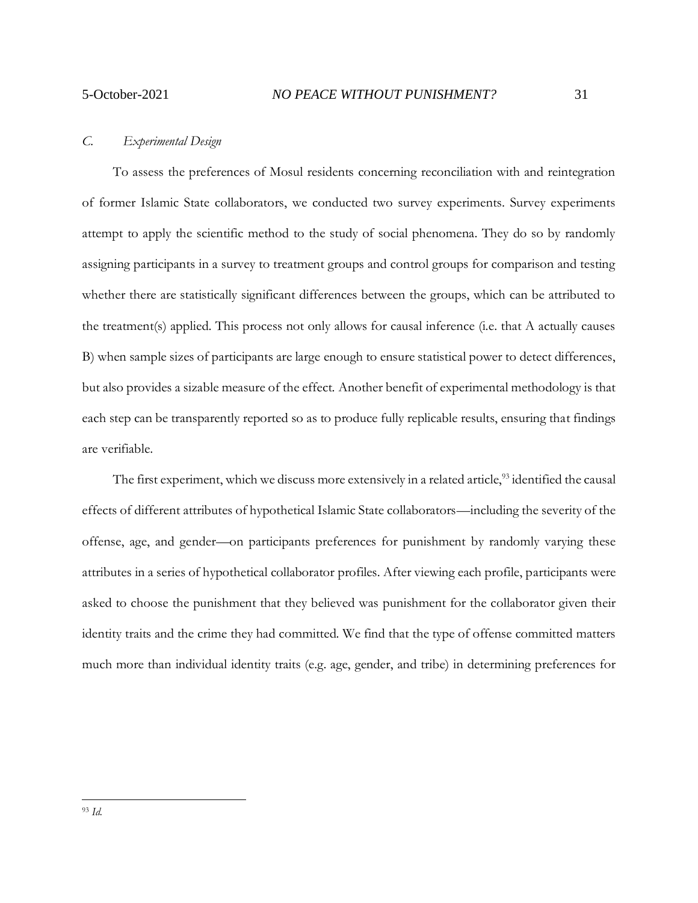### *C. Experimental Design*

To assess the preferences of Mosul residents concerning reconciliation with and reintegration of former Islamic State collaborators, we conducted two survey experiments. Survey experiments attempt to apply the scientific method to the study of social phenomena. They do so by randomly assigning participants in a survey to treatment groups and control groups for comparison and testing whether there are statistically significant differences between the groups, which can be attributed to the treatment(s) applied. This process not only allows for causal inference (i.e. that A actually causes B) when sample sizes of participants are large enough to ensure statistical power to detect differences, but also provides a sizable measure of the effect. Another benefit of experimental methodology is that each step can be transparently reported so as to produce fully replicable results, ensuring that findings are verifiable.

The first experiment, which we discuss more extensively in a related article,[93] identified the causal effects of different attributes of hypothetical Islamic State collaborators—including the severity of the offense, age, and gender—on participants preferences for punishment by randomly varying these attributes in a series of hypothetical collaborator profiles. After viewing each profile, participants were asked to choose the punishment that they believed was punishment for the collaborator given their identity traits and the crime they had committed. We find that the type of offense committed matters much more than individual identity traits (e.g. age, gender, and tribe) in determining preferences for

---

[93] *Id.*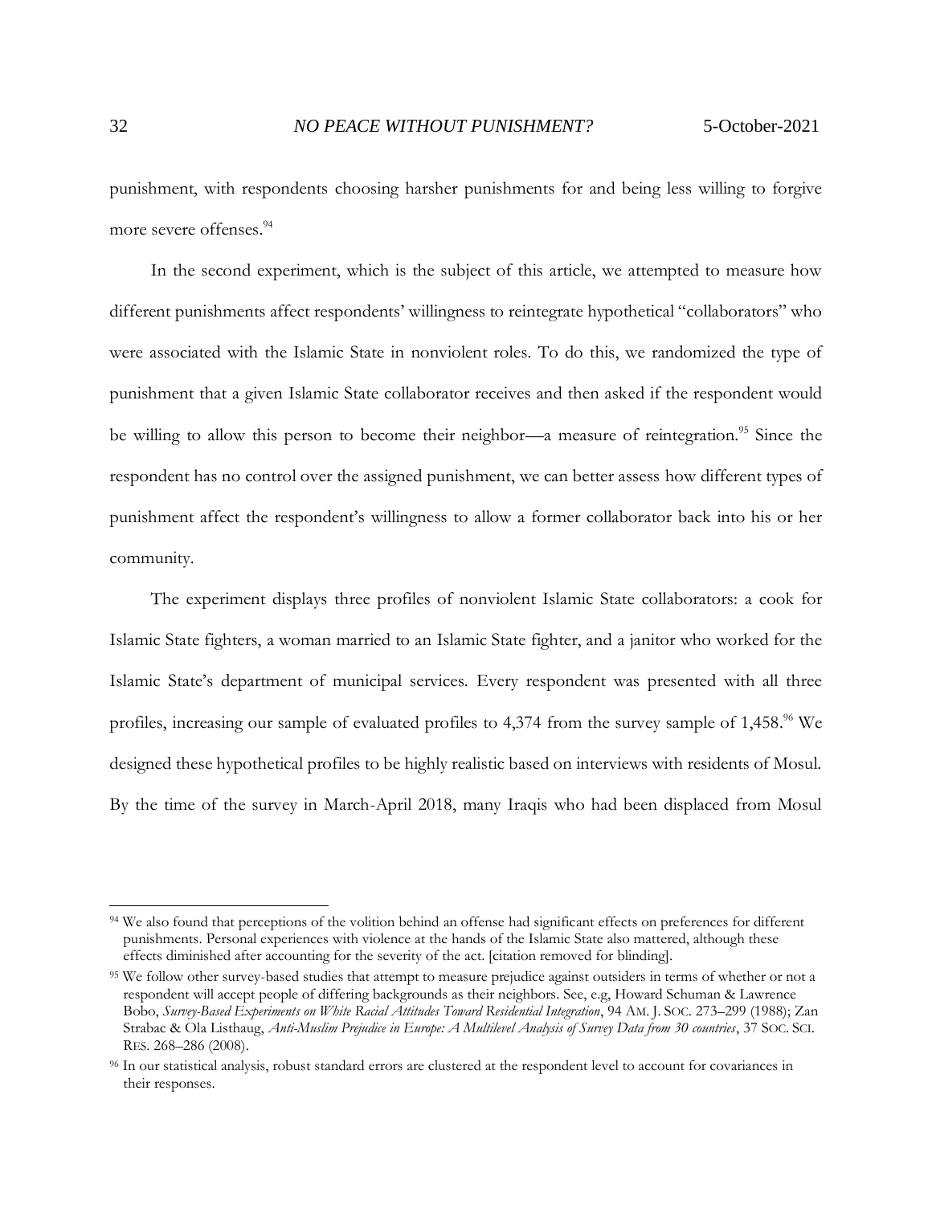punishment, with respondents choosing harsher punishments for and being less willing to forgive more severe offenses.[94]

In the second experiment, which is the subject of this article, we attempted to measure how different punishments affect respondents' willingness to reintegrate hypothetical "collaborators" who were associated with the Islamic State in nonviolent roles. To do this, we randomized the type of punishment that a given Islamic State collaborator receives and then asked if the respondent would be willing to allow this person to become their neighbor—a measure of reintegration.[95] Since the respondent has no control over the assigned punishment, we can better assess how different types of punishment affect the respondent's willingness to allow a former collaborator back into his or her community.

The experiment displays three profiles of nonviolent Islamic State collaborators: a cook for Islamic State fighters, a woman married to an Islamic State fighter, and a janitor who worked for the Islamic State's department of municipal services. Every respondent was presented with all three profiles, increasing our sample of evaluated profiles to 4,374 from the survey sample of 1,458.[96] We designed these hypothetical profiles to be highly realistic based on interviews with residents of Mosul. By the time of the survey in March-April 2018, many Iraqis who had been displaced from Mosul

---

[94] We also found that perceptions of the volition behind an offense had significant effects on preferences for different punishments. Personal experiences with violence at the hands of the Islamic State also mattered, although these effects diminished after accounting for the severity of the act. [citation removed for blinding].

[95] We follow other survey-based studies that attempt to measure prejudice against outsiders in terms of whether or not a respondent will accept people of differing backgrounds as their neighbors. See, e.g, Howard Schuman & Lawrence Bobo, *Survey-Based Experiments on White Racial Attitudes Toward Residential Integration*, 94 AM. J. SOC. 273–299 (1988); Zan Strabac & Ola Listhaug, *Anti-Muslim Prejudice in Europe: A Multilevel Analysis of Survey Data from 30 countries*, 37 SOC. SCI. RES. 268–286 (2008).

[96] In our statistical analysis, robust standard errors are clustered at the respondent level to account for covariances in their responses.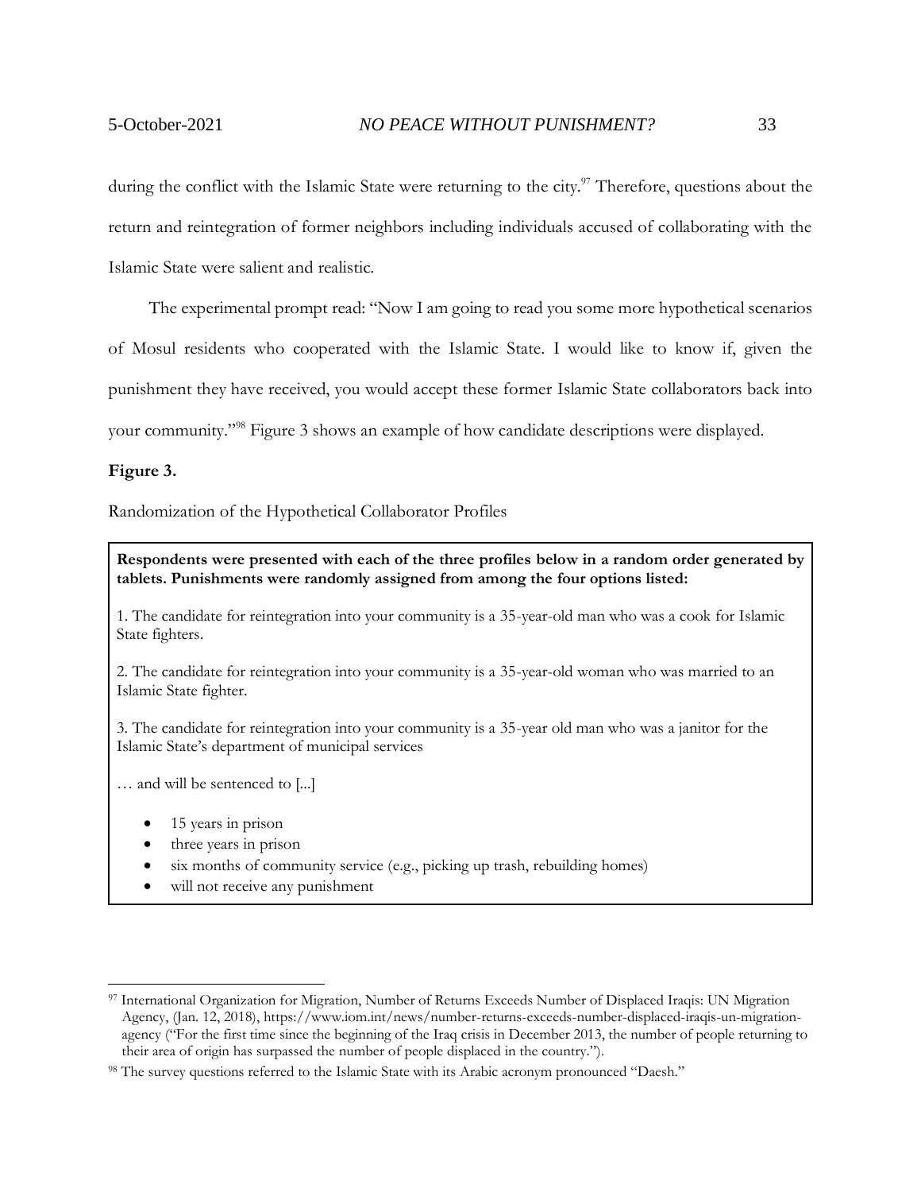during the conflict with the Islamic State were returning to the city.[97] Therefore, questions about the return and reintegration of former neighbors including individuals accused of collaborating with the Islamic State were salient and realistic.

The experimental prompt read: "Now I am going to read you some more hypothetical scenarios of Mosul residents who cooperated with the Islamic State. I would like to know if, given the punishment they have received, you would accept these former Islamic State collaborators back into your community."[98] Figure 3 shows an example of how candidate descriptions were displayed.

**Figure 3.**

Randomization of the Hypothetical Collaborator Profiles

**Respondents were presented with each of the three profiles below in a random order generated by tablets. Punishments were randomly assigned from among the four options listed:**

1. The candidate for reintegration into your community is a 35-year-old man who was a cook for Islamic State fighters.

2. The candidate for reintegration into your community is a 35-year-old woman who was married to an Islamic State fighter.

3. The candidate for reintegration into your community is a 35-year old man who was a janitor for the Islamic State's department of municipal services

… and will be sentenced to [...]

- 15 years in prison
- three years in prison
- six months of community service (e.g., picking up trash, rebuilding homes)
- will not receive any punishment

---

[97] International Organization for Migration, Number of Returns Exceeds Number of Displaced Iraqis: UN Migration Agency, (Jan. 12, 2018), https://www.iom.int/news/number-returns-exceeds-number-displaced-iraqis-un-migration-agency ("For the first time since the beginning of the Iraq crisis in December 2013, the number of people returning to their area of origin has surpassed the number of people displaced in the country.").

[98] The survey questions referred to the Islamic State with its Arabic acronym pronounced "Daesh."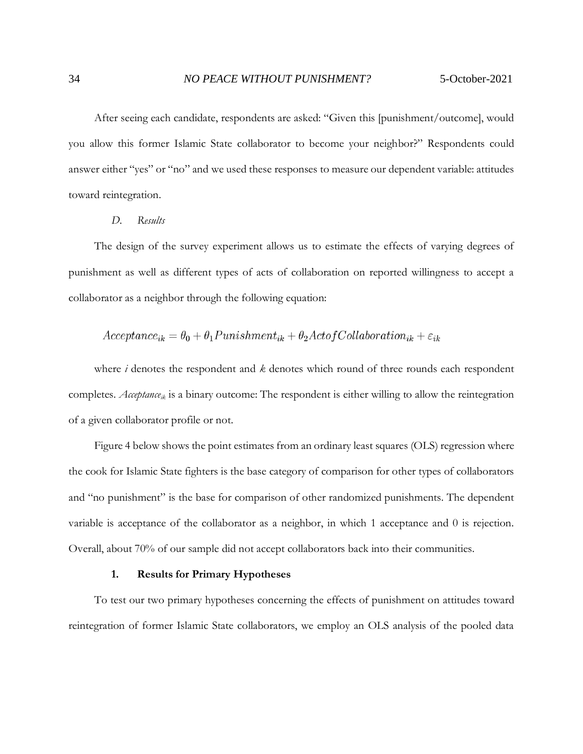After seeing each candidate, respondents are asked: "Given this [punishment/outcome], would you allow this former Islamic State collaborator to become your neighbor?" Respondents could answer either "yes" or "no" and we used these responses to measure our dependent variable: attitudes toward reintegration.

### *D. Results*

The design of the survey experiment allows us to estimate the effects of varying degrees of punishment as well as different types of acts of collaboration on reported willingness to accept a collaborator as a neighbor through the following equation:

$$Acceptance_{ik} = \theta_0 + \theta_1 Punishment_{ik} + \theta_2 ActofCollaboration_{ik} + \varepsilon_{ik}$$

where $i$ denotes the respondent and $k$ denotes which round of three rounds each respondent completes. $Acceptance_{ik}$ is a binary outcome: The respondent is either willing to allow the reintegration of a given collaborator profile or not.

Figure 4 below shows the point estimates from an ordinary least squares (OLS) regression where the cook for Islamic State fighters is the base category of comparison for other types of collaborators and "no punishment" is the base for comparison of other randomized punishments. The dependent variable is acceptance of the collaborator as a neighbor, in which 1 acceptance and 0 is rejection. Overall, about 70% of our sample did not accept collaborators back into their communities.

#### 1. Results for Primary Hypotheses

To test our two primary hypotheses concerning the effects of punishment on attitudes toward reintegration of former Islamic State collaborators, we employ an OLS analysis of the pooled data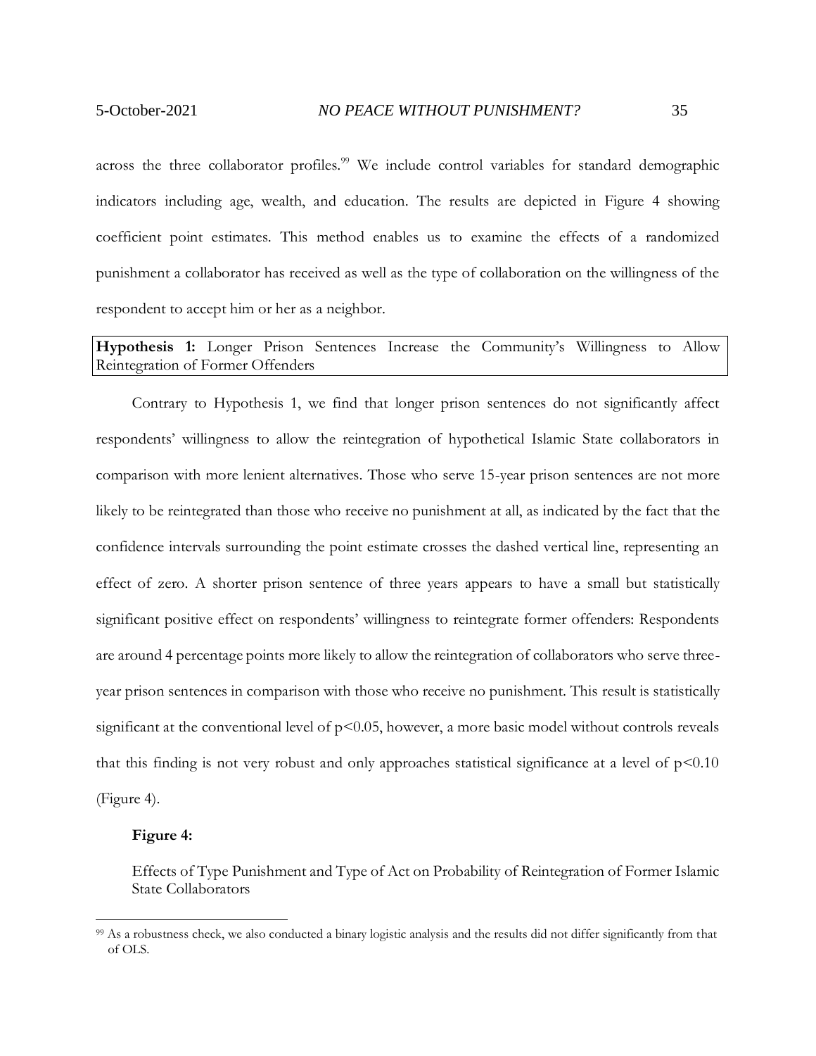across the three collaborator profiles.[99] We include control variables for standard demographic indicators including age, wealth, and education. The results are depicted in Figure 4 showing coefficient point estimates. This method enables us to examine the effects of a randomized punishment a collaborator has received as well as the type of collaboration on the willingness of the respondent to accept him or her as a neighbor.

**Hypothesis 1:** Longer Prison Sentences Increase the Community's Willingness to Allow Reintegration of Former Offenders

Contrary to Hypothesis 1, we find that longer prison sentences do not significantly affect respondents' willingness to allow the reintegration of hypothetical Islamic State collaborators in comparison with more lenient alternatives. Those who serve 15-year prison sentences are not more likely to be reintegrated than those who receive no punishment at all, as indicated by the fact that the confidence intervals surrounding the point estimate crosses the dashed vertical line, representing an effect of zero. A shorter prison sentence of three years appears to have a small but statistically significant positive effect on respondents' willingness to reintegrate former offenders: Respondents are around 4 percentage points more likely to allow the reintegration of collaborators who serve three-year prison sentences in comparison with those who receive no punishment. This result is statistically significant at the conventional level of $p<0.05$, however, a more basic model without controls reveals that this finding is not very robust and only approaches statistical significance at a level of $p<0.10$ (Figure 4).

**Figure 4:**

Effects of Type Punishment and Type of Act on Probability of Reintegration of Former Islamic State Collaborators

[99] As a robustness check, we also conducted a binary logistic analysis and the results did not differ significantly from that of OLS.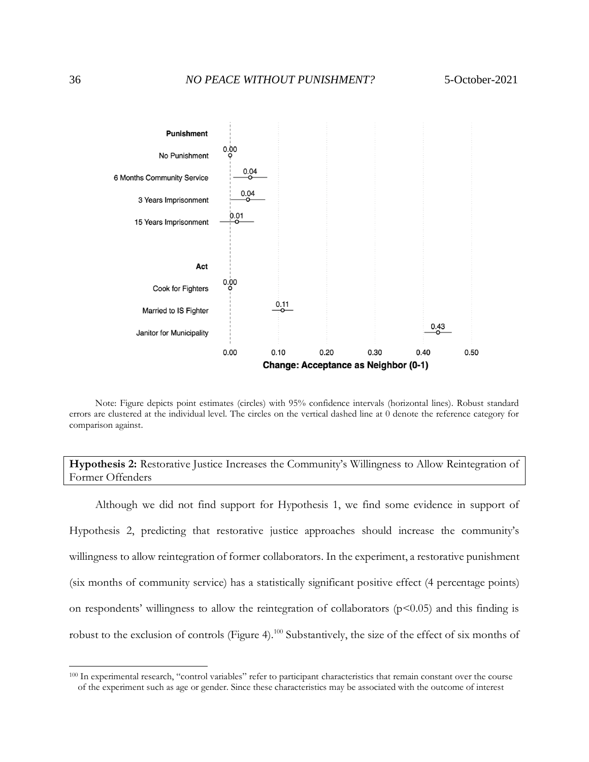| | Change: Acceptance as Neighbor (0-1) |
|---|---|
| **Punishment** | |
| No Punishment | 0.00 |
| 6 Months Community Service | 0.04 |
| 3 Years Imprisonment | 0.04 |
| 15 Years Imprisonment | 0.01 |
| **Act** | |
| Cook for Fighters | 0.00 |
| Married to IS Fighter | 0.11 |
| Janitor for Municipality | 0.43 |

Note: Figure depicts point estimates (circles) with 95% confidence intervals (horizontal lines). Robust standard errors are clustered at the individual level. The circles on the vertical dashed line at 0 denote the reference category for comparison against.

**Hypothesis 2:** Restorative Justice Increases the Community's Willingness to Allow Reintegration of Former Offenders

Although we did not find support for Hypothesis 1, we find some evidence in support of Hypothesis 2, predicting that restorative justice approaches should increase the community's willingness to allow reintegration of former collaborators. In the experiment, a restorative punishment (six months of community service) has a statistically significant positive effect (4 percentage points) on respondents' willingness to allow the reintegration of collaborators ($p<0.05$) and this finding is robust to the exclusion of controls (Figure 4).[100] Substantively, the size of the effect of six months of

[100] In experimental research, "control variables" refer to participant characteristics that remain constant over the course of the experiment such as age or gender. Since these characteristics may be associated with the outcome of interest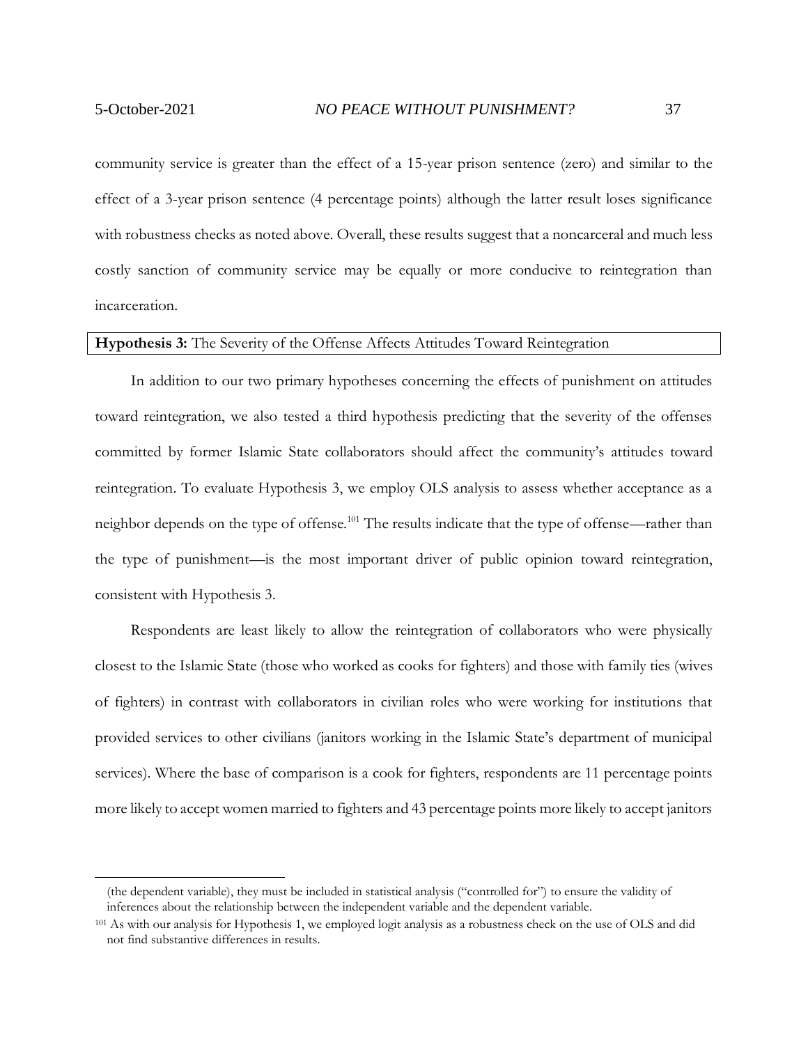community service is greater than the effect of a 15-year prison sentence (zero) and similar to the effect of a 3-year prison sentence (4 percentage points) although the latter result loses significance with robustness checks as noted above. Overall, these results suggest that a noncarceral and much less costly sanction of community service may be equally or more conducive to reintegration than incarceration.

**Hypothesis 3:** The Severity of the Offense Affects Attitudes Toward Reintegration

In addition to our two primary hypotheses concerning the effects of punishment on attitudes toward reintegration, we also tested a third hypothesis predicting that the severity of the offenses committed by former Islamic State collaborators should affect the community's attitudes toward reintegration. To evaluate Hypothesis 3, we employ OLS analysis to assess whether acceptance as a neighbor depends on the type of offense.[101] The results indicate that the type of offense—rather than the type of punishment—is the most important driver of public opinion toward reintegration, consistent with Hypothesis 3.

Respondents are least likely to allow the reintegration of collaborators who were physically closest to the Islamic State (those who worked as cooks for fighters) and those with family ties (wives of fighters) in contrast with collaborators in civilian roles who were working for institutions that provided services to other civilians (janitors working in the Islamic State's department of municipal services). Where the base of comparison is a cook for fighters, respondents are 11 percentage points more likely to accept women married to fighters and 43 percentage points more likely to accept janitors

---

(the dependent variable), they must be included in statistical analysis ("controlled for") to ensure the validity of inferences about the relationship between the independent variable and the dependent variable.

[101] As with our analysis for Hypothesis 1, we employed logit analysis as a robustness check on the use of OLS and did not find substantive differences in results.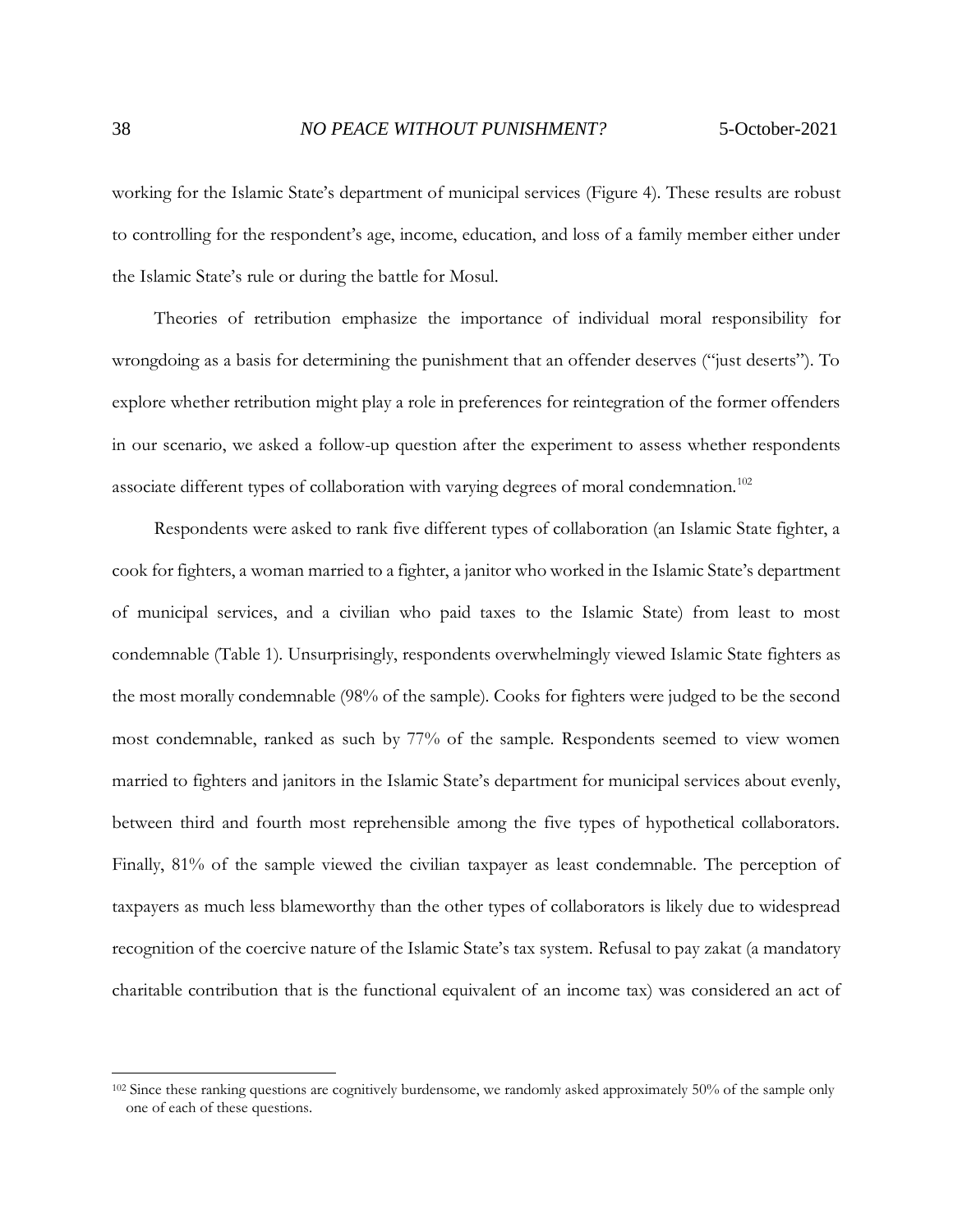working for the Islamic State's department of municipal services (Figure 4). These results are robust to controlling for the respondent's age, income, education, and loss of a family member either under the Islamic State's rule or during the battle for Mosul.

Theories of retribution emphasize the importance of individual moral responsibility for wrongdoing as a basis for determining the punishment that an offender deserves ("just deserts"). To explore whether retribution might play a role in preferences for reintegration of the former offenders in our scenario, we asked a follow-up question after the experiment to assess whether respondents associate different types of collaboration with varying degrees of moral condemnation.[102]

Respondents were asked to rank five different types of collaboration (an Islamic State fighter, a cook for fighters, a woman married to a fighter, a janitor who worked in the Islamic State's department of municipal services, and a civilian who paid taxes to the Islamic State) from least to most condemnable (Table 1). Unsurprisingly, respondents overwhelmingly viewed Islamic State fighters as the most morally condemnable (98% of the sample). Cooks for fighters were judged to be the second most condemnable, ranked as such by 77% of the sample. Respondents seemed to view women married to fighters and janitors in the Islamic State's department for municipal services about evenly, between third and fourth most reprehensible among the five types of hypothetical collaborators. Finally, 81% of the sample viewed the civilian taxpayer as least condemnable. The perception of taxpayers as much less blameworthy than the other types of collaborators is likely due to widespread recognition of the coercive nature of the Islamic State's tax system. Refusal to pay zakat (a mandatory charitable contribution that is the functional equivalent of an income tax) was considered an act of

[102] Since these ranking questions are cognitively burdensome, we randomly asked approximately 50% of the sample only one of each of these questions.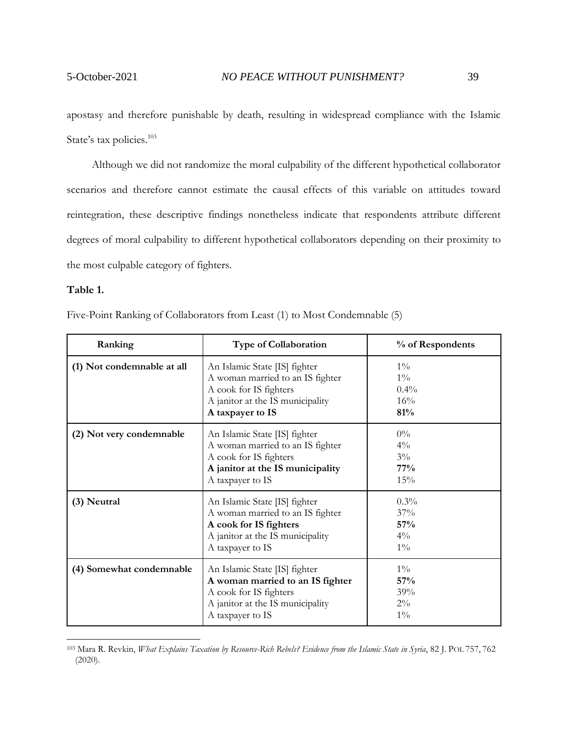apostasy and therefore punishable by death, resulting in widespread compliance with the Islamic State's tax policies.[103]

Although we did not randomize the moral culpability of the different hypothetical collaborator scenarios and therefore cannot estimate the causal effects of this variable on attitudes toward reintegration, these descriptive findings nonetheless indicate that respondents attribute different degrees of moral culpability to different hypothetical collaborators depending on their proximity to the most culpable category of fighters.

**Table 1.**

Five-Point Ranking of Collaborators from Least (1) to Most Condemnable (5)

| Ranking | Type of Collaboration | % of Respondents |
|---|---|---|
| **(1) Not condemnable at all** | An Islamic State [IS] fighter<br>A woman married to an IS fighter<br>A cook for IS fighters<br>A janitor at the IS municipality<br>**A taxpayer to IS** | 1%<br>1%<br>0.4%<br>16%<br>**81%** |
| **(2) Not very condemnable** | An Islamic State [IS] fighter<br>A woman married to an IS fighter<br>A cook for IS fighters<br>**A janitor at the IS municipality**<br>A taxpayer to IS | 0%<br>4%<br>3%<br>**77%**<br>15% |
| **(3) Neutral** | An Islamic State [IS] fighter<br>A woman married to an IS fighter<br>**A cook for IS fighters**<br>A janitor at the IS municipality<br>A taxpayer to IS | 0.3%<br>37%<br>**57%**<br>4%<br>1% |
| **(4) Somewhat condemnable** | An Islamic State [IS] fighter<br>**A woman married to an IS fighter**<br>A cook for IS fighters<br>A janitor at the IS municipality<br>A taxpayer to IS | 1%<br>**57%**<br>39%<br>2%<br>1% |

[103] Mara R. Revkin, *What Explains Taxation by Resource-Rich Rebels? Evidence from the Islamic State in Syria*, 82 J. POL 757, 762 (2020).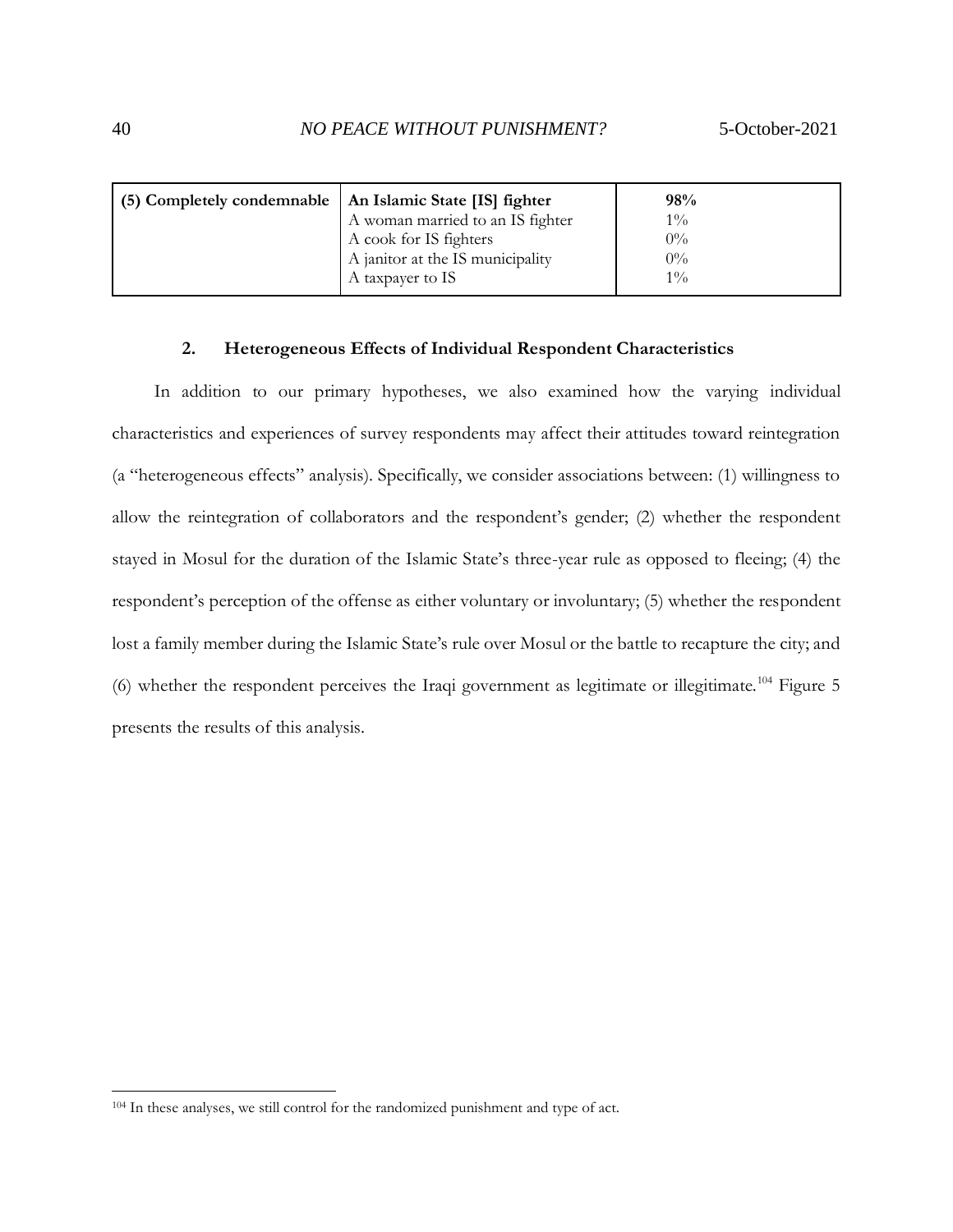| (5) Completely condemnable | An Islamic State [IS] fighter | 98% |
|---|---|---|
| | A woman married to an IS fighter | 1% |
| | A cook for IS fighters | 0% |
| | A janitor at the IS municipality | 0% |
| | A taxpayer to IS | 1% |

### 2. Heterogeneous Effects of Individual Respondent Characteristics

In addition to our primary hypotheses, we also examined how the varying individual characteristics and experiences of survey respondents may affect their attitudes toward reintegration (a "heterogeneous effects" analysis). Specifically, we consider associations between: (1) willingness to allow the reintegration of collaborators and the respondent's gender; (2) whether the respondent stayed in Mosul for the duration of the Islamic State's three-year rule as opposed to fleeing; (4) the respondent's perception of the offense as either voluntary or involuntary; (5) whether the respondent lost a family member during the Islamic State's rule over Mosul or the battle to recapture the city; and (6) whether the respondent perceives the Iraqi government as legitimate or illegitimate.[104] Figure 5 presents the results of this analysis.

[104] In these analyses, we still control for the randomized punishment and type of act.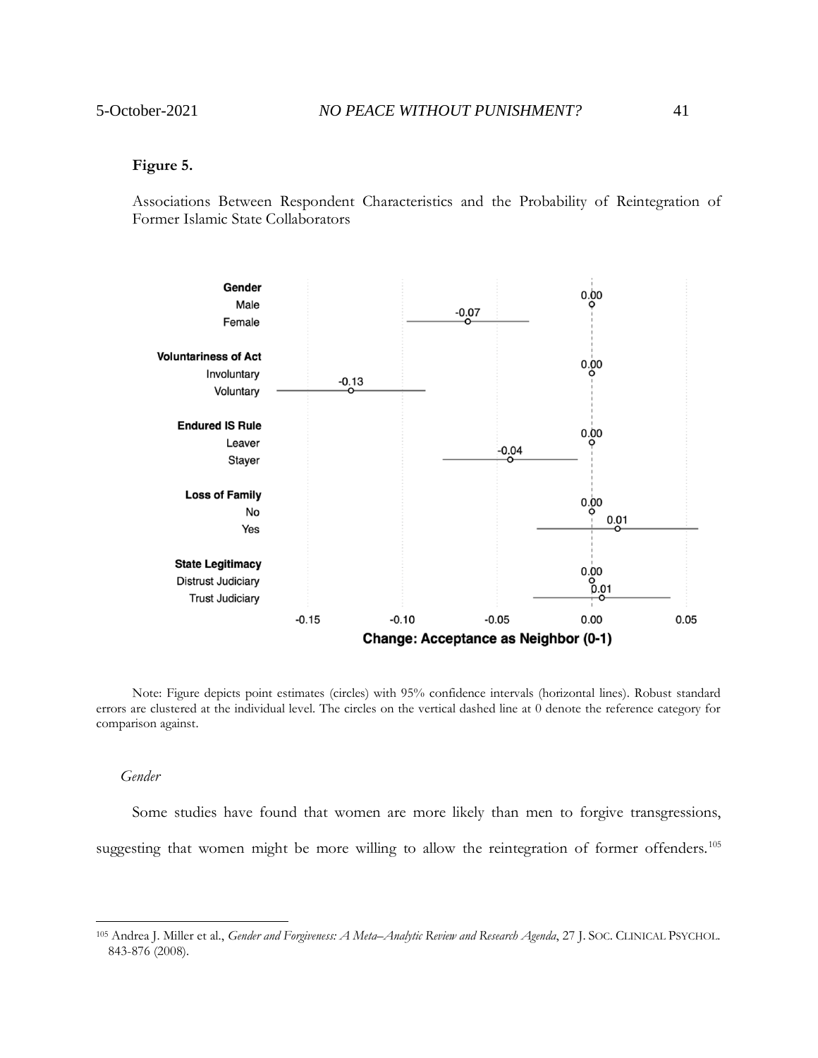**Figure 5.**

Associations Between Respondent Characteristics and the Probability of Reintegration of Former Islamic State Collaborators

Note: Figure depicts point estimates (circles) with 95% confidence intervals (horizontal lines). Robust standard errors are clustered at the individual level. The circles on the vertical dashed line at 0 denote the reference category for comparison against.

*Gender*

Some studies have found that women are more likely than men to forgive transgressions, suggesting that women might be more willing to allow the reintegration of former offenders.[105]

[105] Andrea J. Miller et al., *Gender and Forgiveness: A Meta–Analytic Review and Research Agenda*, 27 J. SOC. CLINICAL PSYCHOL. 843-876 (2008).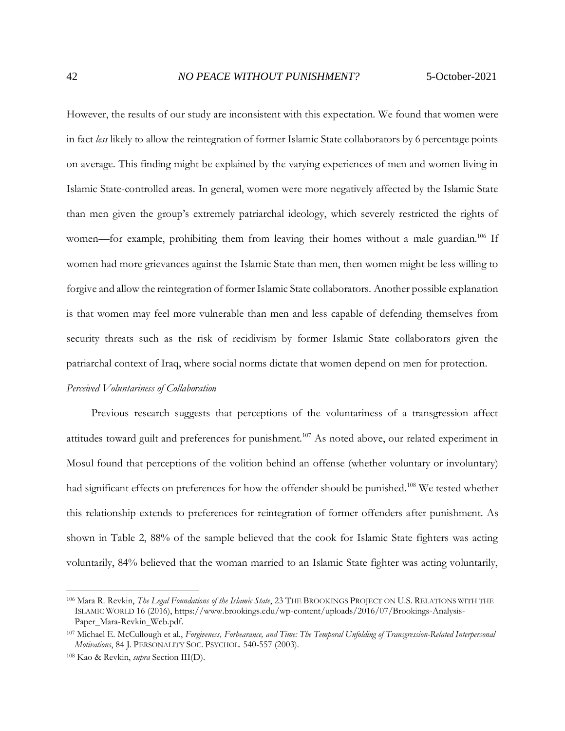However, the results of our study are inconsistent with this expectation. We found that women were in fact *less* likely to allow the reintegration of former Islamic State collaborators by 6 percentage points on average. This finding might be explained by the varying experiences of men and women living in Islamic State-controlled areas. In general, women were more negatively affected by the Islamic State than men given the group's extremely patriarchal ideology, which severely restricted the rights of women—for example, prohibiting them from leaving their homes without a male guardian.[106] If women had more grievances against the Islamic State than men, then women might be less willing to forgive and allow the reintegration of former Islamic State collaborators. Another possible explanation is that women may feel more vulnerable than men and less capable of defending themselves from security threats such as the risk of recidivism by former Islamic State collaborators given the patriarchal context of Iraq, where social norms dictate that women depend on men for protection.

*Perceived Voluntariness of Collaboration*

Previous research suggests that perceptions of the voluntariness of a transgression affect attitudes toward guilt and preferences for punishment.[107] As noted above, our related experiment in Mosul found that perceptions of the volition behind an offense (whether voluntary or involuntary) had significant effects on preferences for how the offender should be punished.[108] We tested whether this relationship extends to preferences for reintegration of former offenders after punishment. As shown in Table 2, 88% of the sample believed that the cook for Islamic State fighters was acting voluntarily, 84% believed that the woman married to an Islamic State fighter was acting voluntarily,

---

[106] Mara R. Revkin, *The Legal Foundations of the Islamic State*, 23 THE BROOKINGS PROJECT ON U.S. RELATIONS WITH THE ISLAMIC WORLD 16 (2016), https://www.brookings.edu/wp-content/uploads/2016/07/Brookings-Analysis-Paper_Mara-Revkin_Web.pdf.

[107] Michael E. McCullough et al., *Forgiveness, Forbearance, and Time: The Temporal Unfolding of Transgression-Related Interpersonal Motivations*, 84 J. PERSONALITY SOC. PSYCHOL. 540-557 (2003).

[108] Kao & Revkin, *supra* Section III(D).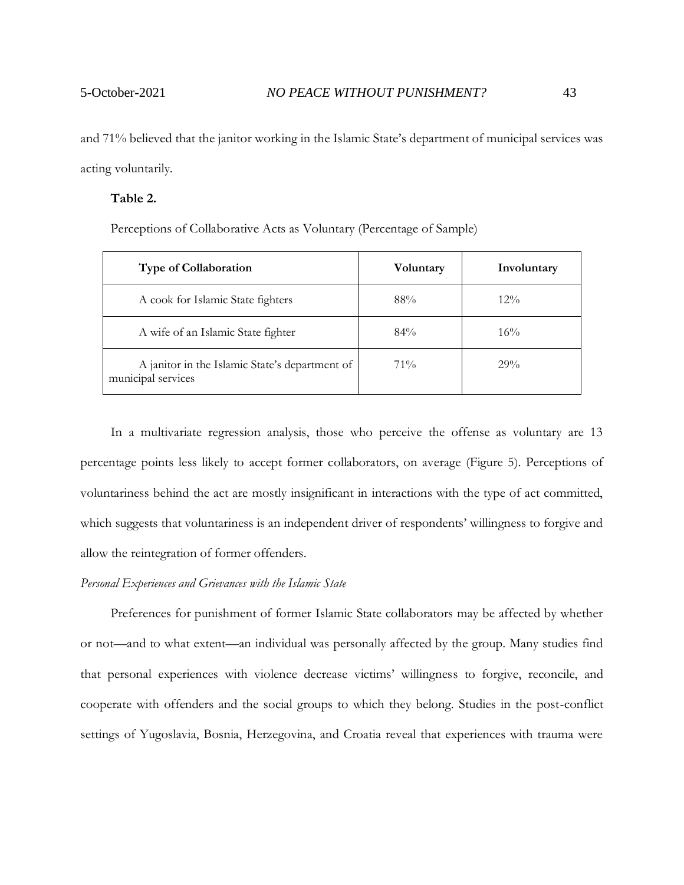and 71% believed that the janitor working in the Islamic State's department of municipal services was acting voluntarily.

**Table 2.**

Perceptions of Collaborative Acts as Voluntary (Percentage of Sample)

| Type of Collaboration | Voluntary | Involuntary |
|---|---|---|
| A cook for Islamic State fighters | 88% | 12% |
| A wife of an Islamic State fighter | 84% | 16% |
| A janitor in the Islamic State's department of municipal services | 71% | 29% |

In a multivariate regression analysis, those who perceive the offense as voluntary are 13 percentage points less likely to accept former collaborators, on average (Figure 5). Perceptions of voluntariness behind the act are mostly insignificant in interactions with the type of act committed, which suggests that voluntariness is an independent driver of respondents' willingness to forgive and allow the reintegration of former offenders.

*Personal Experiences and Grievances with the Islamic State*

Preferences for punishment of former Islamic State collaborators may be affected by whether or not—and to what extent—an individual was personally affected by the group. Many studies find that personal experiences with violence decrease victims' willingness to forgive, reconcile, and cooperate with offenders and the social groups to which they belong. Studies in the post-conflict settings of Yugoslavia, Bosnia, Herzegovina, and Croatia reveal that experiences with trauma were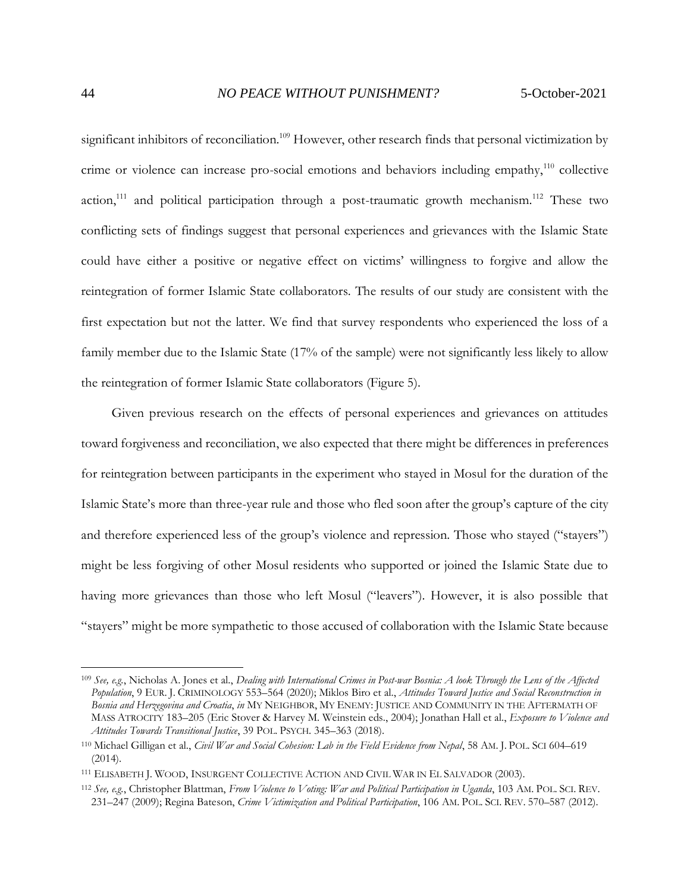significant inhibitors of reconciliation.[109] However, other research finds that personal victimization by crime or violence can increase pro-social emotions and behaviors including empathy,[110] collective action,[111] and political participation through a post-traumatic growth mechanism.[112] These two conflicting sets of findings suggest that personal experiences and grievances with the Islamic State could have either a positive or negative effect on victims' willingness to forgive and allow the reintegration of former Islamic State collaborators. The results of our study are consistent with the first expectation but not the latter. We find that survey respondents who experienced the loss of a family member due to the Islamic State (17% of the sample) were not significantly less likely to allow the reintegration of former Islamic State collaborators (Figure 5).

Given previous research on the effects of personal experiences and grievances on attitudes toward forgiveness and reconciliation, we also expected that there might be differences in preferences for reintegration between participants in the experiment who stayed in Mosul for the duration of the Islamic State's more than three-year rule and those who fled soon after the group's capture of the city and therefore experienced less of the group's violence and repression. Those who stayed ("stayers") might be less forgiving of other Mosul residents who supported or joined the Islamic State due to having more grievances than those who left Mosul ("leavers"). However, it is also possible that "stayers" might be more sympathetic to those accused of collaboration with the Islamic State because

---

[109] *See, e.g.*, Nicholas A. Jones et al., *Dealing with International Crimes in Post-war Bosnia: A look Through the Lens of the Affected Population*, 9 EUR. J. CRIMINOLOGY 553–564 (2020); Miklos Biro et al., *Attitudes Toward Justice and Social Reconstruction in Bosnia and Herzegovina and Croatia*, *in* MY NEIGHBOR, MY ENEMY: JUSTICE AND COMMUNITY IN THE AFTERMATH OF MASS ATROCITY 183–205 (Eric Stover & Harvey M. Weinstein eds., 2004); Jonathan Hall et al., *Exposure to Violence and Attitudes Towards Transitional Justice*, 39 POL. PSYCH. 345–363 (2018).

[110] Michael Gilligan et al., *Civil War and Social Cohesion: Lab in the Field Evidence from Nepal*, 58 AM. J. POL. SCI 604–619 (2014).

[111] ELISABETH J. WOOD, INSURGENT COLLECTIVE ACTION AND CIVIL WAR IN EL SALVADOR (2003).

[112] *See, e.g.*, Christopher Blattman, *From Violence to Voting: War and Political Participation in Uganda*, 103 AM. POL. SCI. REV. 231–247 (2009); Regina Bateson, *Crime Victimization and Political Participation*, 106 AM. POL. SCI. REV. 570–587 (2012).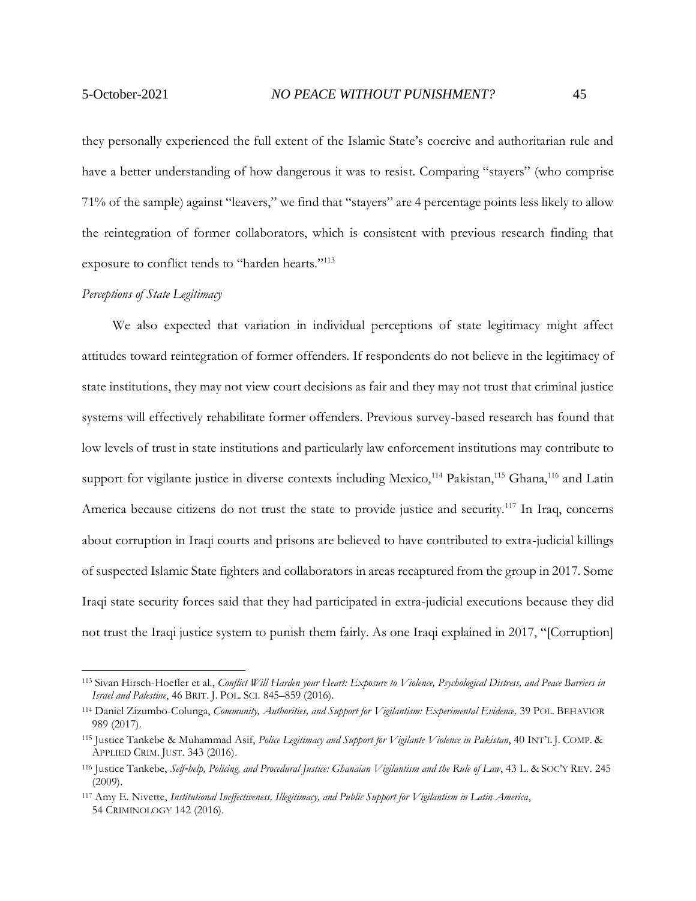they personally experienced the full extent of the Islamic State's coercive and authoritarian rule and have a better understanding of how dangerous it was to resist. Comparing "stayers" (who comprise 71% of the sample) against "leavers," we find that "stayers" are 4 percentage points less likely to allow the reintegration of former collaborators, which is consistent with previous research finding that exposure to conflict tends to "harden hearts."[113]

*Perceptions of State Legitimacy*

We also expected that variation in individual perceptions of state legitimacy might affect attitudes toward reintegration of former offenders. If respondents do not believe in the legitimacy of state institutions, they may not view court decisions as fair and they may not trust that criminal justice systems will effectively rehabilitate former offenders. Previous survey-based research has found that low levels of trust in state institutions and particularly law enforcement institutions may contribute to support for vigilante justice in diverse contexts including Mexico,[114] Pakistan,[115] Ghana,[116] and Latin America because citizens do not trust the state to provide justice and security.[117] In Iraq, concerns about corruption in Iraqi courts and prisons are believed to have contributed to extra-judicial killings of suspected Islamic State fighters and collaborators in areas recaptured from the group in 2017. Some Iraqi state security forces said that they had participated in extra-judicial executions because they did not trust the Iraqi justice system to punish them fairly. As one Iraqi explained in 2017, "[Corruption]

---

[113] Sivan Hirsch-Hoefler et al., *Conflict Will Harden your Heart: Exposure to Violence, Psychological Distress, and Peace Barriers in Israel and Palestine*, 46 BRIT. J. POL. SCI. 845–859 (2016).

[114] Daniel Zizumbo-Colunga, *Community, Authorities, and Support for Vigilantism: Experimental Evidence,* 39 POL. BEHAVIOR 989 (2017).

[115] Justice Tankebe & Muhammad Asif, *Police Legitimacy and Support for Vigilante Violence in Pakistan*, 40 INT'L J. COMP. & APPLIED CRIM. JUST. 343 (2016).

[116] Justice Tankebe, *Self-help, Policing, and Procedural Justice: Ghanaian Vigilantism and the Rule of Law*, 43 L. & SOC'Y REV. 245 (2009).

[117] Amy E. Nivette, *Institutional Ineffectiveness, Illegitimacy, and Public Support for Vigilantism in Latin America*, 54 CRIMINOLOGY 142 (2016).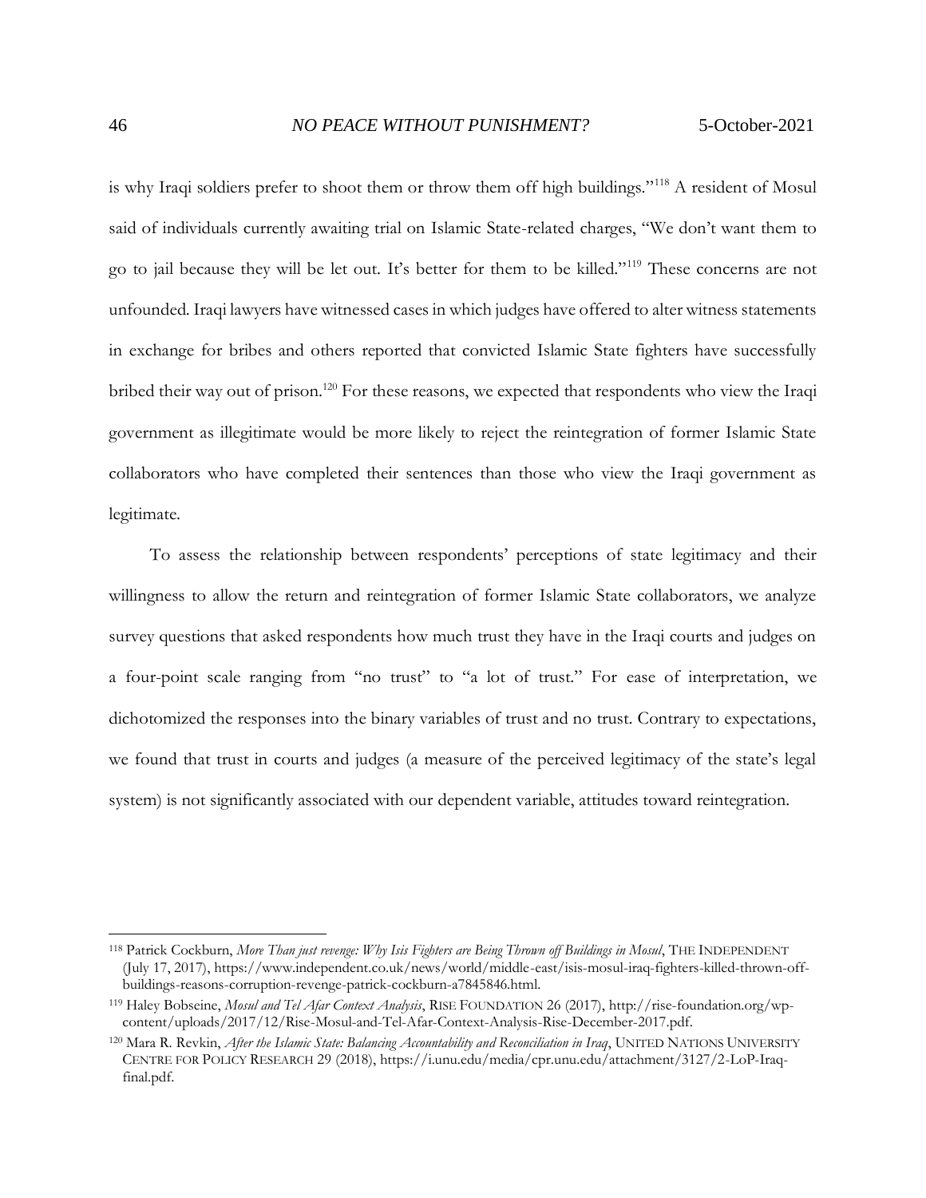is why Iraqi soldiers prefer to shoot them or throw them off high buildings."[118] A resident of Mosul said of individuals currently awaiting trial on Islamic State-related charges, "We don't want them to go to jail because they will be let out. It's better for them to be killed."[119] These concerns are not unfounded. Iraqi lawyers have witnessed cases in which judges have offered to alter witness statements in exchange for bribes and others reported that convicted Islamic State fighters have successfully bribed their way out of prison.[120] For these reasons, we expected that respondents who view the Iraqi government as illegitimate would be more likely to reject the reintegration of former Islamic State collaborators who have completed their sentences than those who view the Iraqi government as legitimate.

To assess the relationship between respondents' perceptions of state legitimacy and their willingness to allow the return and reintegration of former Islamic State collaborators, we analyze survey questions that asked respondents how much trust they have in the Iraqi courts and judges on a four-point scale ranging from "no trust" to "a lot of trust." For ease of interpretation, we dichotomized the responses into the binary variables of trust and no trust. Contrary to expectations, we found that trust in courts and judges (a measure of the perceived legitimacy of the state's legal system) is not significantly associated with our dependent variable, attitudes toward reintegration.

---

[118] Patrick Cockburn, *More Than just revenge: Why Isis Fighters are Being Thrown off Buildings in Mosul*, THE INDEPENDENT (July 17, 2017), https://www.independent.co.uk/news/world/middle-east/isis-mosul-iraq-fighters-killed-thrown-off-buildings-reasons-corruption-revenge-patrick-cockburn-a7845846.html.

[119] Haley Bobseine, *Mosul and Tel Afar Context Analysis*, RISE FOUNDATION 26 (2017), http://rise-foundation.org/wp-content/uploads/2017/12/Rise-Mosul-and-Tel-Afar-Context-Analysis-Rise-December-2017.pdf.

[120] Mara R. Revkin, *After the Islamic State: Balancing Accountability and Reconciliation in Iraq*, UNITED NATIONS UNIVERSITY CENTRE FOR POLICY RESEARCH 29 (2018), https://i.unu.edu/media/cpr.unu.edu/attachment/3127/2-LoP-Iraq-final.pdf.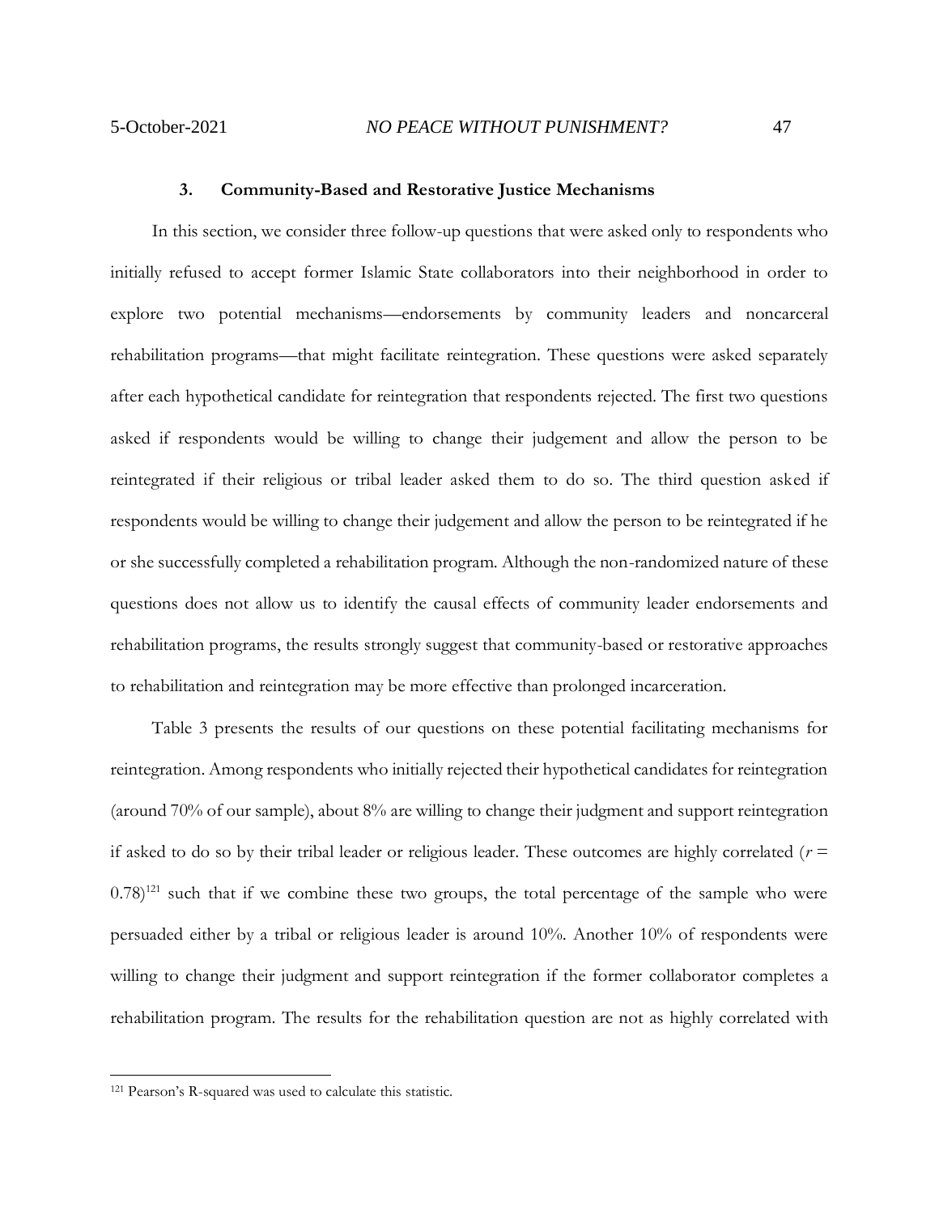### 3. Community-Based and Restorative Justice Mechanisms

In this section, we consider three follow-up questions that were asked only to respondents who initially refused to accept former Islamic State collaborators into their neighborhood in order to explore two potential mechanisms—endorsements by community leaders and noncarceral rehabilitation programs—that might facilitate reintegration. These questions were asked separately after each hypothetical candidate for reintegration that respondents rejected. The first two questions asked if respondents would be willing to change their judgement and allow the person to be reintegrated if their religious or tribal leader asked them to do so. The third question asked if respondents would be willing to change their judgement and allow the person to be reintegrated if he or she successfully completed a rehabilitation program. Although the non-randomized nature of these questions does not allow us to identify the causal effects of community leader endorsements and rehabilitation programs, the results strongly suggest that community-based or restorative approaches to rehabilitation and reintegration may be more effective than prolonged incarceration.

Table 3 presents the results of our questions on these potential facilitating mechanisms for reintegration. Among respondents who initially rejected their hypothetical candidates for reintegration (around 70% of our sample), about 8% are willing to change their judgment and support reintegration if asked to do so by their tribal leader or religious leader. These outcomes are highly correlated ($r$ = 0.78)[121] such that if we combine these two groups, the total percentage of the sample who were persuaded either by a tribal or religious leader is around 10%. Another 10% of respondents were willing to change their judgment and support reintegration if the former collaborator completes a rehabilitation program. The results for the rehabilitation question are not as highly correlated with

[121] Pearson's R-squared was used to calculate this statistic.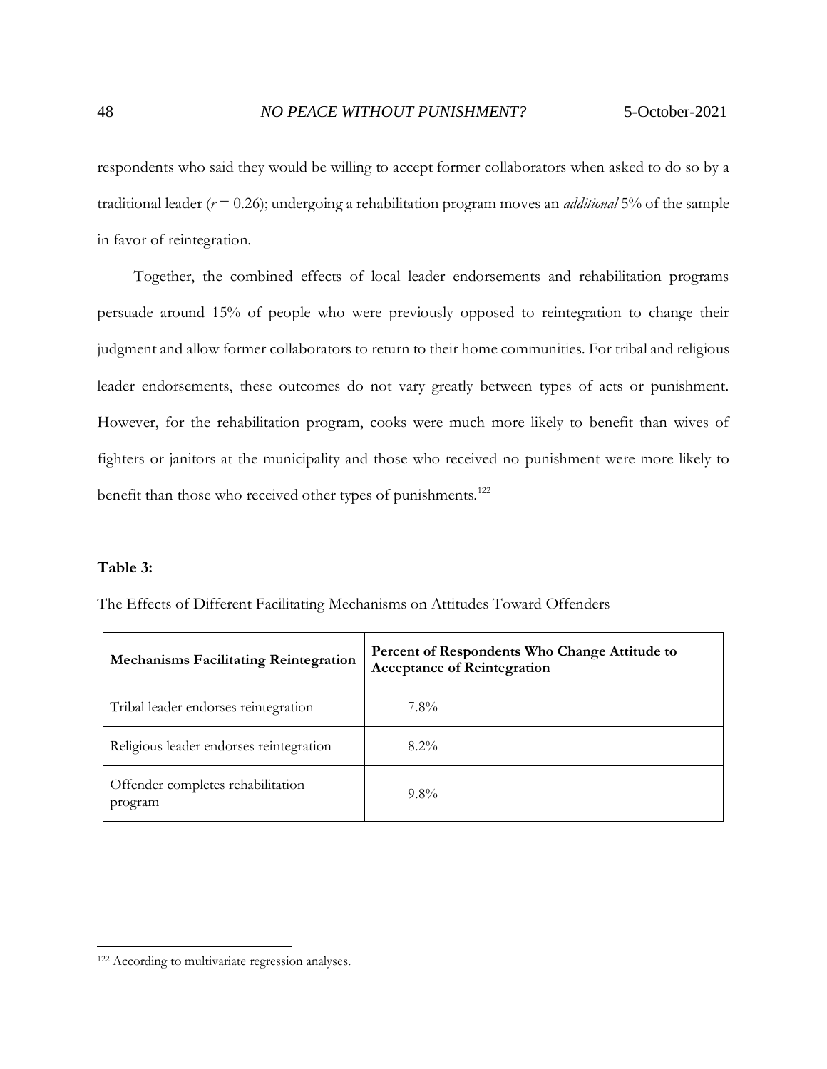respondents who said they would be willing to accept former collaborators when asked to do so by a traditional leader ($r = 0.26$); undergoing a rehabilitation program moves an *additional* 5% of the sample in favor of reintegration.

Together, the combined effects of local leader endorsements and rehabilitation programs persuade around 15% of people who were previously opposed to reintegration to change their judgment and allow former collaborators to return to their home communities. For tribal and religious leader endorsements, these outcomes do not vary greatly between types of acts or punishment. However, for the rehabilitation program, cooks were much more likely to benefit than wives of fighters or janitors at the municipality and those who received no punishment were more likely to benefit than those who received other types of punishments.[122]

**Table 3:**

The Effects of Different Facilitating Mechanisms on Attitudes Toward Offenders

| **Mechanisms Facilitating Reintegration** | **Percent of Respondents Who Change Attitude to Acceptance of Reintegration** |
|---|---|
| Tribal leader endorses reintegration | 7.8% |
| Religious leader endorses reintegration | 8.2% |
| Offender completes rehabilitation program | 9.8% |

[122] According to multivariate regression analyses.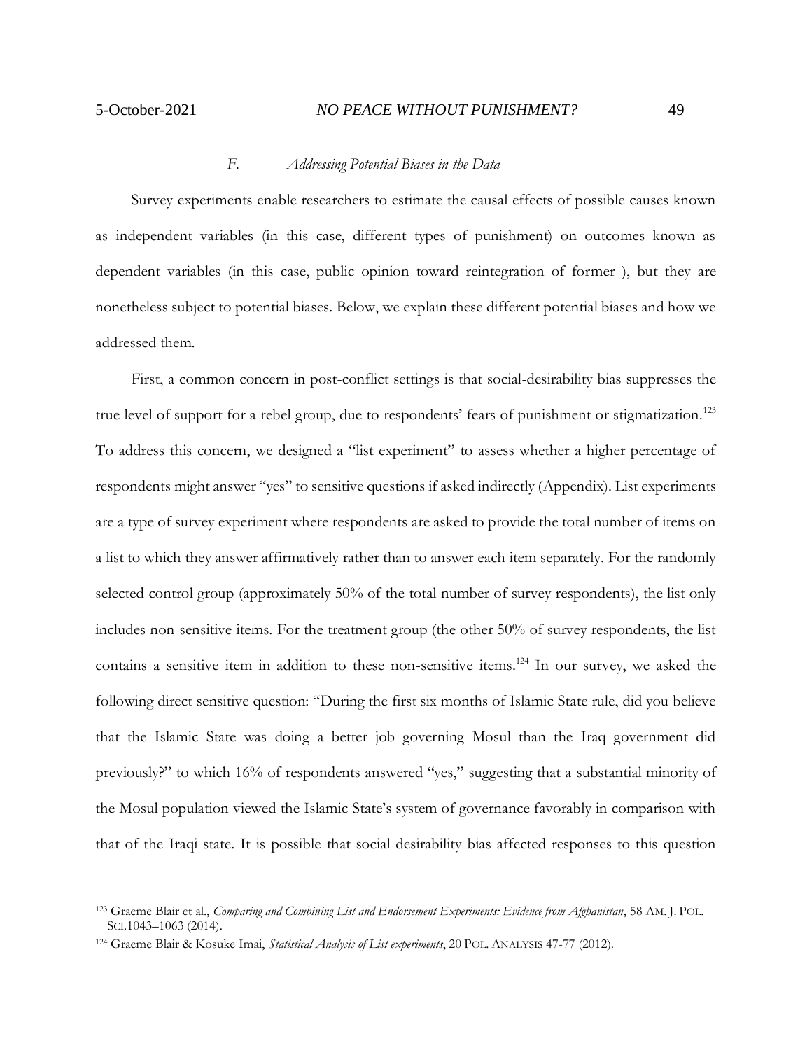### *F. Addressing Potential Biases in the Data*

Survey experiments enable researchers to estimate the causal effects of possible causes known as independent variables (in this case, different types of punishment) on outcomes known as dependent variables (in this case, public opinion toward reintegration of former ), but they are nonetheless subject to potential biases. Below, we explain these different potential biases and how we addressed them.

First, a common concern in post-conflict settings is that social-desirability bias suppresses the true level of support for a rebel group, due to respondents' fears of punishment or stigmatization.[123] To address this concern, we designed a "list experiment" to assess whether a higher percentage of respondents might answer "yes" to sensitive questions if asked indirectly (Appendix). List experiments are a type of survey experiment where respondents are asked to provide the total number of items on a list to which they answer affirmatively rather than to answer each item separately. For the randomly selected control group (approximately 50% of the total number of survey respondents), the list only includes non-sensitive items. For the treatment group (the other 50% of survey respondents, the list contains a sensitive item in addition to these non-sensitive items.[124] In our survey, we asked the following direct sensitive question: "During the first six months of Islamic State rule, did you believe that the Islamic State was doing a better job governing Mosul than the Iraq government did previously?" to which 16% of respondents answered "yes," suggesting that a substantial minority of the Mosul population viewed the Islamic State's system of governance favorably in comparison with that of the Iraqi state. It is possible that social desirability bias affected responses to this question

---

[123] Graeme Blair et al., *Comparing and Combining List and Endorsement Experiments: Evidence from Afghanistan*, 58 AM. J. POL. SCI.1043–1063 (2014).

[124] Graeme Blair & Kosuke Imai, *Statistical Analysis of List experiments*, 20 POL. ANALYSIS 47-77 (2012).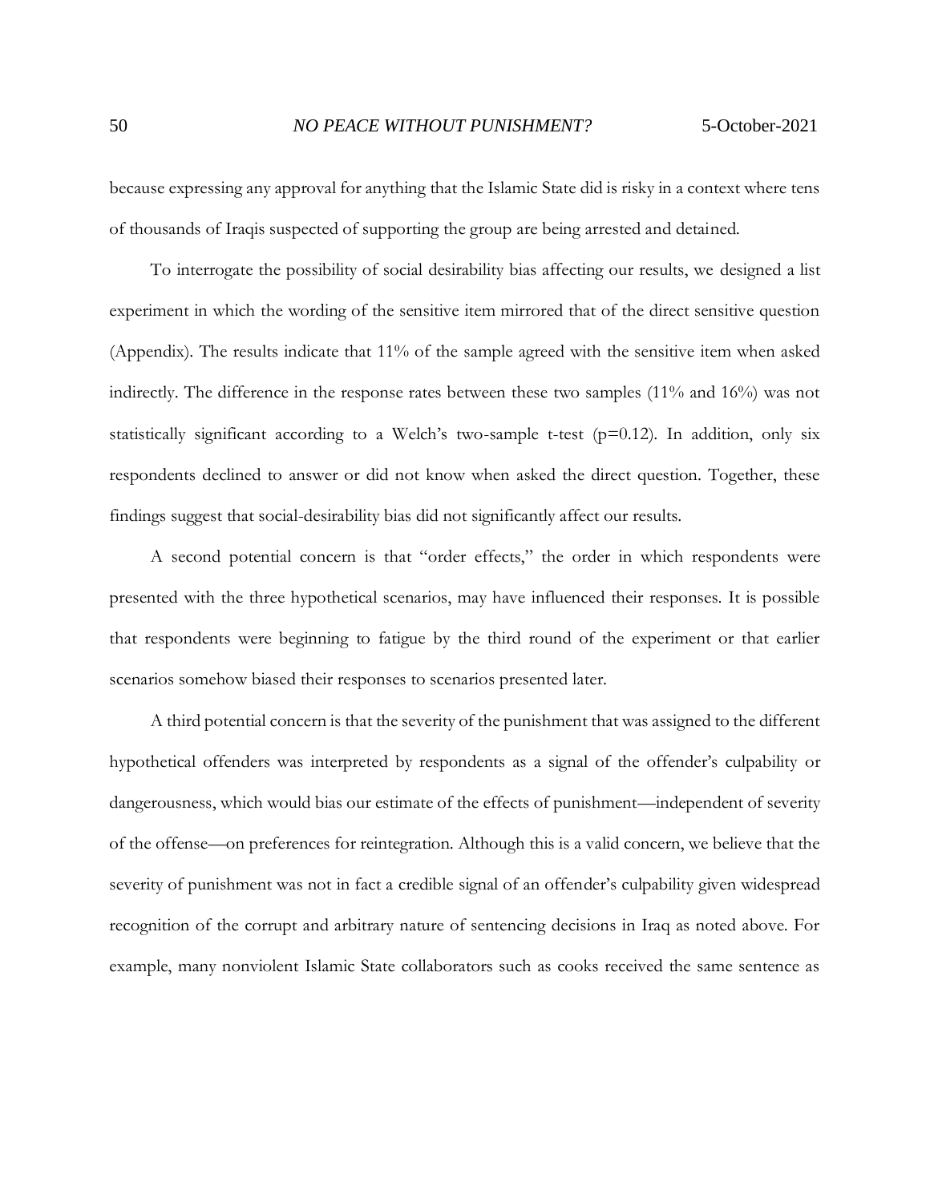because expressing any approval for anything that the Islamic State did is risky in a context where tens of thousands of Iraqis suspected of supporting the group are being arrested and detained.

To interrogate the possibility of social desirability bias affecting our results, we designed a list experiment in which the wording of the sensitive item mirrored that of the direct sensitive question (Appendix). The results indicate that 11% of the sample agreed with the sensitive item when asked indirectly. The difference in the response rates between these two samples (11% and 16%) was not statistically significant according to a Welch's two-sample t-test ($p=0.12$). In addition, only six respondents declined to answer or did not know when asked the direct question. Together, these findings suggest that social-desirability bias did not significantly affect our results.

A second potential concern is that "order effects," the order in which respondents were presented with the three hypothetical scenarios, may have influenced their responses. It is possible that respondents were beginning to fatigue by the third round of the experiment or that earlier scenarios somehow biased their responses to scenarios presented later.

A third potential concern is that the severity of the punishment that was assigned to the different hypothetical offenders was interpreted by respondents as a signal of the offender's culpability or dangerousness, which would bias our estimate of the effects of punishment—independent of severity of the offense—on preferences for reintegration. Although this is a valid concern, we believe that the severity of punishment was not in fact a credible signal of an offender's culpability given widespread recognition of the corrupt and arbitrary nature of sentencing decisions in Iraq as noted above. For example, many nonviolent Islamic State collaborators such as cooks received the same sentence as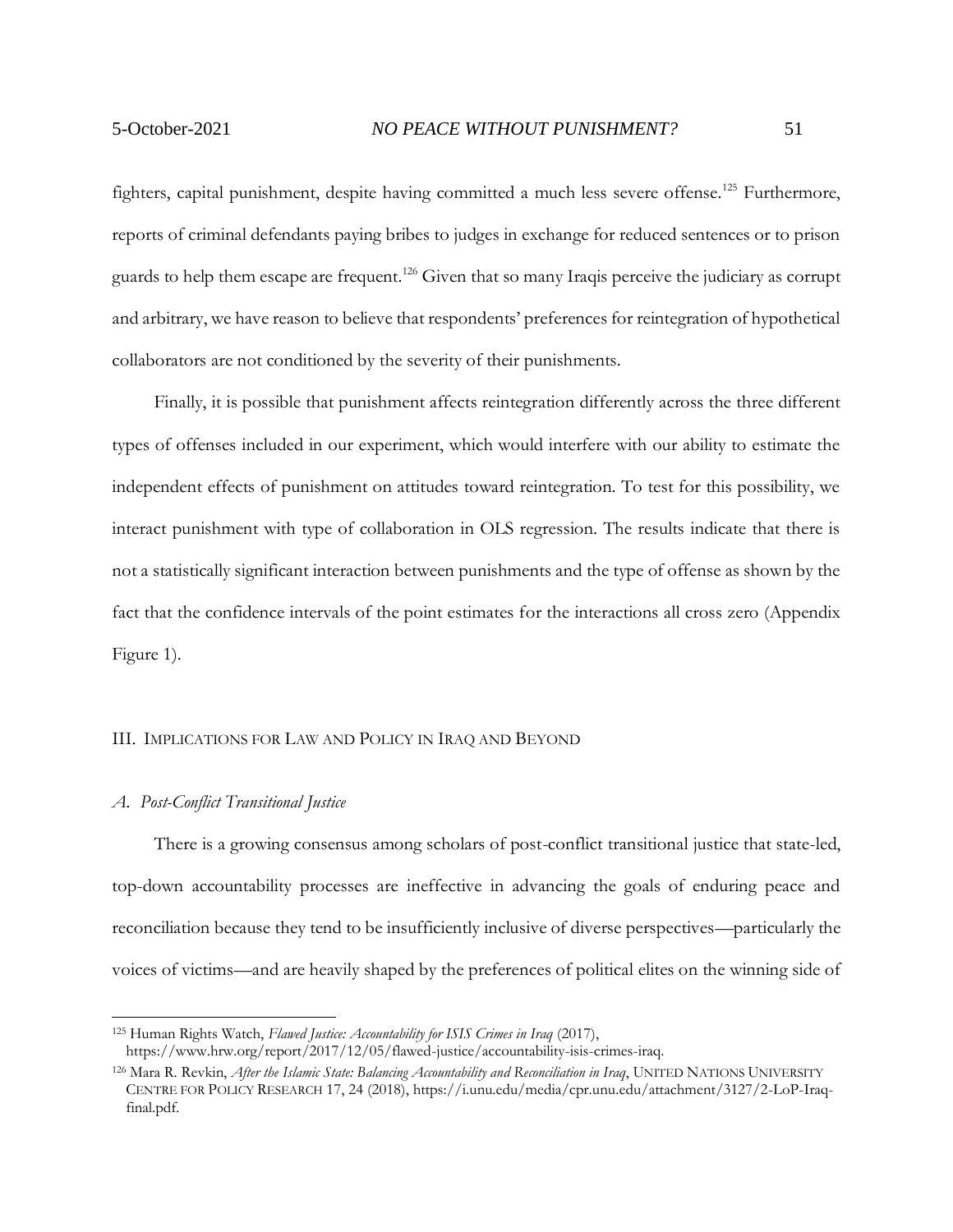fighters, capital punishment, despite having committed a much less severe offense.[125] Furthermore, reports of criminal defendants paying bribes to judges in exchange for reduced sentences or to prison guards to help them escape are frequent.[126] Given that so many Iraqis perceive the judiciary as corrupt and arbitrary, we have reason to believe that respondents' preferences for reintegration of hypothetical collaborators are not conditioned by the severity of their punishments.

Finally, it is possible that punishment affects reintegration differently across the three different types of offenses included in our experiment, which would interfere with our ability to estimate the independent effects of punishment on attitudes toward reintegration. To test for this possibility, we interact punishment with type of collaboration in OLS regression. The results indicate that there is not a statistically significant interaction between punishments and the type of offense as shown by the fact that the confidence intervals of the point estimates for the interactions all cross zero (Appendix Figure 1).

## III. Implications for Law and Policy in Iraq and Beyond

### *A. Post-Conflict Transitional Justice*

There is a growing consensus among scholars of post-conflict transitional justice that state-led, top-down accountability processes are ineffective in advancing the goals of enduring peace and reconciliation because they tend to be insufficiently inclusive of diverse perspectives—particularly the voices of victims—and are heavily shaped by the preferences of political elites on the winning side of

---

[125] Human Rights Watch, *Flawed Justice: Accountability for ISIS Crimes in Iraq* (2017), https://www.hrw.org/report/2017/12/05/flawed-justice/accountability-isis-crimes-iraq.

[126] Mara R. Revkin, *After the Islamic State: Balancing Accountability and Reconciliation in Iraq*, United Nations University Centre for Policy Research 17, 24 (2018), https://i.unu.edu/media/cpr.unu.edu/attachment/3127/2-LoP-Iraq-final.pdf.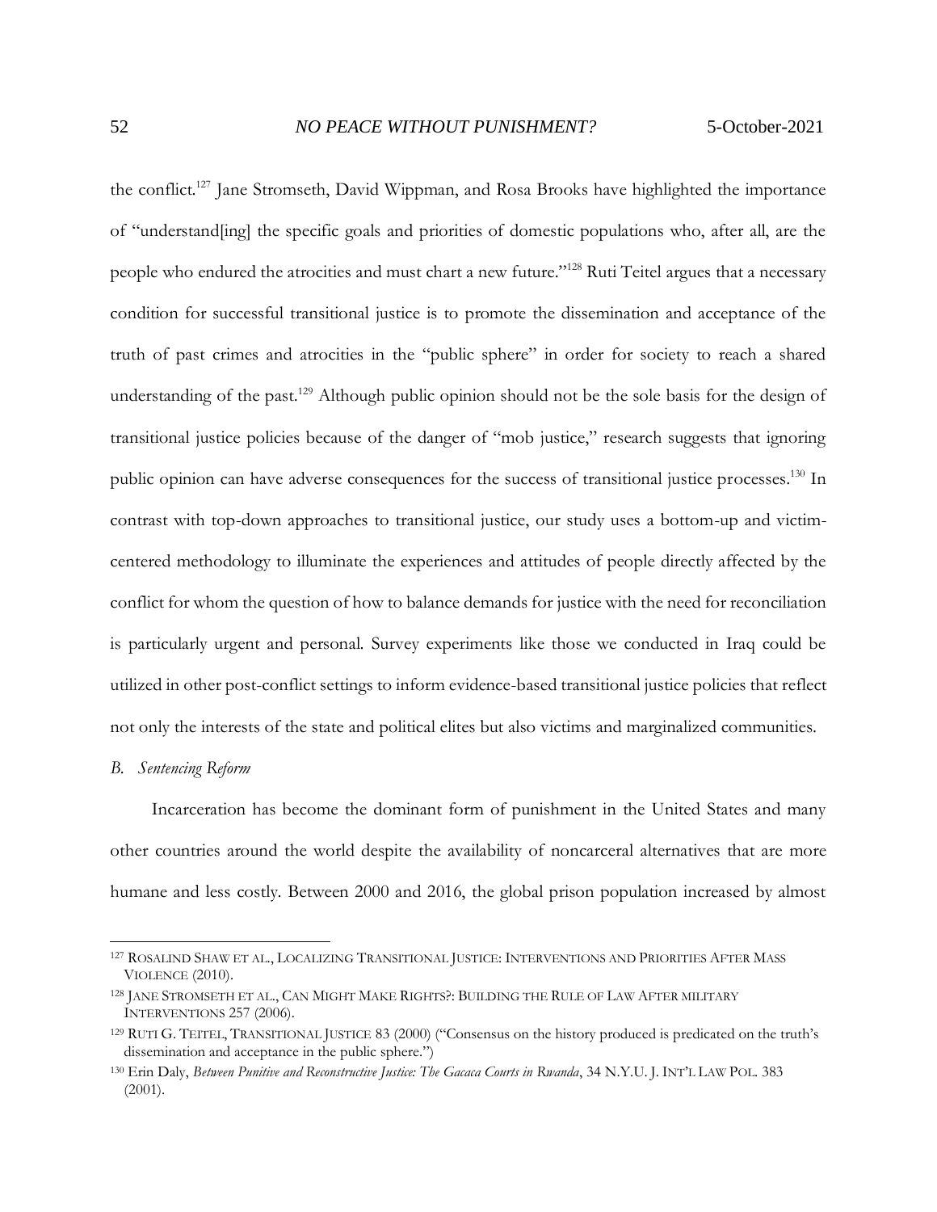the conflict.[127] Jane Stromseth, David Wippman, and Rosa Brooks have highlighted the importance of "understand[ing] the specific goals and priorities of domestic populations who, after all, are the people who endured the atrocities and must chart a new future."[128] Ruti Teitel argues that a necessary condition for successful transitional justice is to promote the dissemination and acceptance of the truth of past crimes and atrocities in the "public sphere" in order for society to reach a shared understanding of the past.[129] Although public opinion should not be the sole basis for the design of transitional justice policies because of the danger of "mob justice," research suggests that ignoring public opinion can have adverse consequences for the success of transitional justice processes.[130] In contrast with top-down approaches to transitional justice, our study uses a bottom-up and victim-centered methodology to illuminate the experiences and attitudes of people directly affected by the conflict for whom the question of how to balance demands for justice with the need for reconciliation is particularly urgent and personal. Survey experiments like those we conducted in Iraq could be utilized in other post-conflict settings to inform evidence-based transitional justice policies that reflect not only the interests of the state and political elites but also victims and marginalized communities.

### *B. Sentencing Reform*

Incarceration has become the dominant form of punishment in the United States and many other countries around the world despite the availability of noncarceral alternatives that are more humane and less costly. Between 2000 and 2016, the global prison population increased by almost

---

[127] ROSALIND SHAW ET AL., LOCALIZING TRANSITIONAL JUSTICE: INTERVENTIONS AND PRIORITIES AFTER MASS VIOLENCE (2010).

[128] JANE STROMSETH ET AL., CAN MIGHT MAKE RIGHTS?: BUILDING THE RULE OF LAW AFTER MILITARY INTERVENTIONS 257 (2006).

[129] RUTI G. TEITEL, TRANSITIONAL JUSTICE 83 (2000) ("Consensus on the history produced is predicated on the truth's dissemination and acceptance in the public sphere.")

[130] Erin Daly, *Between Punitive and Reconstructive Justice: The Gacaca Courts in Rwanda*, 34 N.Y.U. J. INT'L LAW POL. 383 (2001).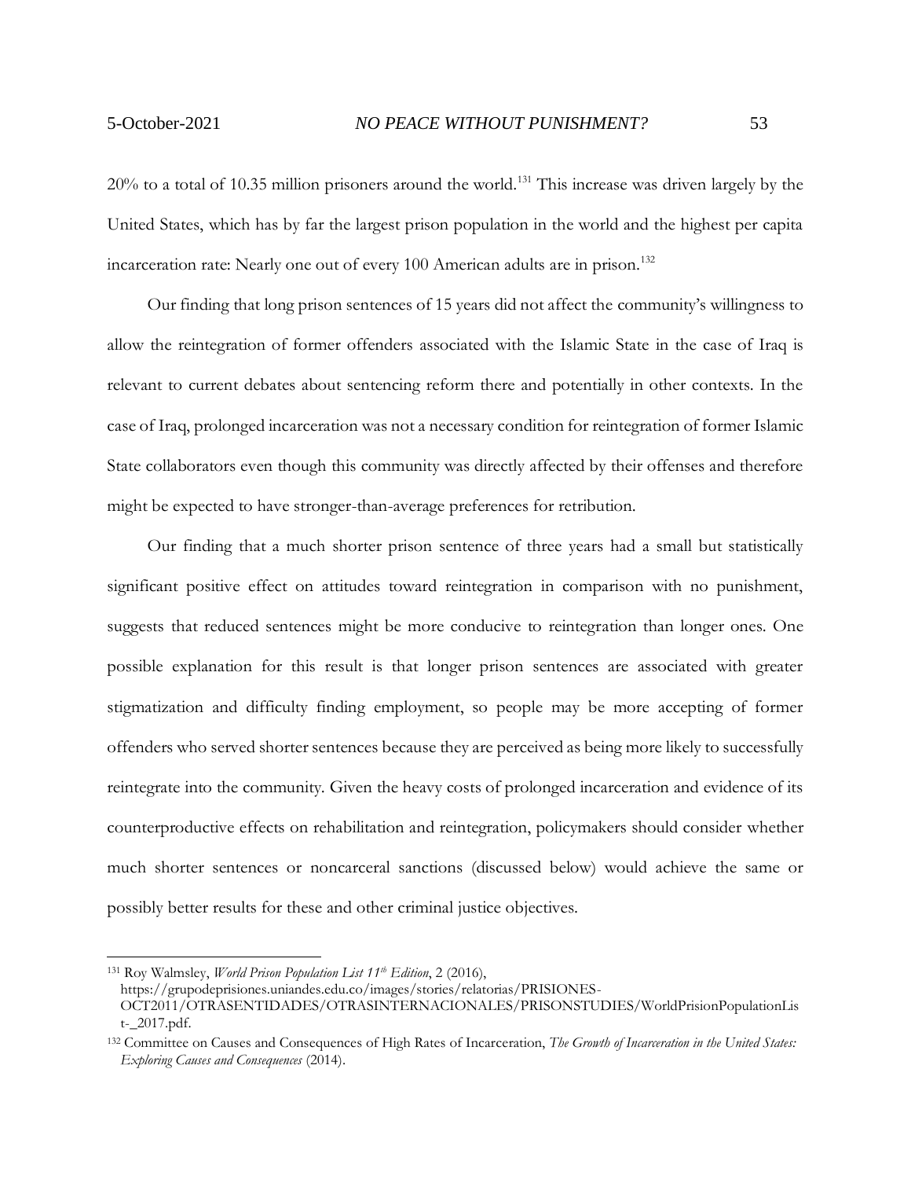20% to a total of 10.35 million prisoners around the world.[131] This increase was driven largely by the United States, which has by far the largest prison population in the world and the highest per capita incarceration rate: Nearly one out of every 100 American adults are in prison.[132]

Our finding that long prison sentences of 15 years did not affect the community's willingness to allow the reintegration of former offenders associated with the Islamic State in the case of Iraq is relevant to current debates about sentencing reform there and potentially in other contexts. In the case of Iraq, prolonged incarceration was not a necessary condition for reintegration of former Islamic State collaborators even though this community was directly affected by their offenses and therefore might be expected to have stronger-than-average preferences for retribution.

Our finding that a much shorter prison sentence of three years had a small but statistically significant positive effect on attitudes toward reintegration in comparison with no punishment, suggests that reduced sentences might be more conducive to reintegration than longer ones. One possible explanation for this result is that longer prison sentences are associated with greater stigmatization and difficulty finding employment, so people may be more accepting of former offenders who served shorter sentences because they are perceived as being more likely to successfully reintegrate into the community. Given the heavy costs of prolonged incarceration and evidence of its counterproductive effects on rehabilitation and reintegration, policymakers should consider whether much shorter sentences or noncarceral sanctions (discussed below) would achieve the same or possibly better results for these and other criminal justice objectives.

---

[131] Roy Walmsley, *World Prison Population List 11th Edition*, 2 (2016), https://grupodeprisiones.uniandes.edu.co/images/stories/relatorias/PRISIONES-OCT2011/OTRASENTIDADES/OTRASINTERNACIONALES/PRISONSTUDIES/WorldPrisionPopulationList-_2017.pdf.

[132] Committee on Causes and Consequences of High Rates of Incarceration, *The Growth of Incarceration in the United States: Exploring Causes and Consequences* (2014).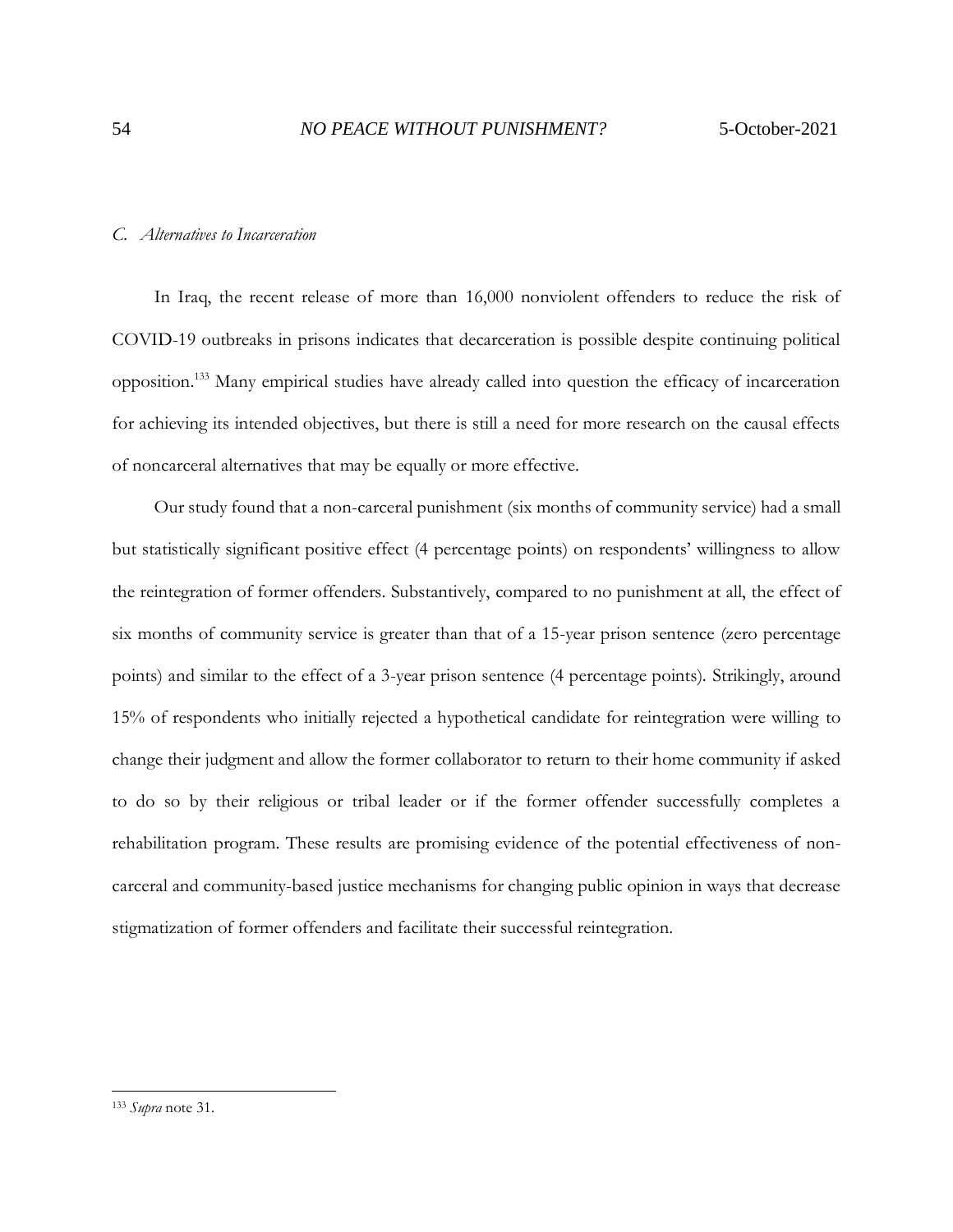### *C. Alternatives to Incarceration*

In Iraq, the recent release of more than 16,000 nonviolent offenders to reduce the risk of COVID-19 outbreaks in prisons indicates that decarceration is possible despite continuing political opposition.[133] Many empirical studies have already called into question the efficacy of incarceration for achieving its intended objectives, but there is still a need for more research on the causal effects of noncarceral alternatives that may be equally or more effective.

Our study found that a non-carceral punishment (six months of community service) had a small but statistically significant positive effect (4 percentage points) on respondents' willingness to allow the reintegration of former offenders. Substantively, compared to no punishment at all, the effect of six months of community service is greater than that of a 15-year prison sentence (zero percentage points) and similar to the effect of a 3-year prison sentence (4 percentage points). Strikingly, around 15% of respondents who initially rejected a hypothetical candidate for reintegration were willing to change their judgment and allow the former collaborator to return to their home community if asked to do so by their religious or tribal leader or if the former offender successfully completes a rehabilitation program. These results are promising evidence of the potential effectiveness of non-carceral and community-based justice mechanisms for changing public opinion in ways that decrease stigmatization of former offenders and facilitate their successful reintegration.

---

[133] *Supra* note 31.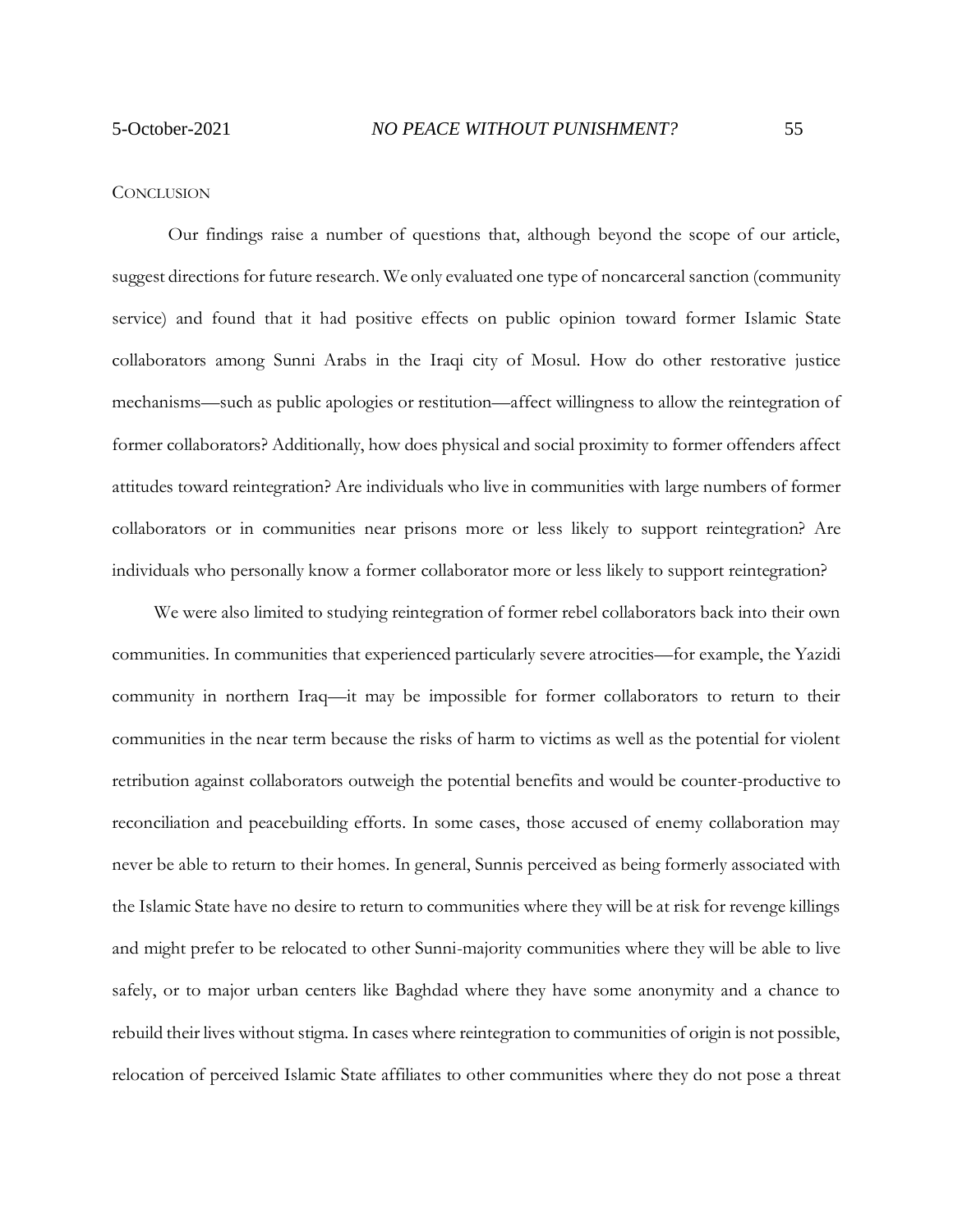## CONCLUSION

Our findings raise a number of questions that, although beyond the scope of our article, suggest directions for future research. We only evaluated one type of noncarceral sanction (community service) and found that it had positive effects on public opinion toward former Islamic State collaborators among Sunni Arabs in the Iraqi city of Mosul. How do other restorative justice mechanisms—such as public apologies or restitution—affect willingness to allow the reintegration of former collaborators? Additionally, how does physical and social proximity to former offenders affect attitudes toward reintegration? Are individuals who live in communities with large numbers of former collaborators or in communities near prisons more or less likely to support reintegration? Are individuals who personally know a former collaborator more or less likely to support reintegration?

We were also limited to studying reintegration of former rebel collaborators back into their own communities. In communities that experienced particularly severe atrocities—for example, the Yazidi community in northern Iraq—it may be impossible for former collaborators to return to their communities in the near term because the risks of harm to victims as well as the potential for violent retribution against collaborators outweigh the potential benefits and would be counter-productive to reconciliation and peacebuilding efforts. In some cases, those accused of enemy collaboration may never be able to return to their homes. In general, Sunnis perceived as being formerly associated with the Islamic State have no desire to return to communities where they will be at risk for revenge killings and might prefer to be relocated to other Sunni-majority communities where they will be able to live safely, or to major urban centers like Baghdad where they have some anonymity and a chance to rebuild their lives without stigma. In cases where reintegration to communities of origin is not possible, relocation of perceived Islamic State affiliates to other communities where they do not pose a threat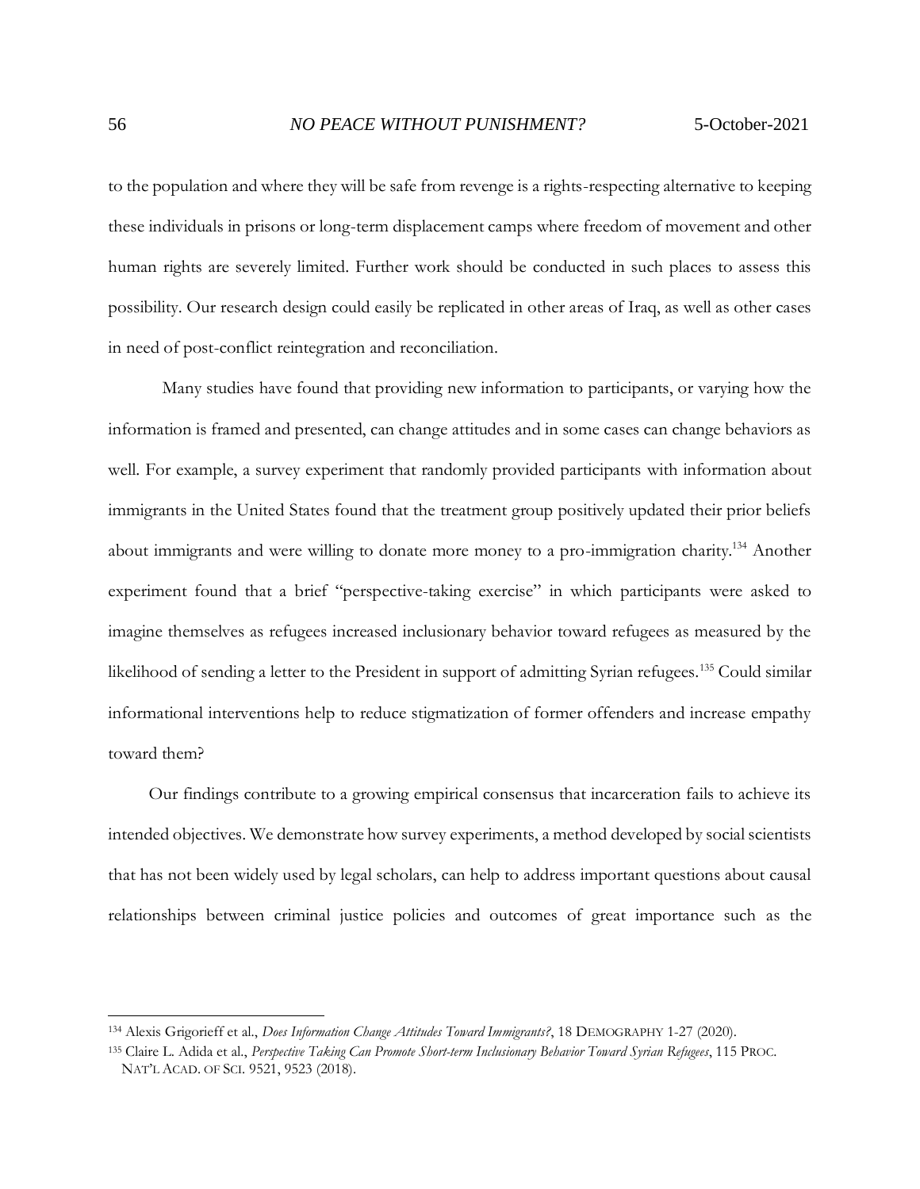to the population and where they will be safe from revenge is a rights-respecting alternative to keeping these individuals in prisons or long-term displacement camps where freedom of movement and other human rights are severely limited. Further work should be conducted in such places to assess this possibility. Our research design could easily be replicated in other areas of Iraq, as well as other cases in need of post-conflict reintegration and reconciliation.

Many studies have found that providing new information to participants, or varying how the information is framed and presented, can change attitudes and in some cases can change behaviors as well. For example, a survey experiment that randomly provided participants with information about immigrants in the United States found that the treatment group positively updated their prior beliefs about immigrants and were willing to donate more money to a pro-immigration charity.[134] Another experiment found that a brief "perspective-taking exercise" in which participants were asked to imagine themselves as refugees increased inclusionary behavior toward refugees as measured by the likelihood of sending a letter to the President in support of admitting Syrian refugees.[135] Could similar informational interventions help to reduce stigmatization of former offenders and increase empathy toward them?

Our findings contribute to a growing empirical consensus that incarceration fails to achieve its intended objectives. We demonstrate how survey experiments, a method developed by social scientists that has not been widely used by legal scholars, can help to address important questions about causal relationships between criminal justice policies and outcomes of great importance such as the

---

[134] Alexis Grigorieff et al., *Does Information Change Attitudes Toward Immigrants?*, 18 DEMOGRAPHY 1-27 (2020).

[135] Claire L. Adida et al., *Perspective Taking Can Promote Short-term Inclusionary Behavior Toward Syrian Refugees*, 115 PROC. NAT'L ACAD. OF SCI. 9521, 9523 (2018).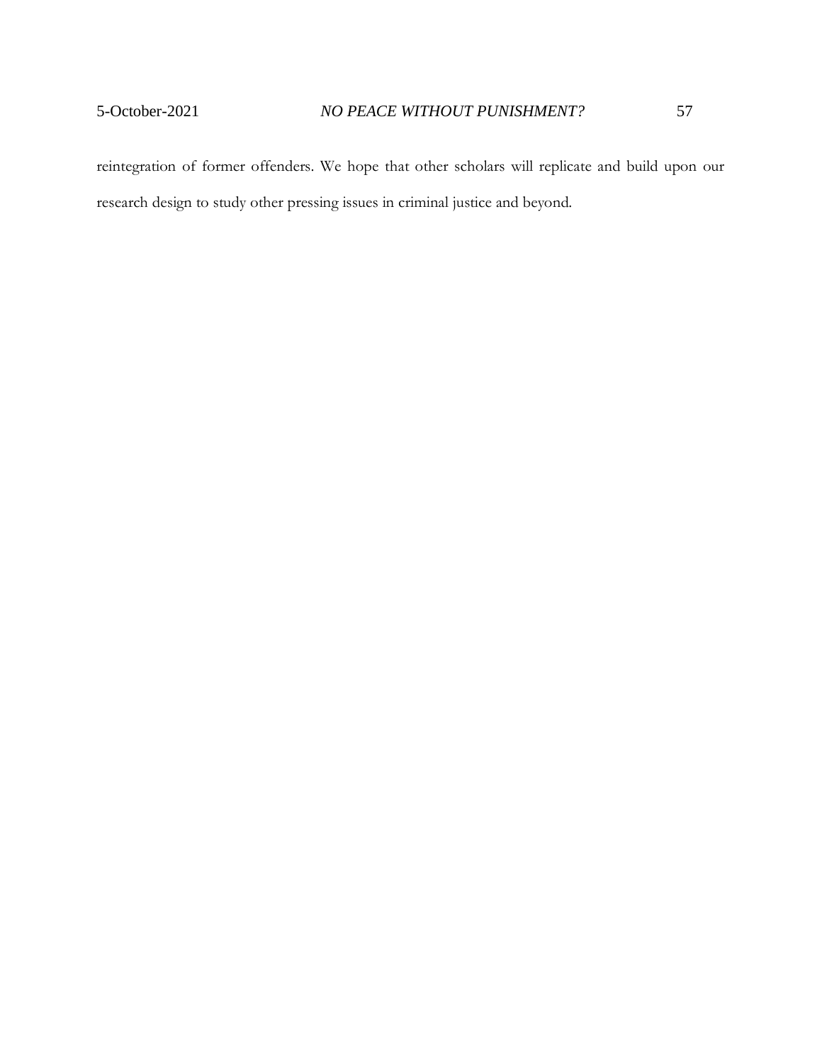reintegration of former offenders. We hope that other scholars will replicate and build upon our research design to study other pressing issues in criminal justice and beyond.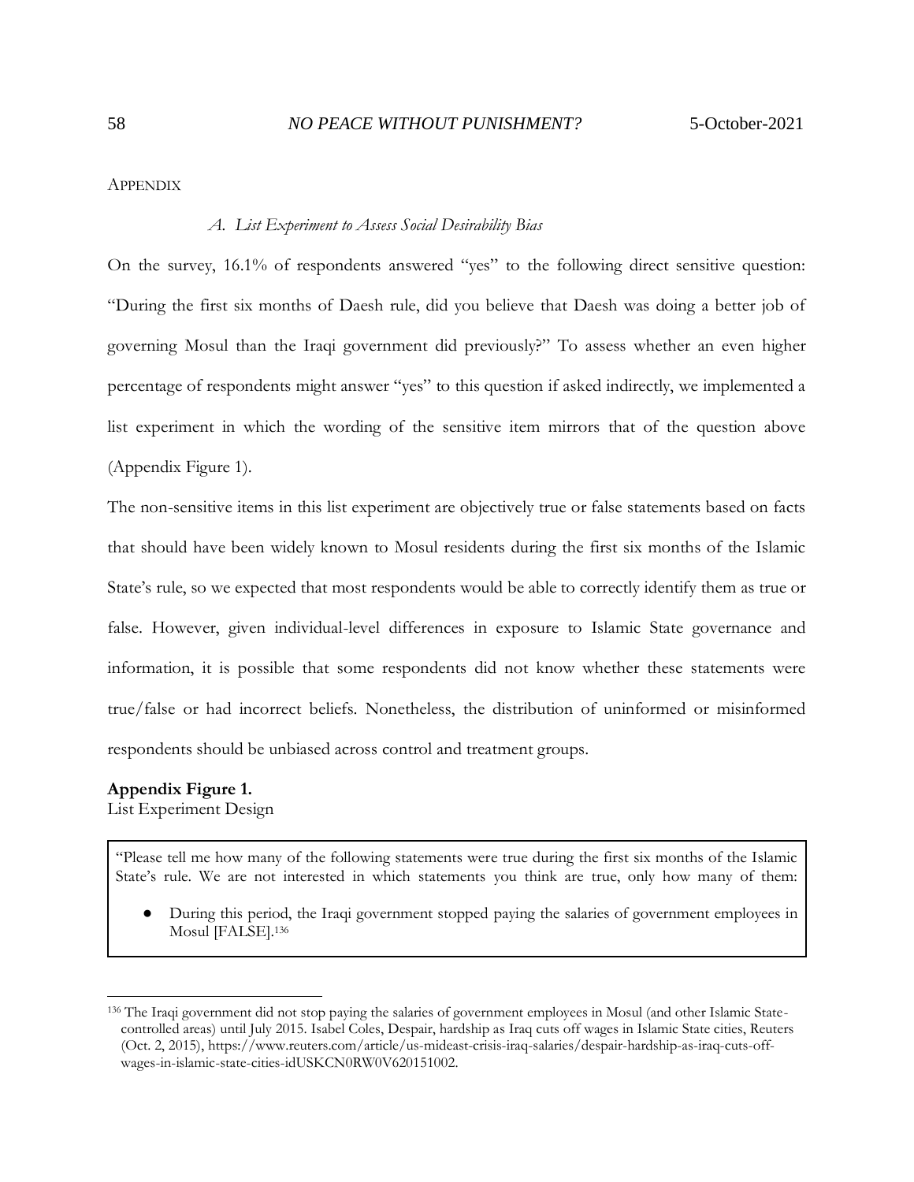## Appendix

### A. *List Experiment to Assess Social Desirability Bias*

On the survey, 16.1% of respondents answered "yes" to the following direct sensitive question: "During the first six months of Daesh rule, did you believe that Daesh was doing a better job of governing Mosul than the Iraqi government did previously?" To assess whether an even higher percentage of respondents might answer "yes" to this question if asked indirectly, we implemented a list experiment in which the wording of the sensitive item mirrors that of the question above (Appendix Figure 1).

The non-sensitive items in this list experiment are objectively true or false statements based on facts that should have been widely known to Mosul residents during the first six months of the Islamic State's rule, so we expected that most respondents would be able to correctly identify them as true or false. However, given individual-level differences in exposure to Islamic State governance and information, it is possible that some respondents did not know whether these statements were true/false or had incorrect beliefs. Nonetheless, the distribution of uninformed or misinformed respondents should be unbiased across control and treatment groups.

**Appendix Figure 1.**
List Experiment Design

"Please tell me how many of the following statements were true during the first six months of the Islamic State's rule. We are not interested in which statements you think are true, only how many of them:

- During this period, the Iraqi government stopped paying the salaries of government employees in Mosul [FALSE].[136]

---

[136] The Iraqi government did not stop paying the salaries of government employees in Mosul (and other Islamic State-controlled areas) until July 2015. Isabel Coles, Despair, hardship as Iraq cuts off wages in Islamic State cities, Reuters (Oct. 2, 2015), https://www.reuters.com/article/us-mideast-crisis-iraq-salaries/despair-hardship-as-iraq-cuts-off-wages-in-islamic-state-cities-idUSKCN0RW0V620151002.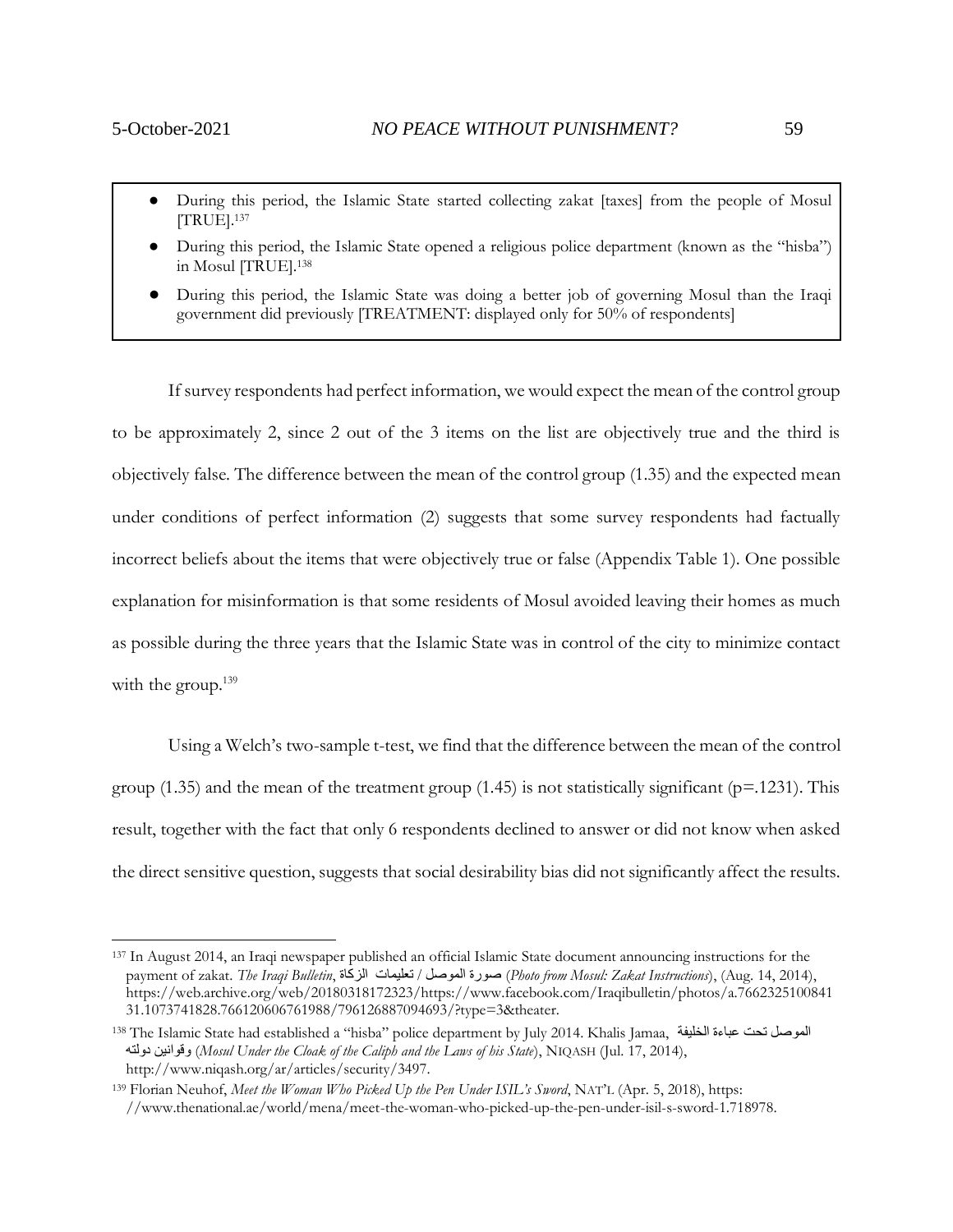- During this period, the Islamic State started collecting zakat [taxes] from the people of Mosul [TRUE].[137]
- During this period, the Islamic State opened a religious police department (known as the "hisba") in Mosul [TRUE].[138]
- During this period, the Islamic State was doing a better job of governing Mosul than the Iraqi government did previously [TREATMENT: displayed only for 50% of respondents]

If survey respondents had perfect information, we would expect the mean of the control group to be approximately 2, since 2 out of the 3 items on the list are objectively true and the third is objectively false. The difference between the mean of the control group (1.35) and the expected mean under conditions of perfect information (2) suggests that some survey respondents had factually incorrect beliefs about the items that were objectively true or false (Appendix Table 1). One possible explanation for misinformation is that some residents of Mosul avoided leaving their homes as much as possible during the three years that the Islamic State was in control of the city to minimize contact with the group.[139]

Using a Welch's two-sample t-test, we find that the difference between the mean of the control group (1.35) and the mean of the treatment group (1.45) is not statistically significant (p=.1231). This result, together with the fact that only 6 respondents declined to answer or did not know when asked the direct sensitive question, suggests that social desirability bias did not significantly affect the results.

---

[137] In August 2014, an Iraqi newspaper published an official Islamic State document announcing instructions for the payment of zakat. *The Iraqi Bulletin*, صورة الموصل / تعليمات الزكاة (*Photo from Mosul: Zakat Instructions*), (Aug. 14, 2014), https://web.archive.org/web/20180318172323/https://www.facebook.com/Iraqibulletin/photos/a.766232510084131.1073741828.766120606761988/796126887094693/?type=3&theater.

[138] The Islamic State had established a "hisba" police department by July 2014. Khalis Jamaa, الموصل تحت عباءة الخليفة وقوانين دولته (*Mosul Under the Cloak of the Caliph and the Laws of his State*), NIQASH (Jul. 17, 2014), http://www.niqash.org/ar/articles/security/3497.

[139] Florian Neuhof, *Meet the Woman Who Picked Up the Pen Under ISIL's Sword*, NAT'L (Apr. 5, 2018), https://www.thenational.ae/world/mena/meet-the-woman-who-picked-up-the-pen-under-isil-s-sword-1.718978.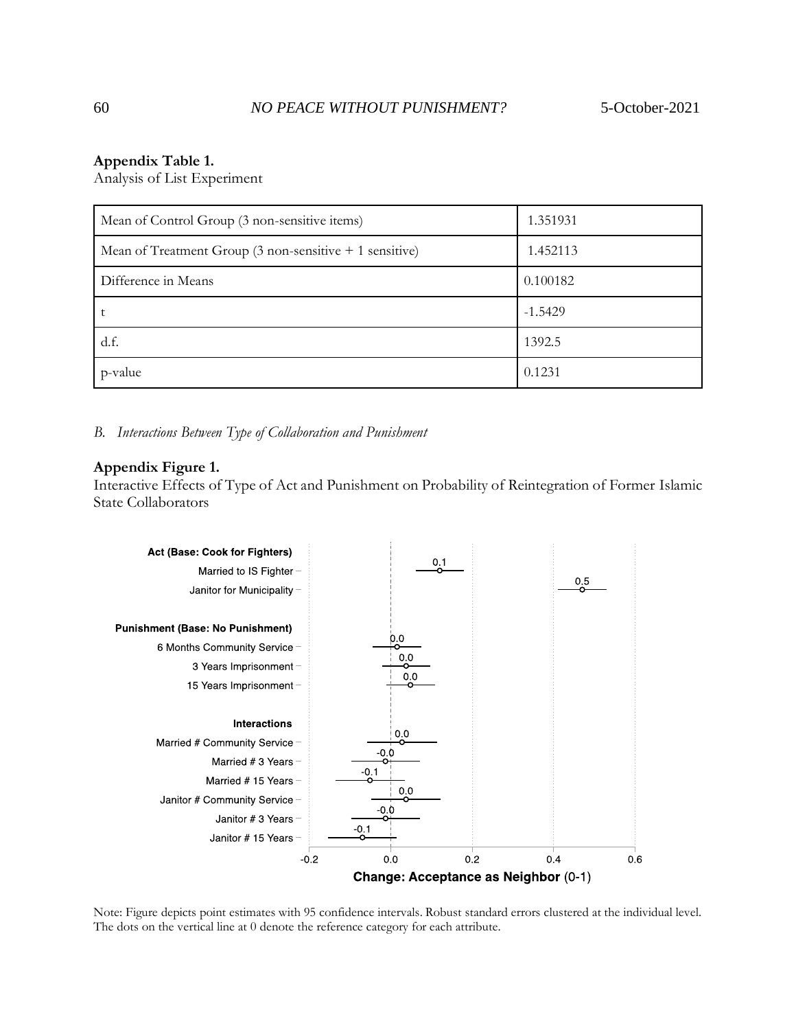**Appendix Table 1.**
Analysis of List Experiment

| | |
|---|---|
| Mean of Control Group (3 non-sensitive items) | 1.351931 |
| Mean of Treatment Group (3 non-sensitive + 1 sensitive) | 1.452113 |
| Difference in Means | 0.100182 |
| t | -1.5429 |
| d.f. | 1392.5 |
| p-value | 0.1231 |

*B. Interactions Between Type of Collaboration and Punishment*

**Appendix Figure 1.**
Interactive Effects of Type of Act and Punishment on Probability of Reintegration of Former Islamic State Collaborators

Act (Base: Cook for Fighters)
Married to IS Fighter 0.1
Janitor for Municipality 0.5

Punishment (Base: No Punishment)
6 Months Community Service 0.0
3 Years Imprisonment 0.0
15 Years Imprisonment 0.0

Interactions
Married # Community Service 0.0
Married # 3 Years -0.0
Married # 15 Years -0.1
Janitor # Community Service 0.0
Janitor # 3 Years -0.0
Janitor # 15 Years -0.1

-0.2 0.0 0.2 0.4 0.6
Change: Acceptance as Neighbor (0-1)

Note: Figure depicts point estimates with 95 confidence intervals. Robust standard errors clustered at the individual level. The dots on the vertical line at 0 denote the reference category for each attribute.